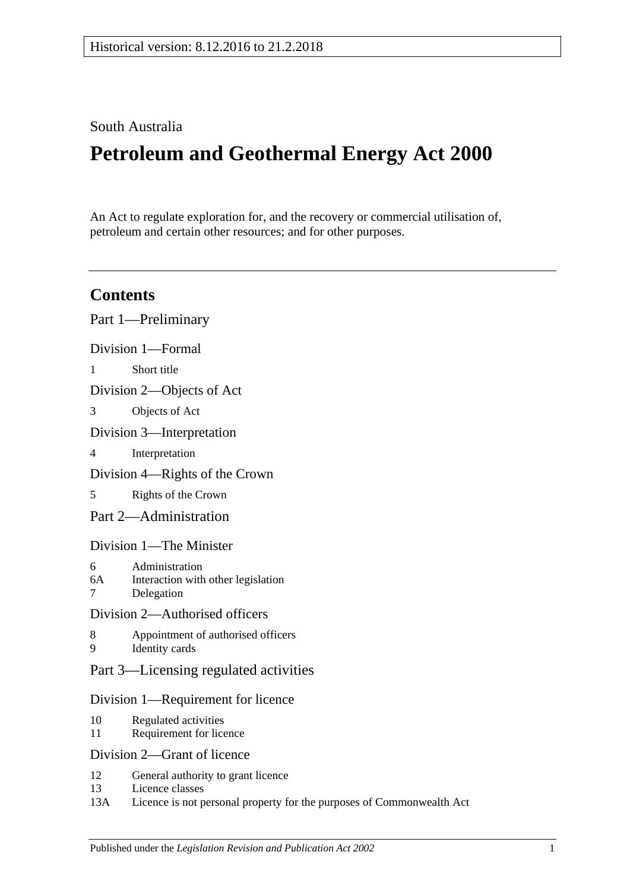Historical version: 8.12.2016 to 21.2.2018

South Australia

# Petroleum and Geothermal Energy Act 2000

An Act to regulate exploration for, and the recovery or commercial utilisation of, petroleum and certain other resources; and for other purposes.

## Contents

Part 1—Preliminary

Division 1—Formal

1 Short title

Division 2—Objects of Act

3 Objects of Act

Division 3—Interpretation

4 Interpretation

Division 4—Rights of the Crown

5 Rights of the Crown

Part 2—Administration

Division 1—The Minister

6 Administration
6A Interaction with other legislation
7 Delegation

Division 2—Authorised officers

8 Appointment of authorised officers
9 Identity cards

Part 3—Licensing regulated activities

Division 1—Requirement for licence

10 Regulated activities
11 Requirement for licence

Division 2—Grant of licence

12 General authority to grant licence
13 Licence classes
13A Licence is not personal property for the purposes of Commonwealth Act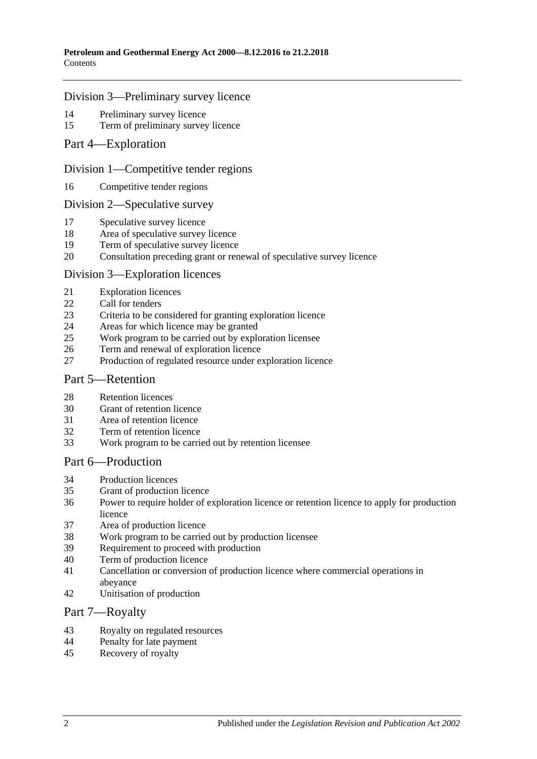## Division 3—Preliminary survey licence

14 Preliminary survey licence
15 Term of preliminary survey licence

# Part 4—Exploration

## Division 1—Competitive tender regions

16 Competitive tender regions

## Division 2—Speculative survey

17 Speculative survey licence
18 Area of speculative survey licence
19 Term of speculative survey licence
20 Consultation preceding grant or renewal of speculative survey licence

## Division 3—Exploration licences

21 Exploration licences
22 Call for tenders
23 Criteria to be considered for granting exploration licence
24 Areas for which licence may be granted
25 Work program to be carried out by exploration licensee
26 Term and renewal of exploration licence
27 Production of regulated resource under exploration licence

# Part 5—Retention

28 Retention licences
30 Grant of retention licence
31 Area of retention licence
32 Term of retention licence
33 Work program to be carried out by retention licensee

# Part 6—Production

34 Production licences
35 Grant of production licence
36 Power to require holder of exploration licence or retention licence to apply for production licence
37 Area of production licence
38 Work program to be carried out by production licensee
39 Requirement to proceed with production
40 Term of production licence
41 Cancellation or conversion of production licence where commercial operations in abeyance
42 Unitisation of production

# Part 7—Royalty

43 Royalty on regulated resources
44 Penalty for late payment
45 Recovery of royalty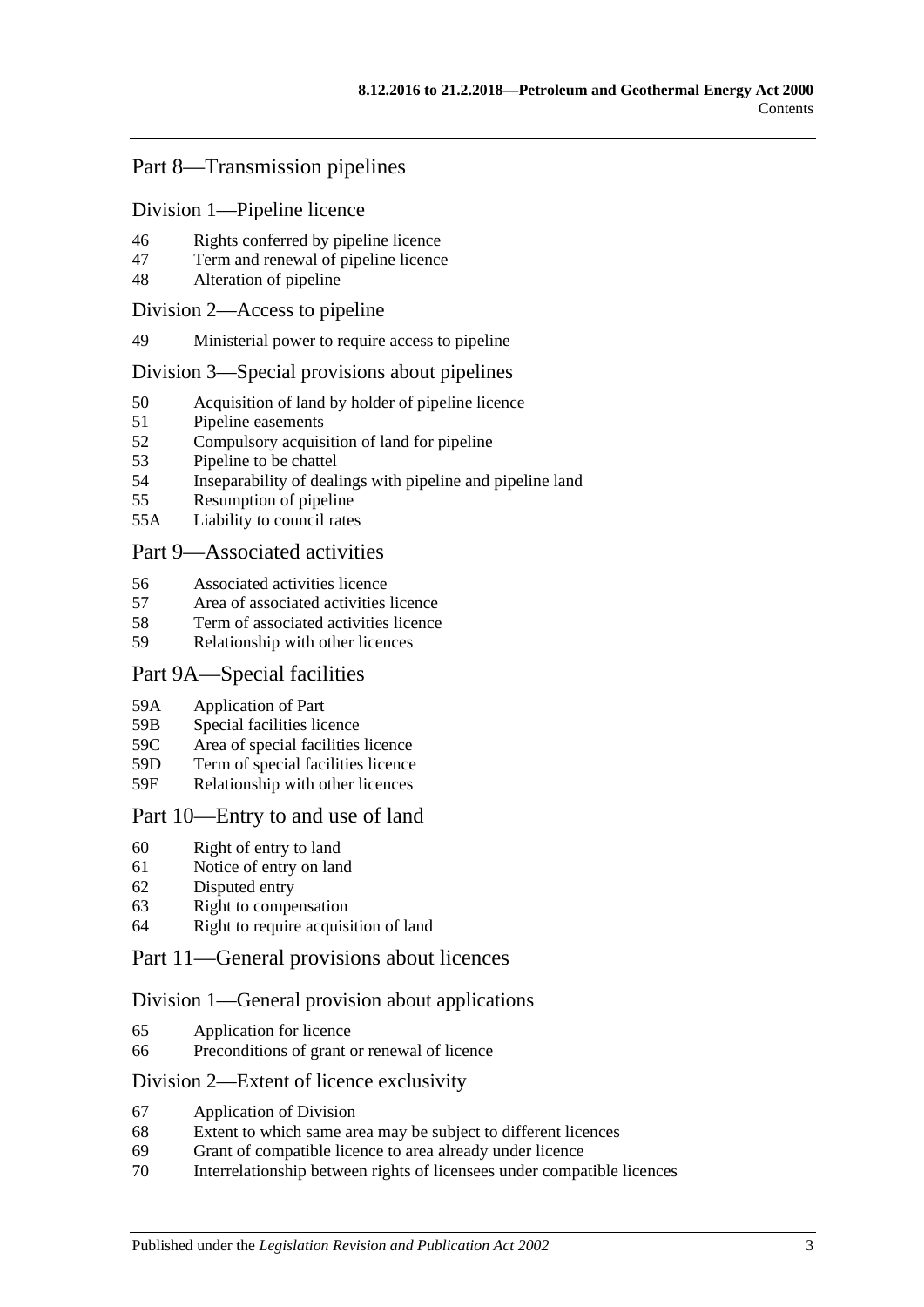## Part 8—Transmission pipelines

### Division 1—Pipeline licence

46 Rights conferred by pipeline licence
47 Term and renewal of pipeline licence
48 Alteration of pipeline

### Division 2—Access to pipeline

49 Ministerial power to require access to pipeline

### Division 3—Special provisions about pipelines

50 Acquisition of land by holder of pipeline licence
51 Pipeline easements
52 Compulsory acquisition of land for pipeline
53 Pipeline to be chattel
54 Inseparability of dealings with pipeline and pipeline land
55 Resumption of pipeline
55A Liability to council rates

## Part 9—Associated activities

56 Associated activities licence
57 Area of associated activities licence
58 Term of associated activities licence
59 Relationship with other licences

## Part 9A—Special facilities

59A Application of Part
59B Special facilities licence
59C Area of special facilities licence
59D Term of special facilities licence
59E Relationship with other licences

## Part 10—Entry to and use of land

60 Right of entry to land
61 Notice of entry on land
62 Disputed entry
63 Right to compensation
64 Right to require acquisition of land

## Part 11—General provisions about licences

### Division 1—General provision about applications

65 Application for licence
66 Preconditions of grant or renewal of licence

### Division 2—Extent of licence exclusivity

67 Application of Division
68 Extent to which same area may be subject to different licences
69 Grant of compatible licence to area already under licence
70 Interrelationship between rights of licensees under compatible licences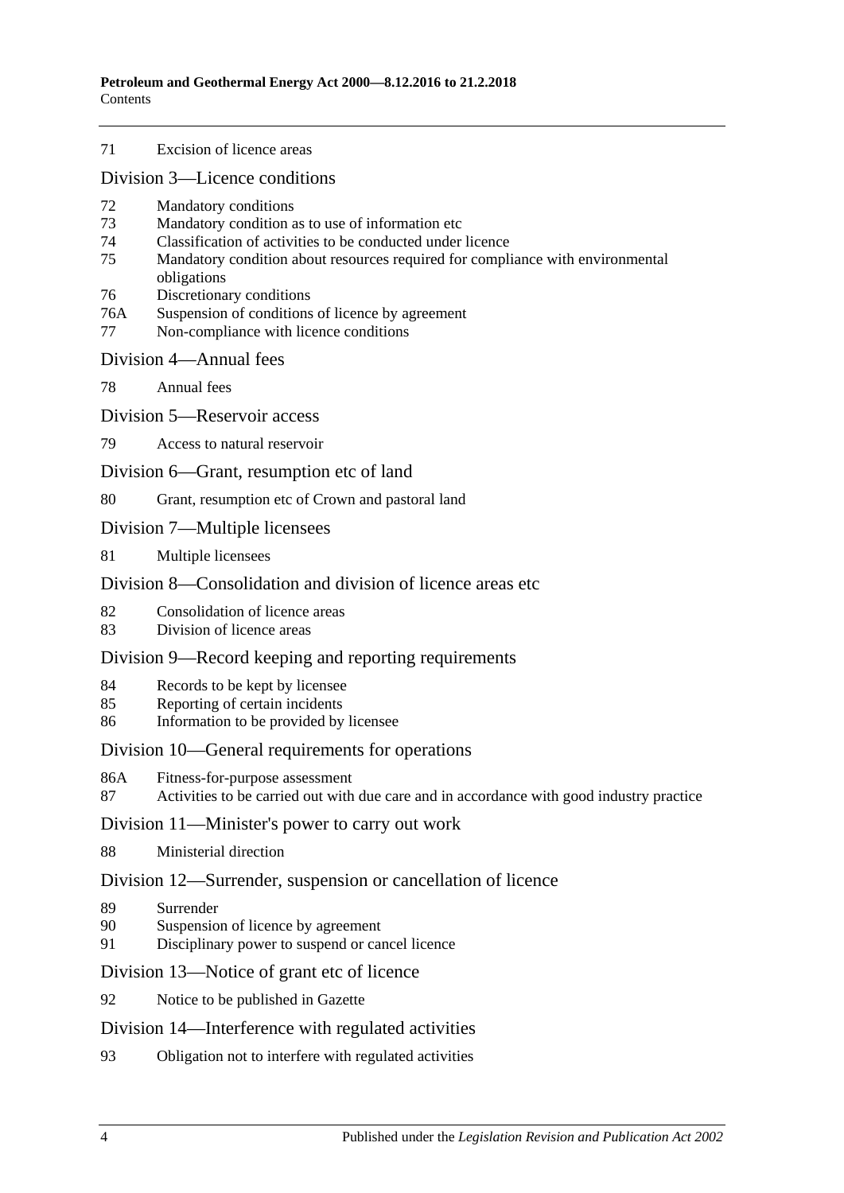71 Excision of licence areas

## Division 3—Licence conditions

72 Mandatory conditions
73 Mandatory condition as to use of information etc
74 Classification of activities to be conducted under licence
75 Mandatory condition about resources required for compliance with environmental obligations
76 Discretionary conditions
76A Suspension of conditions of licence by agreement
77 Non-compliance with licence conditions

## Division 4—Annual fees

78 Annual fees

## Division 5—Reservoir access

79 Access to natural reservoir

## Division 6—Grant, resumption etc of land

80 Grant, resumption etc of Crown and pastoral land

## Division 7—Multiple licensees

81 Multiple licensees

## Division 8—Consolidation and division of licence areas etc

82 Consolidation of licence areas
83 Division of licence areas

## Division 9—Record keeping and reporting requirements

84 Records to be kept by licensee
85 Reporting of certain incidents
86 Information to be provided by licensee

## Division 10—General requirements for operations

86A Fitness-for-purpose assessment
87 Activities to be carried out with due care and in accordance with good industry practice

## Division 11—Minister's power to carry out work

88 Ministerial direction

## Division 12—Surrender, suspension or cancellation of licence

89 Surrender
90 Suspension of licence by agreement
91 Disciplinary power to suspend or cancel licence

## Division 13—Notice of grant etc of licence

92 Notice to be published in Gazette

## Division 14—Interference with regulated activities

93 Obligation not to interfere with regulated activities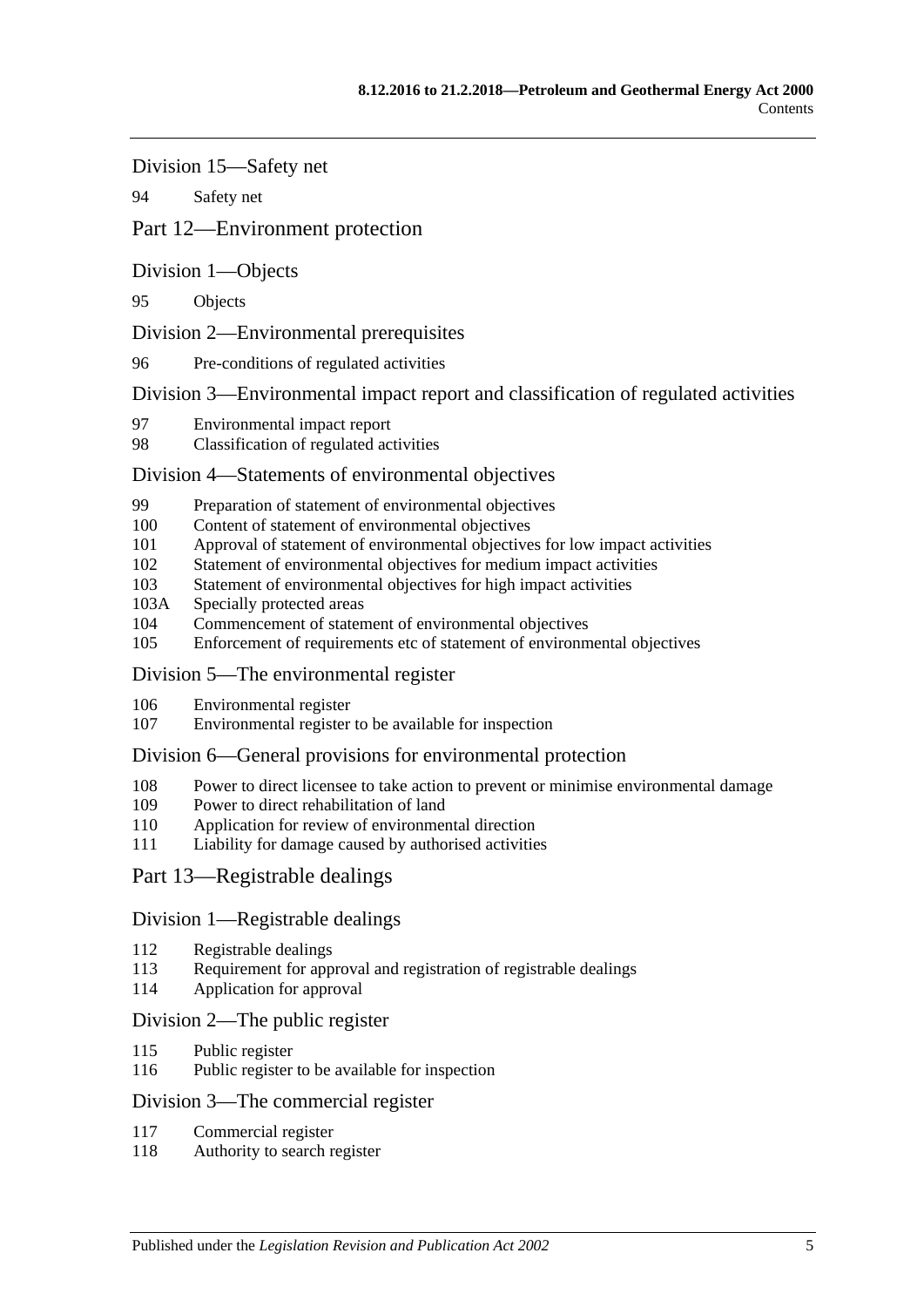Division 15—Safety net

94 Safety net

## Part 12—Environment protection

Division 1—Objects

95 Objects

Division 2—Environmental prerequisites

96 Pre-conditions of regulated activities

Division 3—Environmental impact report and classification of regulated activities

97 Environmental impact report
98 Classification of regulated activities

Division 4—Statements of environmental objectives

99 Preparation of statement of environmental objectives
100 Content of statement of environmental objectives
101 Approval of statement of environmental objectives for low impact activities
102 Statement of environmental objectives for medium impact activities
103 Statement of environmental objectives for high impact activities
103A Specially protected areas
104 Commencement of statement of environmental objectives
105 Enforcement of requirements etc of statement of environmental objectives

Division 5—The environmental register

106 Environmental register
107 Environmental register to be available for inspection

Division 6—General provisions for environmental protection

108 Power to direct licensee to take action to prevent or minimise environmental damage
109 Power to direct rehabilitation of land
110 Application for review of environmental direction
111 Liability for damage caused by authorised activities

## Part 13—Registrable dealings

Division 1—Registrable dealings

112 Registrable dealings
113 Requirement for approval and registration of registrable dealings
114 Application for approval

Division 2—The public register

115 Public register
116 Public register to be available for inspection

Division 3—The commercial register

117 Commercial register
118 Authority to search register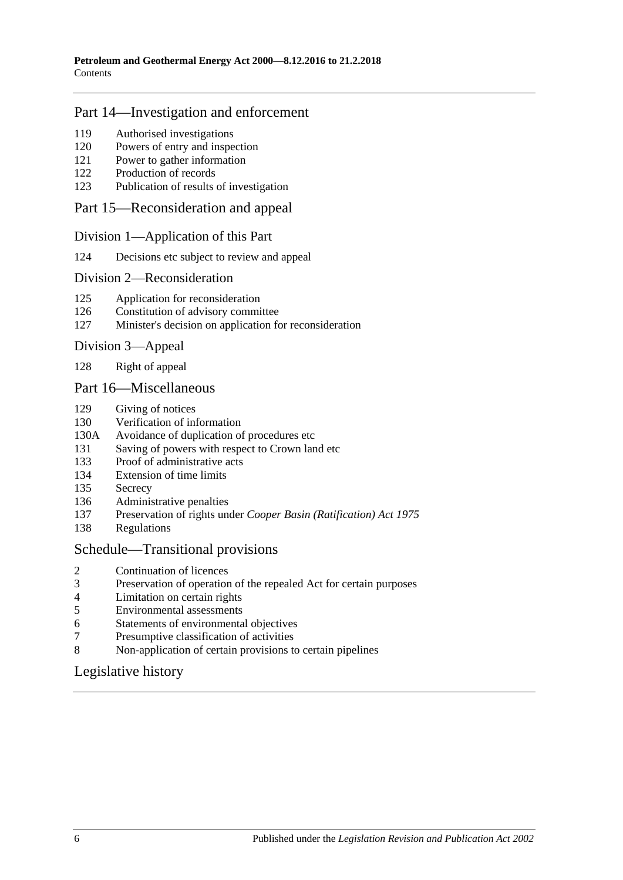## Part 14—Investigation and enforcement

119 Authorised investigations
120 Powers of entry and inspection
121 Power to gather information
122 Production of records
123 Publication of results of investigation

## Part 15—Reconsideration and appeal

### Division 1—Application of this Part

124 Decisions etc subject to review and appeal

### Division 2—Reconsideration

125 Application for reconsideration
126 Constitution of advisory committee
127 Minister's decision on application for reconsideration

### Division 3—Appeal

128 Right of appeal

## Part 16—Miscellaneous

129 Giving of notices
130 Verification of information
130A Avoidance of duplication of procedures etc
131 Saving of powers with respect to Crown land etc
133 Proof of administrative acts
134 Extension of time limits
135 Secrecy
136 Administrative penalties
137 Preservation of rights under *Cooper Basin (Ratification) Act 1975*
138 Regulations

## Schedule—Transitional provisions

2 Continuation of licences
3 Preservation of operation of the repealed Act for certain purposes
4 Limitation on certain rights
5 Environmental assessments
6 Statements of environmental objectives
7 Presumptive classification of activities
8 Non-application of certain provisions to certain pipelines

## Legislative history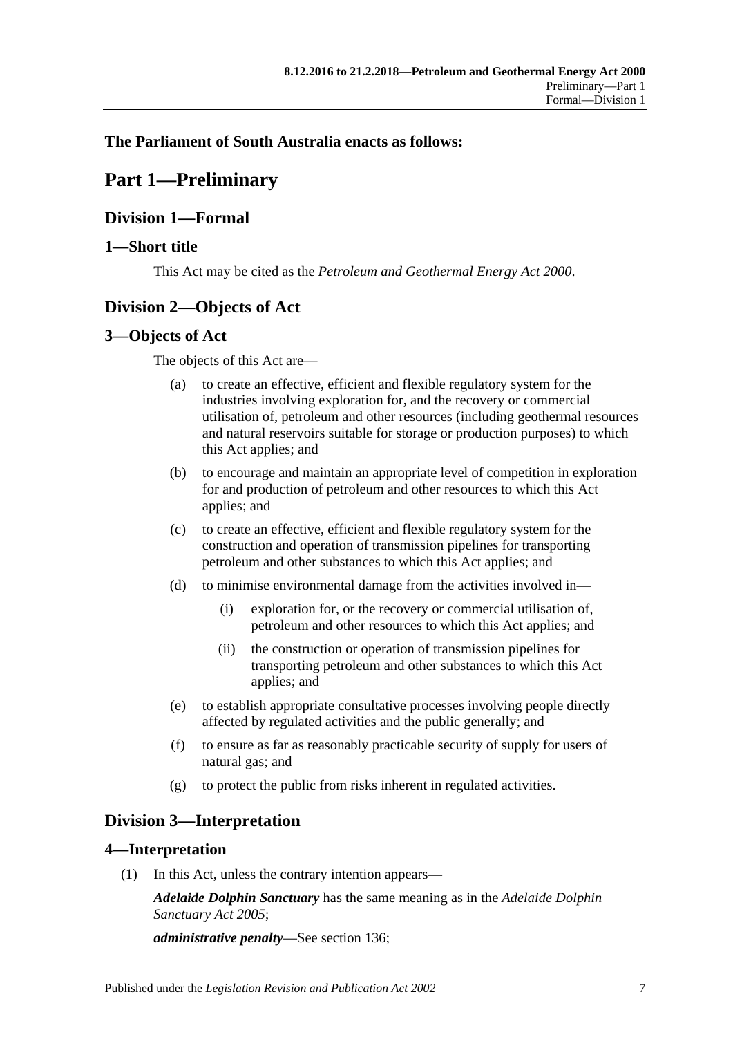**The Parliament of South Australia enacts as follows:**

# Part 1—Preliminary

## Division 1—Formal

### 1—Short title

This Act may be cited as the *Petroleum and Geothermal Energy Act 2000*.

## Division 2—Objects of Act

### 3—Objects of Act

The objects of this Act are—

(a) to create an effective, efficient and flexible regulatory system for the industries involving exploration for, and the recovery or commercial utilisation of, petroleum and other resources (including geothermal resources and natural reservoirs suitable for storage or production purposes) to which this Act applies; and

(b) to encourage and maintain an appropriate level of competition in exploration for and production of petroleum and other resources to which this Act applies; and

(c) to create an effective, efficient and flexible regulatory system for the construction and operation of transmission pipelines for transporting petroleum and other substances to which this Act applies; and

(d) to minimise environmental damage from the activities involved in—

(i) exploration for, or the recovery or commercial utilisation of, petroleum and other resources to which this Act applies; and

(ii) the construction or operation of transmission pipelines for transporting petroleum and other substances to which this Act applies; and

(e) to establish appropriate consultative processes involving people directly affected by regulated activities and the public generally; and

(f) to ensure as far as reasonably practicable security of supply for users of natural gas; and

(g) to protect the public from risks inherent in regulated activities.

## Division 3—Interpretation

### 4—Interpretation

(1) In this Act, unless the contrary intention appears—

***Adelaide Dolphin Sanctuary*** has the same meaning as in the *Adelaide Dolphin Sanctuary Act 2005*;

***administrative penalty***—See section 136;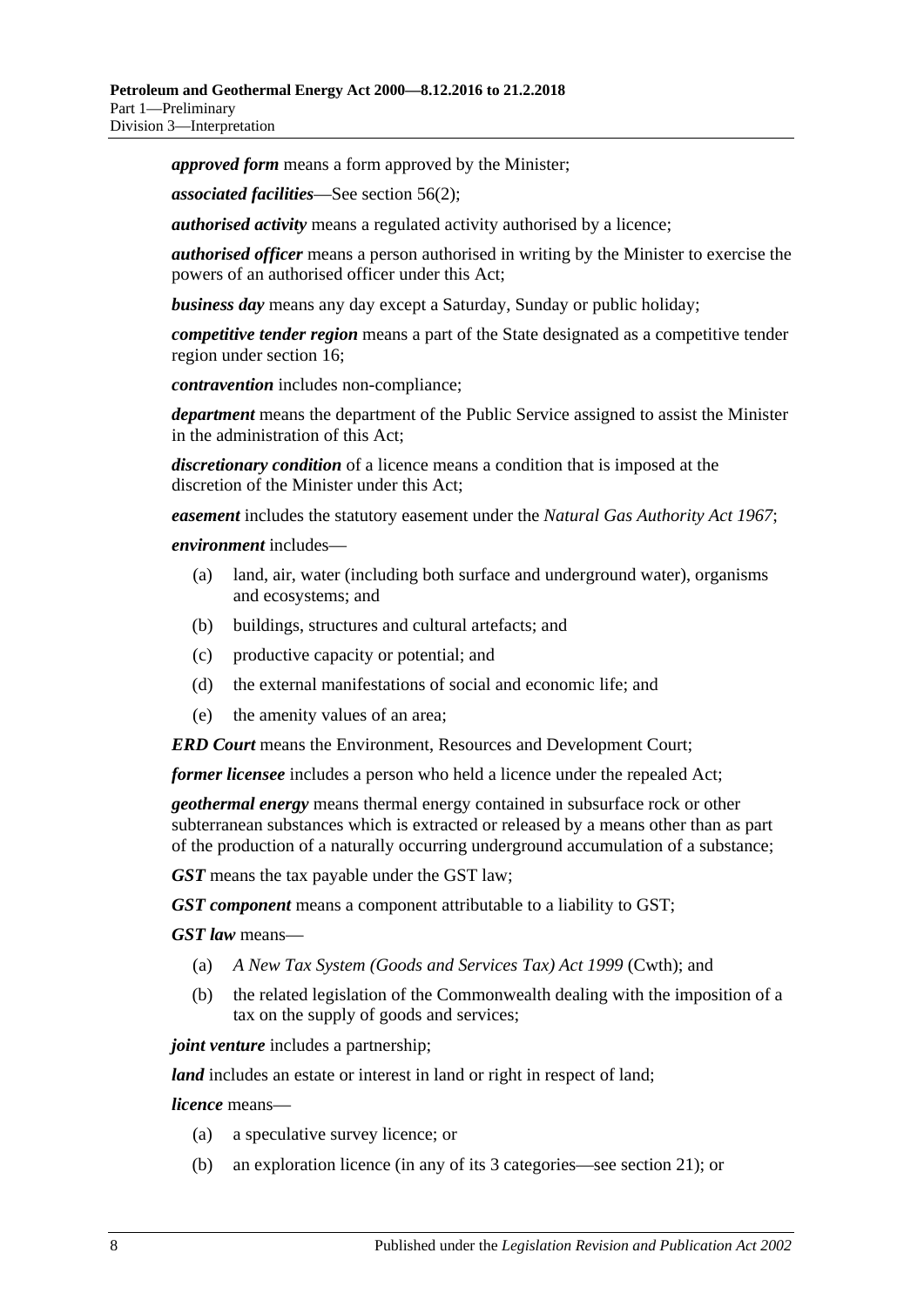***approved form*** means a form approved by the Minister;

***associated facilities***—See section 56(2);

***authorised activity*** means a regulated activity authorised by a licence;

***authorised officer*** means a person authorised in writing by the Minister to exercise the powers of an authorised officer under this Act;

***business day*** means any day except a Saturday, Sunday or public holiday;

***competitive tender region*** means a part of the State designated as a competitive tender region under section 16;

***contravention*** includes non-compliance;

***department*** means the department of the Public Service assigned to assist the Minister in the administration of this Act;

***discretionary condition*** of a licence means a condition that is imposed at the discretion of the Minister under this Act;

***easement*** includes the statutory easement under the *Natural Gas Authority Act 1967*;

***environment*** includes—

- (a) land, air, water (including both surface and underground water), organisms and ecosystems; and
- (b) buildings, structures and cultural artefacts; and
- (c) productive capacity or potential; and
- (d) the external manifestations of social and economic life; and
- (e) the amenity values of an area;

***ERD Court*** means the Environment, Resources and Development Court;

***former licensee*** includes a person who held a licence under the repealed Act;

***geothermal energy*** means thermal energy contained in subsurface rock or other subterranean substances which is extracted or released by a means other than as part of the production of a naturally occurring underground accumulation of a substance;

***GST*** means the tax payable under the GST law;

***GST component*** means a component attributable to a liability to GST;

***GST law*** means—

- (a) *A New Tax System (Goods and Services Tax) Act 1999* (Cwth); and
- (b) the related legislation of the Commonwealth dealing with the imposition of a tax on the supply of goods and services;

***joint venture*** includes a partnership;

***land*** includes an estate or interest in land or right in respect of land;

***licence*** means—

- (a) a speculative survey licence; or
- (b) an exploration licence (in any of its 3 categories—see section 21); or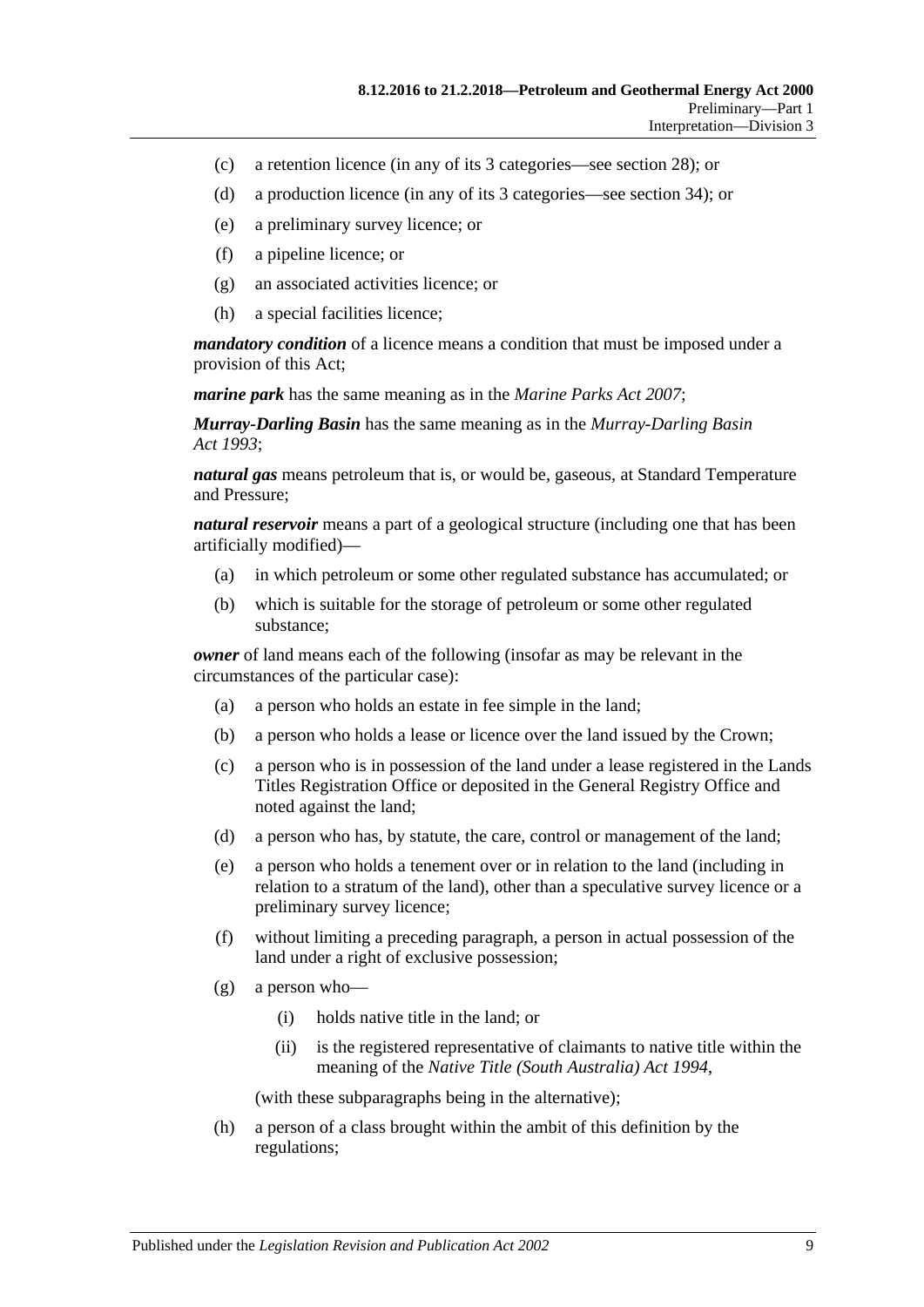(c) a retention licence (in any of its 3 categories—see section 28); or

(d) a production licence (in any of its 3 categories—see section 34); or

(e) a preliminary survey licence; or

(f) a pipeline licence; or

(g) an associated activities licence; or

(h) a special facilities licence;

***mandatory condition*** of a licence means a condition that must be imposed under a provision of this Act;

***marine park*** has the same meaning as in the *Marine Parks Act 2007*;

***Murray-Darling Basin*** has the same meaning as in the *Murray-Darling Basin Act 1993*;

***natural gas*** means petroleum that is, or would be, gaseous, at Standard Temperature and Pressure;

***natural reservoir*** means a part of a geological structure (including one that has been artificially modified)—

(a) in which petroleum or some other regulated substance has accumulated; or

(b) which is suitable for the storage of petroleum or some other regulated substance;

***owner*** of land means each of the following (insofar as may be relevant in the circumstances of the particular case):

(a) a person who holds an estate in fee simple in the land;

(b) a person who holds a lease or licence over the land issued by the Crown;

(c) a person who is in possession of the land under a lease registered in the Lands Titles Registration Office or deposited in the General Registry Office and noted against the land;

(d) a person who has, by statute, the care, control or management of the land;

(e) a person who holds a tenement over or in relation to the land (including in relation to a stratum of the land), other than a speculative survey licence or a preliminary survey licence;

(f) without limiting a preceding paragraph, a person in actual possession of the land under a right of exclusive possession;

(g) a person who—

(i) holds native title in the land; or

(ii) is the registered representative of claimants to native title within the meaning of the *Native Title (South Australia) Act 1994*,

(with these subparagraphs being in the alternative);

(h) a person of a class brought within the ambit of this definition by the regulations;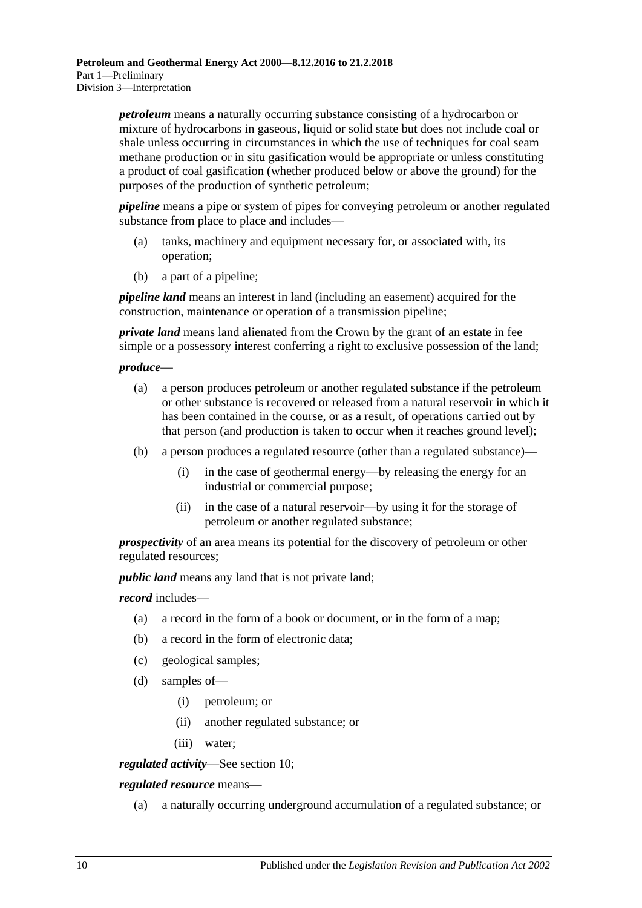***petroleum*** means a naturally occurring substance consisting of a hydrocarbon or mixture of hydrocarbons in gaseous, liquid or solid state but does not include coal or shale unless occurring in circumstances in which the use of techniques for coal seam methane production or in situ gasification would be appropriate or unless constituting a product of coal gasification (whether produced below or above the ground) for the purposes of the production of synthetic petroleum;

***pipeline*** means a pipe or system of pipes for conveying petroleum or another regulated substance from place to place and includes—

(a) tanks, machinery and equipment necessary for, or associated with, its operation;

(b) a part of a pipeline;

***pipeline land*** means an interest in land (including an easement) acquired for the construction, maintenance or operation of a transmission pipeline;

***private land*** means land alienated from the Crown by the grant of an estate in fee simple or a possessory interest conferring a right to exclusive possession of the land;

***produce***—

(a) a person produces petroleum or another regulated substance if the petroleum or other substance is recovered or released from a natural reservoir in which it has been contained in the course, or as a result, of operations carried out by that person (and production is taken to occur when it reaches ground level);

(b) a person produces a regulated resource (other than a regulated substance)—

  (i) in the case of geothermal energy—by releasing the energy for an industrial or commercial purpose;

  (ii) in the case of a natural reservoir—by using it for the storage of petroleum or another regulated substance;

***prospectivity*** of an area means its potential for the discovery of petroleum or other regulated resources;

***public land*** means any land that is not private land;

***record*** includes—

(a) a record in the form of a book or document, or in the form of a map;

(b) a record in the form of electronic data;

(c) geological samples;

(d) samples of—

  (i) petroleum; or

  (ii) another regulated substance; or

  (iii) water;

***regulated activity***—See section 10;

***regulated resource*** means—

(a) a naturally occurring underground accumulation of a regulated substance; or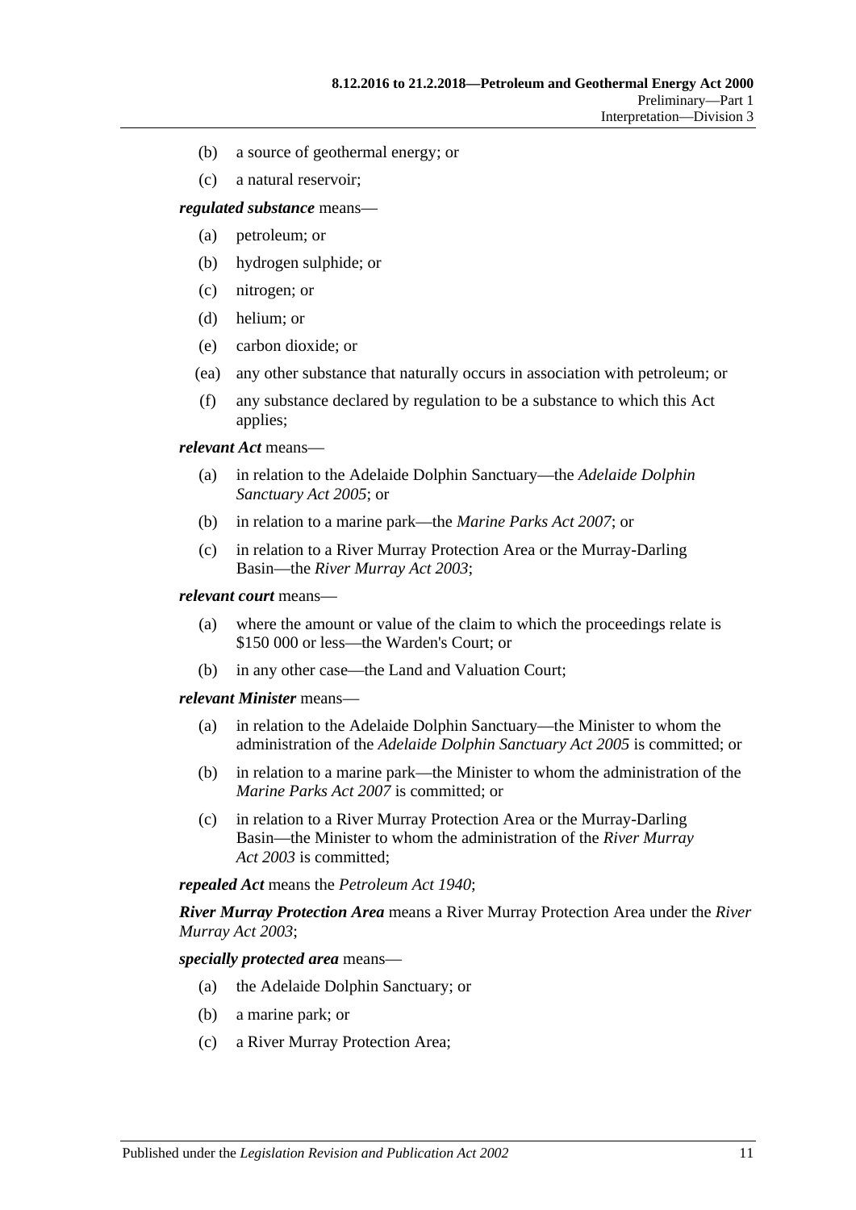(b) a source of geothermal energy; or

(c) a natural reservoir;

***regulated substance*** means—

(a) petroleum; or

(b) hydrogen sulphide; or

(c) nitrogen; or

(d) helium; or

(e) carbon dioxide; or

(ea) any other substance that naturally occurs in association with petroleum; or

(f) any substance declared by regulation to be a substance to which this Act applies;

***relevant Act*** means—

(a) in relation to the Adelaide Dolphin Sanctuary—the *Adelaide Dolphin Sanctuary Act 2005*; or

(b) in relation to a marine park—the *Marine Parks Act 2007*; or

(c) in relation to a River Murray Protection Area or the Murray-Darling Basin—the *River Murray Act 2003*;

***relevant court*** means—

(a) where the amount or value of the claim to which the proceedings relate is $150 000 or less—the Warden's Court; or

(b) in any other case—the Land and Valuation Court;

***relevant Minister*** means—

(a) in relation to the Adelaide Dolphin Sanctuary—the Minister to whom the administration of the *Adelaide Dolphin Sanctuary Act 2005* is committed; or

(b) in relation to a marine park—the Minister to whom the administration of the *Marine Parks Act 2007* is committed; or

(c) in relation to a River Murray Protection Area or the Murray-Darling Basin—the Minister to whom the administration of the *River Murray Act 2003* is committed;

***repealed Act*** means the *Petroleum Act 1940*;

***River Murray Protection Area*** means a River Murray Protection Area under the *River Murray Act 2003*;

***specially protected area*** means—

(a) the Adelaide Dolphin Sanctuary; or

(b) a marine park; or

(c) a River Murray Protection Area;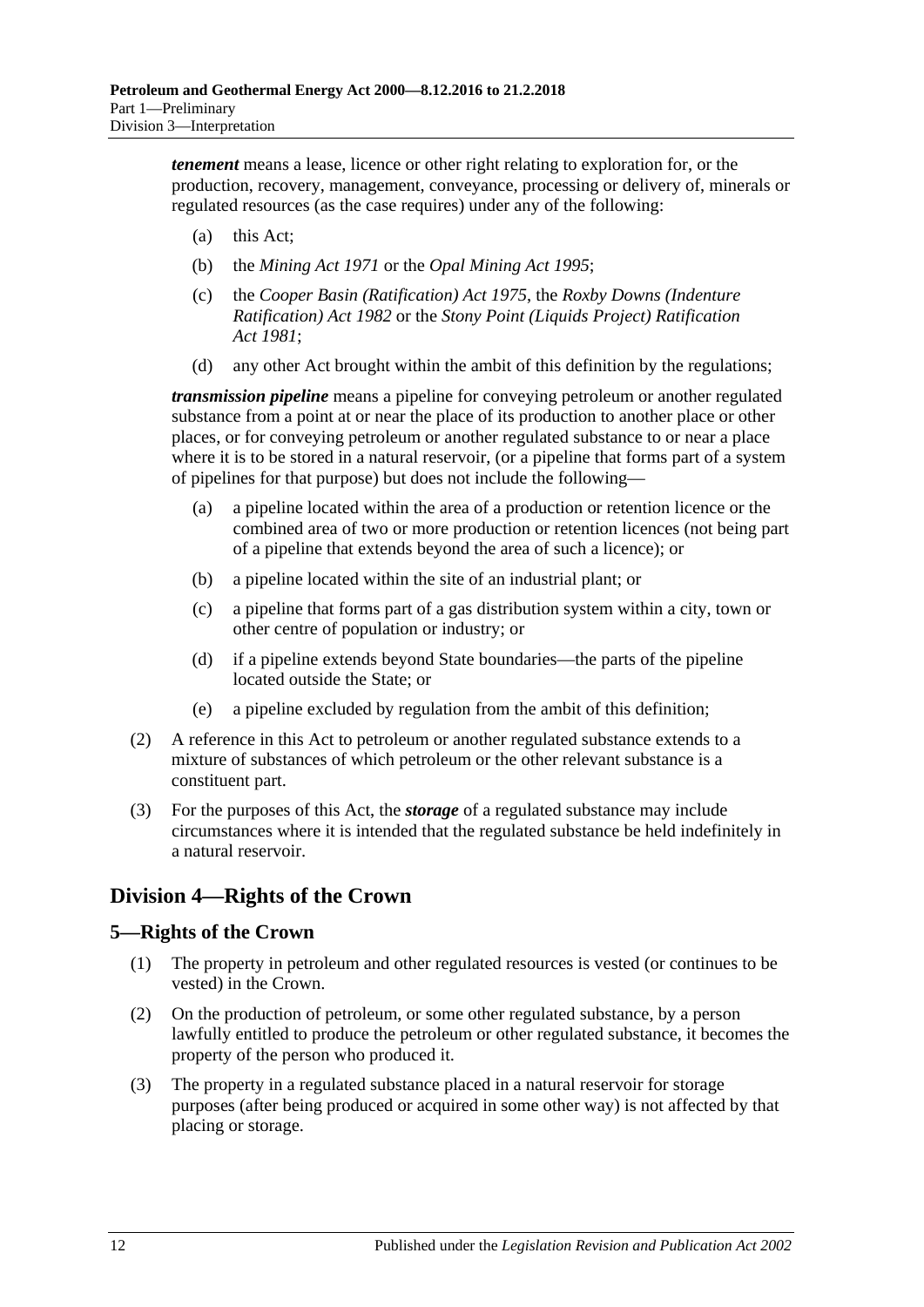***tenement*** means a lease, licence or other right relating to exploration for, or the production, recovery, management, conveyance, processing or delivery of, minerals or regulated resources (as the case requires) under any of the following:

- (a) this Act;
- (b) the *Mining Act 1971* or the *Opal Mining Act 1995*;
- (c) the *Cooper Basin (Ratification) Act 1975*, the *Roxby Downs (Indenture Ratification) Act 1982* or the *Stony Point (Liquids Project) Ratification Act 1981*;
- (d) any other Act brought within the ambit of this definition by the regulations;

***transmission pipeline*** means a pipeline for conveying petroleum or another regulated substance from a point at or near the place of its production to another place or other places, or for conveying petroleum or another regulated substance to or near a place where it is to be stored in a natural reservoir, (or a pipeline that forms part of a system of pipelines for that purpose) but does not include the following—

- (a) a pipeline located within the area of a production or retention licence or the combined area of two or more production or retention licences (not being part of a pipeline that extends beyond the area of such a licence); or
- (b) a pipeline located within the site of an industrial plant; or
- (c) a pipeline that forms part of a gas distribution system within a city, town or other centre of population or industry; or
- (d) if a pipeline extends beyond State boundaries—the parts of the pipeline located outside the State; or
- (e) a pipeline excluded by regulation from the ambit of this definition;

(2) A reference in this Act to petroleum or another regulated substance extends to a mixture of substances of which petroleum or the other relevant substance is a constituent part.

(3) For the purposes of this Act, the ***storage*** of a regulated substance may include circumstances where it is intended that the regulated substance be held indefinitely in a natural reservoir.

## Division 4—Rights of the Crown

### 5—Rights of the Crown

(1) The property in petroleum and other regulated resources is vested (or continues to be vested) in the Crown.

(2) On the production of petroleum, or some other regulated substance, by a person lawfully entitled to produce the petroleum or other regulated substance, it becomes the property of the person who produced it.

(3) The property in a regulated substance placed in a natural reservoir for storage purposes (after being produced or acquired in some other way) is not affected by that placing or storage.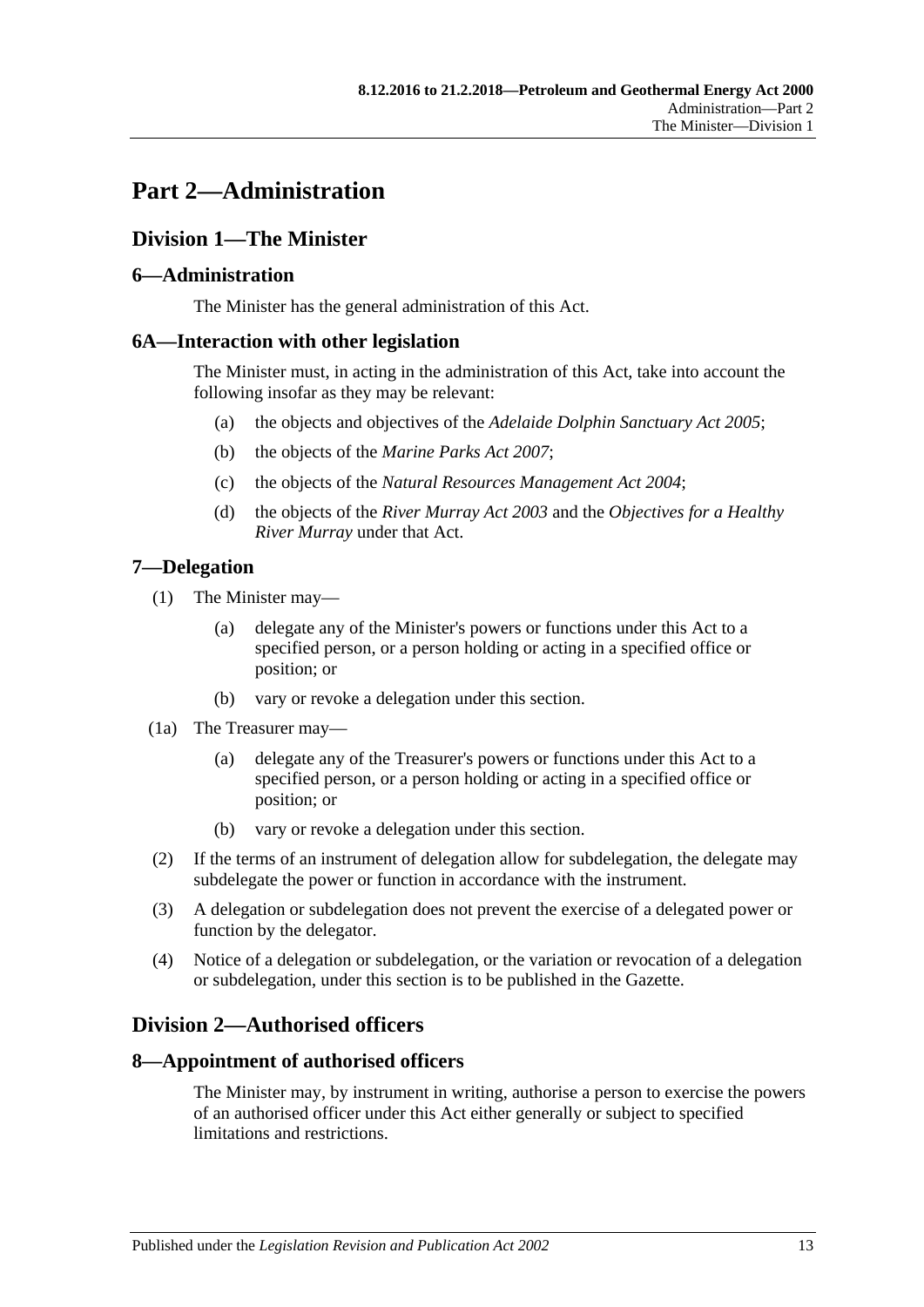# Part 2—Administration

## Division 1—The Minister

### 6—Administration

The Minister has the general administration of this Act.

### 6A—Interaction with other legislation

The Minister must, in acting in the administration of this Act, take into account the following insofar as they may be relevant:

- (a) the objects and objectives of the *Adelaide Dolphin Sanctuary Act 2005*;
- (b) the objects of the *Marine Parks Act 2007*;
- (c) the objects of the *Natural Resources Management Act 2004*;
- (d) the objects of the *River Murray Act 2003* and the *Objectives for a Healthy River Murray* under that Act.

### 7—Delegation

(1) The Minister may—

- (a) delegate any of the Minister's powers or functions under this Act to a specified person, or a person holding or acting in a specified office or position; or
- (b) vary or revoke a delegation under this section.

(1a) The Treasurer may—

- (a) delegate any of the Treasurer's powers or functions under this Act to a specified person, or a person holding or acting in a specified office or position; or
- (b) vary or revoke a delegation under this section.

(2) If the terms of an instrument of delegation allow for subdelegation, the delegate may subdelegate the power or function in accordance with the instrument.

(3) A delegation or subdelegation does not prevent the exercise of a delegated power or function by the delegator.

(4) Notice of a delegation or subdelegation, or the variation or revocation of a delegation or subdelegation, under this section is to be published in the Gazette.

## Division 2—Authorised officers

### 8—Appointment of authorised officers

The Minister may, by instrument in writing, authorise a person to exercise the powers of an authorised officer under this Act either generally or subject to specified limitations and restrictions.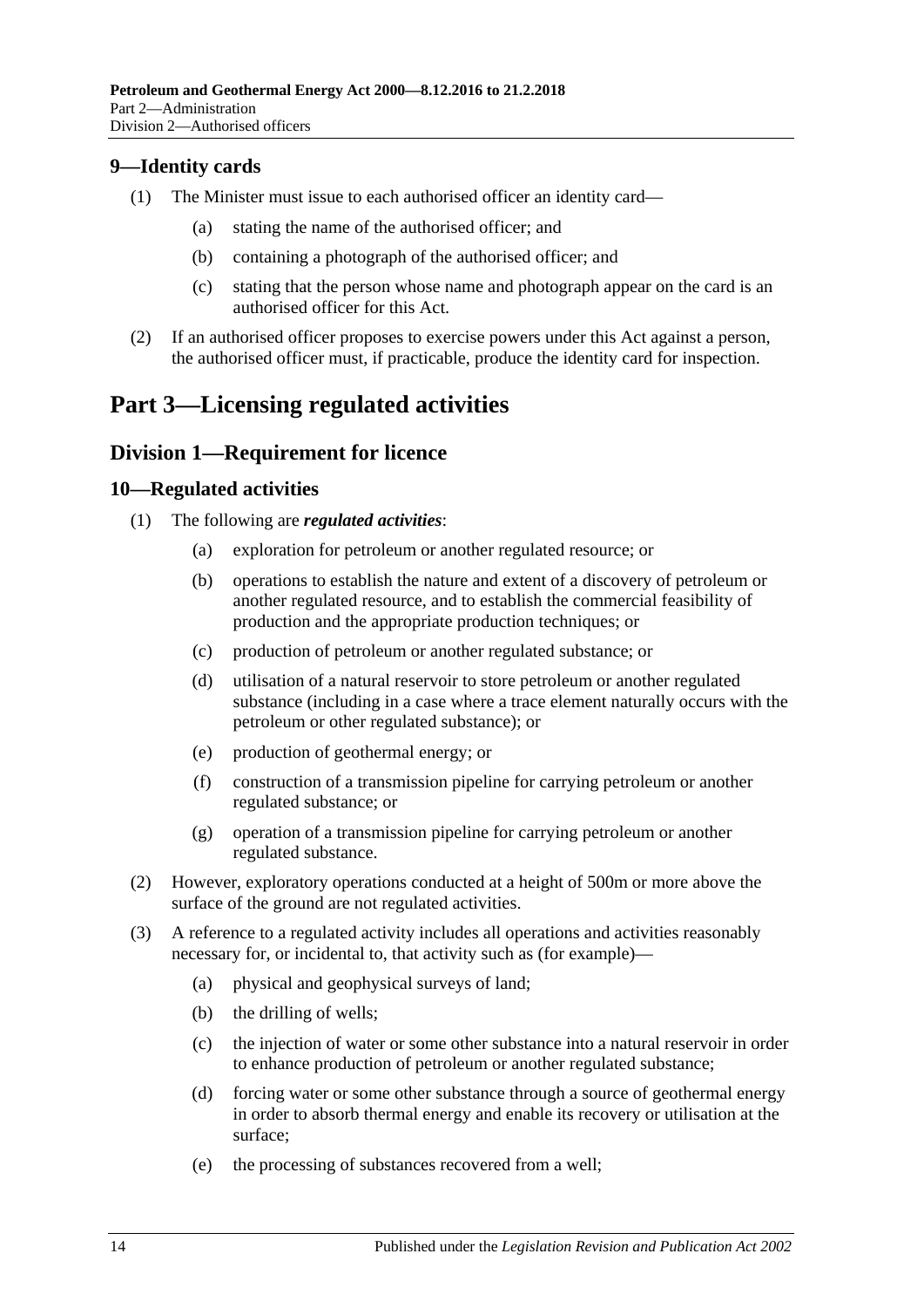## 9—Identity cards

(1) The Minister must issue to each authorised officer an identity card—

(a) stating the name of the authorised officer; and

(b) containing a photograph of the authorised officer; and

(c) stating that the person whose name and photograph appear on the card is an authorised officer for this Act.

(2) If an authorised officer proposes to exercise powers under this Act against a person, the authorised officer must, if practicable, produce the identity card for inspection.

# Part 3—Licensing regulated activities

## Division 1—Requirement for licence

### 10—Regulated activities

(1) The following are ***regulated activities***:

(a) exploration for petroleum or another regulated resource; or

(b) operations to establish the nature and extent of a discovery of petroleum or another regulated resource, and to establish the commercial feasibility of production and the appropriate production techniques; or

(c) production of petroleum or another regulated substance; or

(d) utilisation of a natural reservoir to store petroleum or another regulated substance (including in a case where a trace element naturally occurs with the petroleum or other regulated substance); or

(e) production of geothermal energy; or

(f) construction of a transmission pipeline for carrying petroleum or another regulated substance; or

(g) operation of a transmission pipeline for carrying petroleum or another regulated substance.

(2) However, exploratory operations conducted at a height of 500m or more above the surface of the ground are not regulated activities.

(3) A reference to a regulated activity includes all operations and activities reasonably necessary for, or incidental to, that activity such as (for example)—

(a) physical and geophysical surveys of land;

(b) the drilling of wells;

(c) the injection of water or some other substance into a natural reservoir in order to enhance production of petroleum or another regulated substance;

(d) forcing water or some other substance through a source of geothermal energy in order to absorb thermal energy and enable its recovery or utilisation at the surface;

(e) the processing of substances recovered from a well;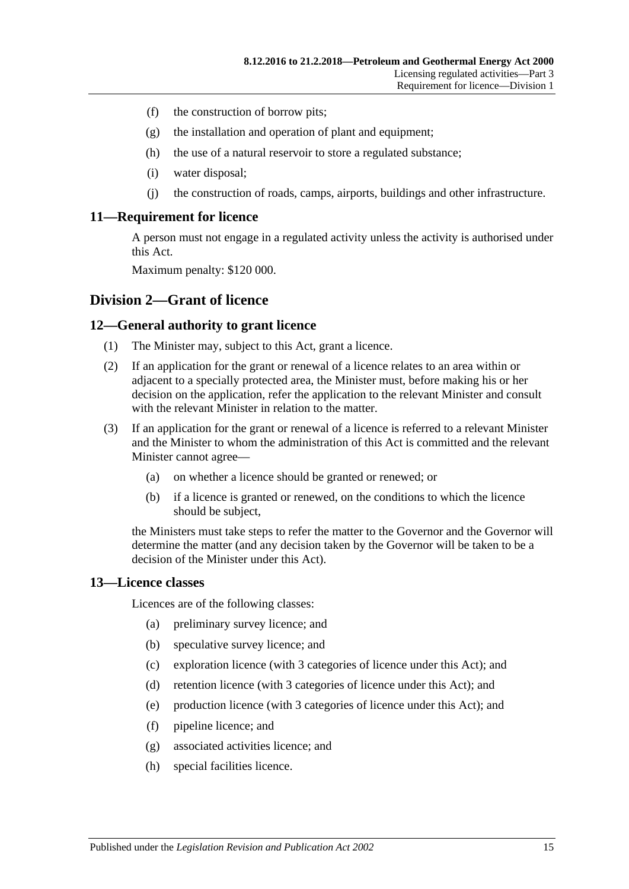(f) the construction of borrow pits;

(g) the installation and operation of plant and equipment;

(h) the use of a natural reservoir to store a regulated substance;

(i) water disposal;

(j) the construction of roads, camps, airports, buildings and other infrastructure.

### 11—Requirement for licence

A person must not engage in a regulated activity unless the activity is authorised under this Act.

Maximum penalty: $120 000.

## Division 2—Grant of licence

### 12—General authority to grant licence

(1) The Minister may, subject to this Act, grant a licence.

(2) If an application for the grant or renewal of a licence relates to an area within or adjacent to a specially protected area, the Minister must, before making his or her decision on the application, refer the application to the relevant Minister and consult with the relevant Minister in relation to the matter.

(3) If an application for the grant or renewal of a licence is referred to a relevant Minister and the Minister to whom the administration of this Act is committed and the relevant Minister cannot agree—

(a) on whether a licence should be granted or renewed; or

(b) if a licence is granted or renewed, on the conditions to which the licence should be subject,

the Ministers must take steps to refer the matter to the Governor and the Governor will determine the matter (and any decision taken by the Governor will be taken to be a decision of the Minister under this Act).

### 13—Licence classes

Licences are of the following classes:

(a) preliminary survey licence; and

(b) speculative survey licence; and

(c) exploration licence (with 3 categories of licence under this Act); and

(d) retention licence (with 3 categories of licence under this Act); and

(e) production licence (with 3 categories of licence under this Act); and

(f) pipeline licence; and

(g) associated activities licence; and

(h) special facilities licence.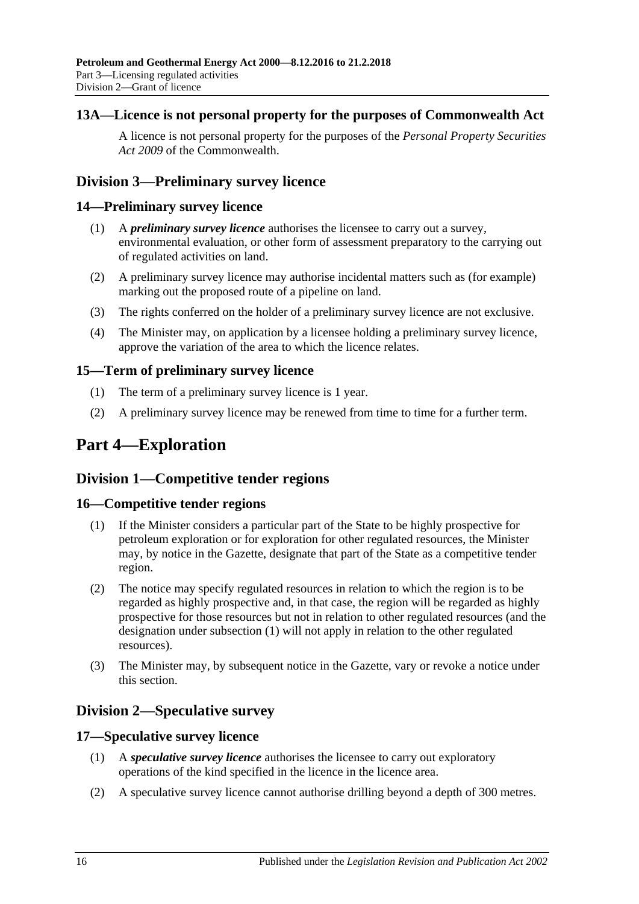### 13A—Licence is not personal property for the purposes of Commonwealth Act

A licence is not personal property for the purposes of the *Personal Property Securities Act 2009* of the Commonwealth.

## Division 3—Preliminary survey licence

### 14—Preliminary survey licence

(1) A ***preliminary survey licence*** authorises the licensee to carry out a survey, environmental evaluation, or other form of assessment preparatory to the carrying out of regulated activities on land.

(2) A preliminary survey licence may authorise incidental matters such as (for example) marking out the proposed route of a pipeline on land.

(3) The rights conferred on the holder of a preliminary survey licence are not exclusive.

(4) The Minister may, on application by a licensee holding a preliminary survey licence, approve the variation of the area to which the licence relates.

### 15—Term of preliminary survey licence

(1) The term of a preliminary survey licence is 1 year.

(2) A preliminary survey licence may be renewed from time to time for a further term.

# Part 4—Exploration

## Division 1—Competitive tender regions

### 16—Competitive tender regions

(1) If the Minister considers a particular part of the State to be highly prospective for petroleum exploration or for exploration for other regulated resources, the Minister may, by notice in the Gazette, designate that part of the State as a competitive tender region.

(2) The notice may specify regulated resources in relation to which the region is to be regarded as highly prospective and, in that case, the region will be regarded as highly prospective for those resources but not in relation to other regulated resources (and the designation under subsection (1) will not apply in relation to the other regulated resources).

(3) The Minister may, by subsequent notice in the Gazette, vary or revoke a notice under this section.

## Division 2—Speculative survey

### 17—Speculative survey licence

(1) A ***speculative survey licence*** authorises the licensee to carry out exploratory operations of the kind specified in the licence in the licence area.

(2) A speculative survey licence cannot authorise drilling beyond a depth of 300 metres.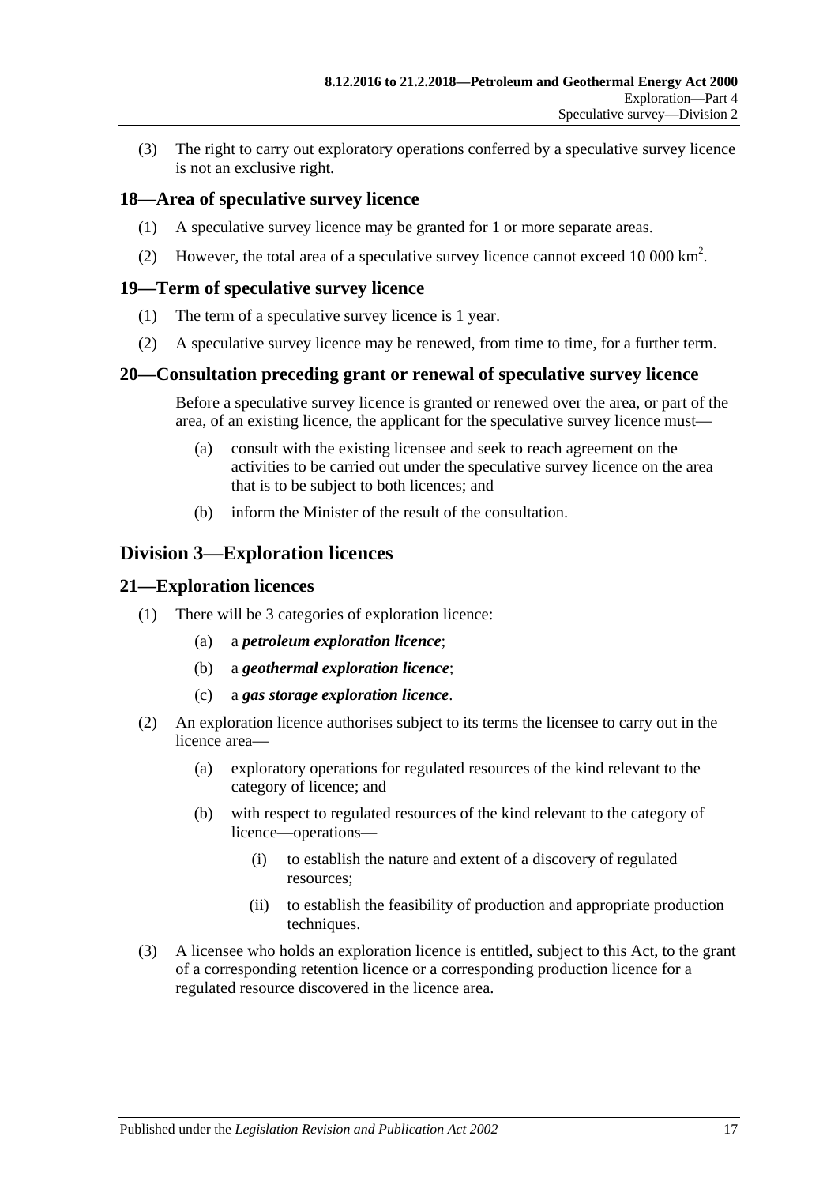(3) The right to carry out exploratory operations conferred by a speculative survey licence is not an exclusive right.

## 18—Area of speculative survey licence

(1) A speculative survey licence may be granted for 1 or more separate areas.

(2) However, the total area of a speculative survey licence cannot exceed 10 000 $km^2$.

## 19—Term of speculative survey licence

(1) The term of a speculative survey licence is 1 year.

(2) A speculative survey licence may be renewed, from time to time, for a further term.

## 20—Consultation preceding grant or renewal of speculative survey licence

Before a speculative survey licence is granted or renewed over the area, or part of the area, of an existing licence, the applicant for the speculative survey licence must—

(a) consult with the existing licensee and seek to reach agreement on the activities to be carried out under the speculative survey licence on the area that is to be subject to both licences; and

(b) inform the Minister of the result of the consultation.

# Division 3—Exploration licences

## 21—Exploration licences

(1) There will be 3 categories of exploration licence:

(a) a ***petroleum exploration licence***;

(b) a ***geothermal exploration licence***;

(c) a ***gas storage exploration licence***.

(2) An exploration licence authorises subject to its terms the licensee to carry out in the licence area—

(a) exploratory operations for regulated resources of the kind relevant to the category of licence; and

(b) with respect to regulated resources of the kind relevant to the category of licence—operations—

(i) to establish the nature and extent of a discovery of regulated resources;

(ii) to establish the feasibility of production and appropriate production techniques.

(3) A licensee who holds an exploration licence is entitled, subject to this Act, to the grant of a corresponding retention licence or a corresponding production licence for a regulated resource discovered in the licence area.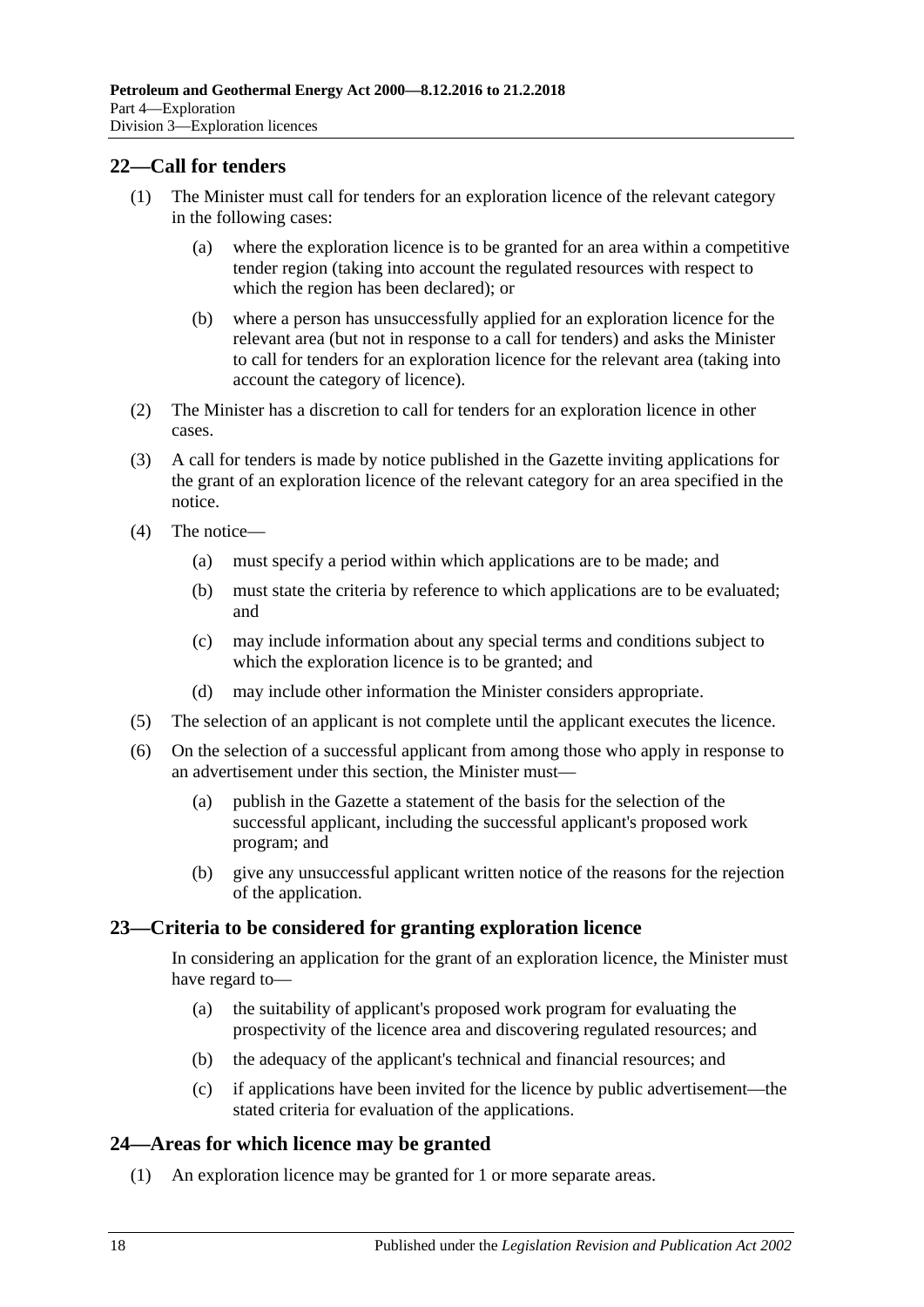## 22—Call for tenders

(1) The Minister must call for tenders for an exploration licence of the relevant category in the following cases:

(a) where the exploration licence is to be granted for an area within a competitive tender region (taking into account the regulated resources with respect to which the region has been declared); or

(b) where a person has unsuccessfully applied for an exploration licence for the relevant area (but not in response to a call for tenders) and asks the Minister to call for tenders for an exploration licence for the relevant area (taking into account the category of licence).

(2) The Minister has a discretion to call for tenders for an exploration licence in other cases.

(3) A call for tenders is made by notice published in the Gazette inviting applications for the grant of an exploration licence of the relevant category for an area specified in the notice.

(4) The notice—

(a) must specify a period within which applications are to be made; and

(b) must state the criteria by reference to which applications are to be evaluated; and

(c) may include information about any special terms and conditions subject to which the exploration licence is to be granted; and

(d) may include other information the Minister considers appropriate.

(5) The selection of an applicant is not complete until the applicant executes the licence.

(6) On the selection of a successful applicant from among those who apply in response to an advertisement under this section, the Minister must—

(a) publish in the Gazette a statement of the basis for the selection of the successful applicant, including the successful applicant's proposed work program; and

(b) give any unsuccessful applicant written notice of the reasons for the rejection of the application.

## 23—Criteria to be considered for granting exploration licence

In considering an application for the grant of an exploration licence, the Minister must have regard to—

(a) the suitability of applicant's proposed work program for evaluating the prospectivity of the licence area and discovering regulated resources; and

(b) the adequacy of the applicant's technical and financial resources; and

(c) if applications have been invited for the licence by public advertisement—the stated criteria for evaluation of the applications.

## 24—Areas for which licence may be granted

(1) An exploration licence may be granted for 1 or more separate areas.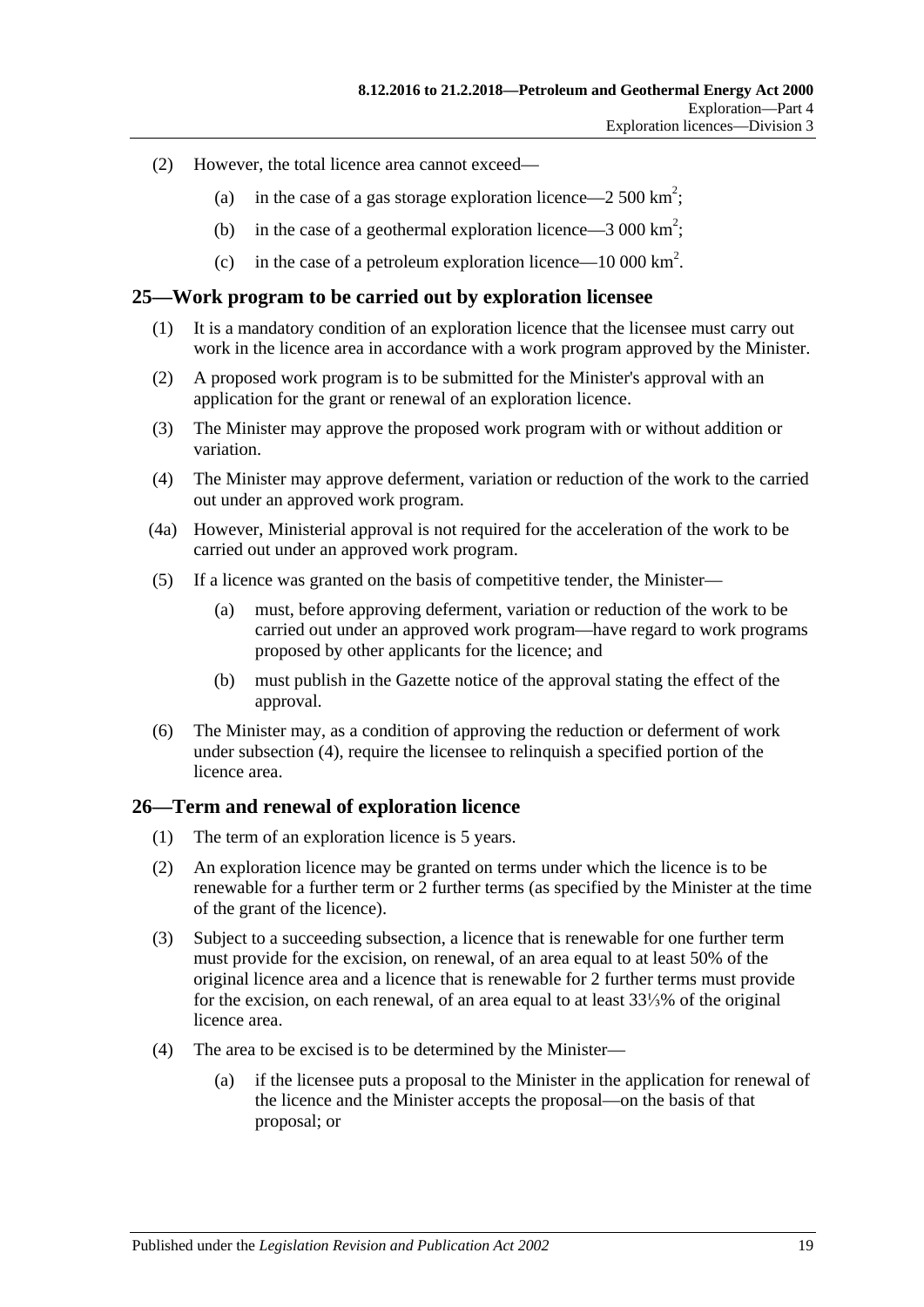(2) However, the total licence area cannot exceed—

(a) in the case of a gas storage exploration licence—2 500 $km^2$;

(b) in the case of a geothermal exploration licence—3 000 $km^2$;

(c) in the case of a petroleum exploration licence—10 000 $km^2$.

## 25—Work program to be carried out by exploration licensee

(1) It is a mandatory condition of an exploration licence that the licensee must carry out work in the licence area in accordance with a work program approved by the Minister.

(2) A proposed work program is to be submitted for the Minister's approval with an application for the grant or renewal of an exploration licence.

(3) The Minister may approve the proposed work program with or without addition or variation.

(4) The Minister may approve deferment, variation or reduction of the work to the carried out under an approved work program.

(4a) However, Ministerial approval is not required for the acceleration of the work to be carried out under an approved work program.

(5) If a licence was granted on the basis of competitive tender, the Minister—

(a) must, before approving deferment, variation or reduction of the work to be carried out under an approved work program—have regard to work programs proposed by other applicants for the licence; and

(b) must publish in the Gazette notice of the approval stating the effect of the approval.

(6) The Minister may, as a condition of approving the reduction or deferment of work under subsection (4), require the licensee to relinquish a specified portion of the licence area.

## 26—Term and renewal of exploration licence

(1) The term of an exploration licence is 5 years.

(2) An exploration licence may be granted on terms under which the licence is to be renewable for a further term or 2 further terms (as specified by the Minister at the time of the grant of the licence).

(3) Subject to a succeeding subsection, a licence that is renewable for one further term must provide for the excision, on renewal, of an area equal to at least 50% of the original licence area and a licence that is renewable for 2 further terms must provide for the excision, on each renewal, of an area equal to at least 33⅓% of the original licence area.

(4) The area to be excised is to be determined by the Minister—

(a) if the licensee puts a proposal to the Minister in the application for renewal of the licence and the Minister accepts the proposal—on the basis of that proposal; or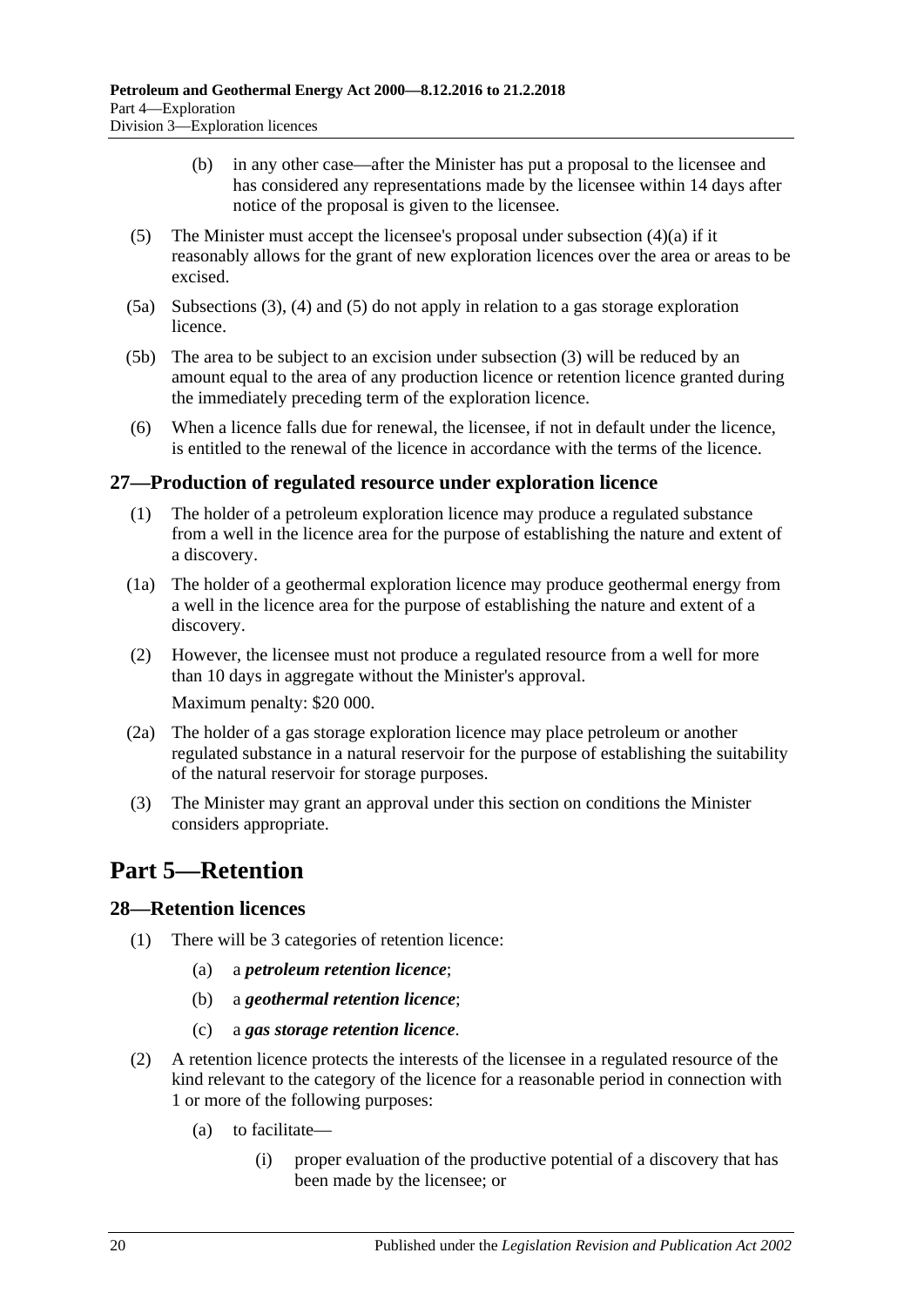(b) in any other case—after the Minister has put a proposal to the licensee and has considered any representations made by the licensee within 14 days after notice of the proposal is given to the licensee.

(5) The Minister must accept the licensee's proposal under subsection (4)(a) if it reasonably allows for the grant of new exploration licences over the area or areas to be excised.

(5a) Subsections (3), (4) and (5) do not apply in relation to a gas storage exploration licence.

(5b) The area to be subject to an excision under subsection (3) will be reduced by an amount equal to the area of any production licence or retention licence granted during the immediately preceding term of the exploration licence.

(6) When a licence falls due for renewal, the licensee, if not in default under the licence, is entitled to the renewal of the licence in accordance with the terms of the licence.

### 27—Production of regulated resource under exploration licence

(1) The holder of a petroleum exploration licence may produce a regulated substance from a well in the licence area for the purpose of establishing the nature and extent of a discovery.

(1a) The holder of a geothermal exploration licence may produce geothermal energy from a well in the licence area for the purpose of establishing the nature and extent of a discovery.

(2) However, the licensee must not produce a regulated resource from a well for more than 10 days in aggregate without the Minister's approval.

Maximum penalty: $20 000.

(2a) The holder of a gas storage exploration licence may place petroleum or another regulated substance in a natural reservoir for the purpose of establishing the suitability of the natural reservoir for storage purposes.

(3) The Minister may grant an approval under this section on conditions the Minister considers appropriate.

## Part 5—Retention

### 28—Retention licences

(1) There will be 3 categories of retention licence:

(a) a ***petroleum retention licence***;

(b) a ***geothermal retention licence***;

(c) a ***gas storage retention licence***.

(2) A retention licence protects the interests of the licensee in a regulated resource of the kind relevant to the category of the licence for a reasonable period in connection with 1 or more of the following purposes:

(a) to facilitate—

(i) proper evaluation of the productive potential of a discovery that has been made by the licensee; or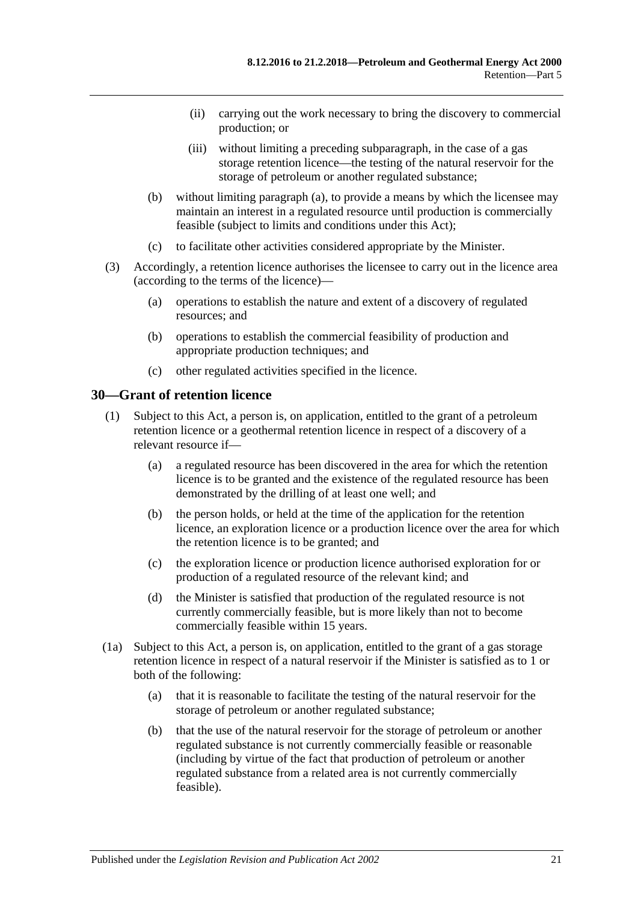(ii) carrying out the work necessary to bring the discovery to commercial production; or

(iii) without limiting a preceding subparagraph, in the case of a gas storage retention licence—the testing of the natural reservoir for the storage of petroleum or another regulated substance;

(b) without limiting paragraph (a), to provide a means by which the licensee may maintain an interest in a regulated resource until production is commercially feasible (subject to limits and conditions under this Act);

(c) to facilitate other activities considered appropriate by the Minister.

(3) Accordingly, a retention licence authorises the licensee to carry out in the licence area (according to the terms of the licence)—

(a) operations to establish the nature and extent of a discovery of regulated resources; and

(b) operations to establish the commercial feasibility of production and appropriate production techniques; and

(c) other regulated activities specified in the licence.

## 30—Grant of retention licence

(1) Subject to this Act, a person is, on application, entitled to the grant of a petroleum retention licence or a geothermal retention licence in respect of a discovery of a relevant resource if—

(a) a regulated resource has been discovered in the area for which the retention licence is to be granted and the existence of the regulated resource has been demonstrated by the drilling of at least one well; and

(b) the person holds, or held at the time of the application for the retention licence, an exploration licence or a production licence over the area for which the retention licence is to be granted; and

(c) the exploration licence or production licence authorised exploration for or production of a regulated resource of the relevant kind; and

(d) the Minister is satisfied that production of the regulated resource is not currently commercially feasible, but is more likely than not to become commercially feasible within 15 years.

(1a) Subject to this Act, a person is, on application, entitled to the grant of a gas storage retention licence in respect of a natural reservoir if the Minister is satisfied as to 1 or both of the following:

(a) that it is reasonable to facilitate the testing of the natural reservoir for the storage of petroleum or another regulated substance;

(b) that the use of the natural reservoir for the storage of petroleum or another regulated substance is not currently commercially feasible or reasonable (including by virtue of the fact that production of petroleum or another regulated substance from a related area is not currently commercially feasible).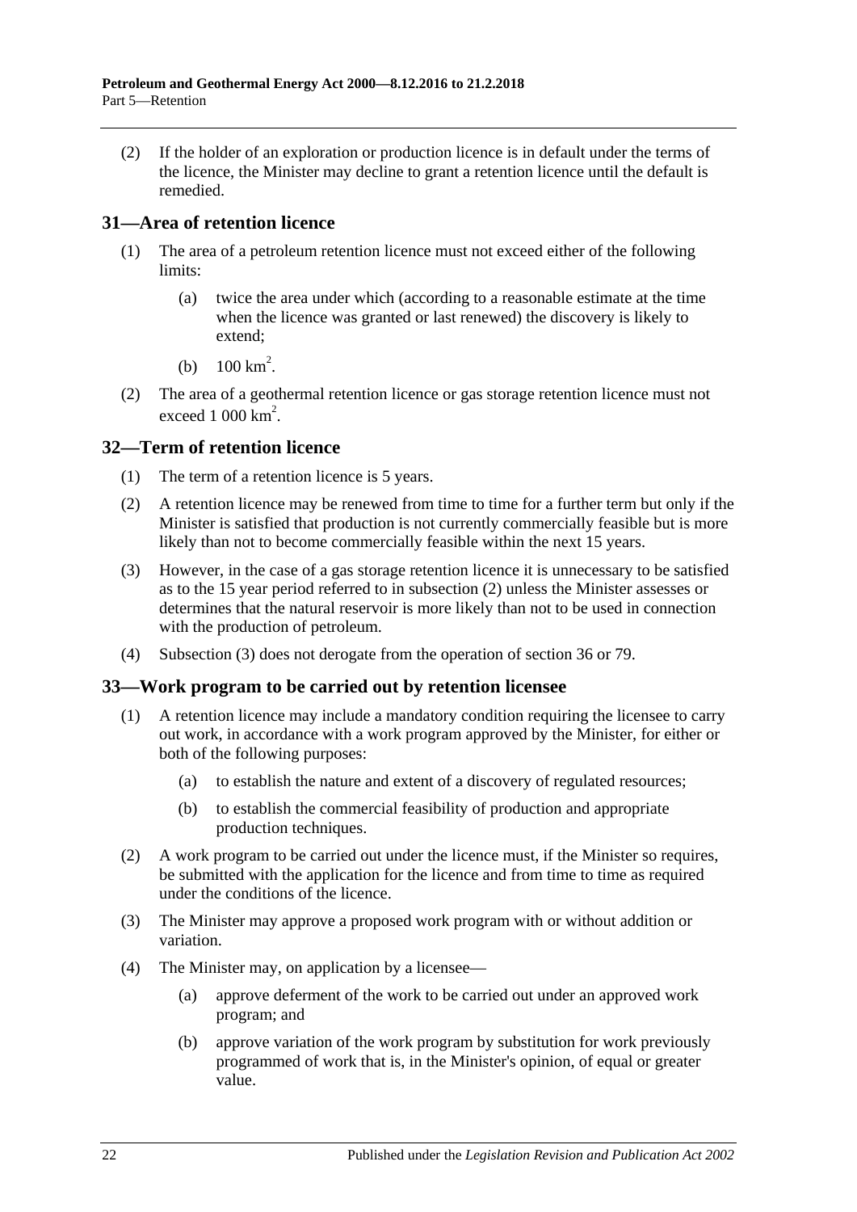(2) If the holder of an exploration or production licence is in default under the terms of the licence, the Minister may decline to grant a retention licence until the default is remedied.

## 31—Area of retention licence

(1) The area of a petroleum retention licence must not exceed either of the following limits:

(a) twice the area under which (according to a reasonable estimate at the time when the licence was granted or last renewed) the discovery is likely to extend;

(b) 100 $km^2$.

(2) The area of a geothermal retention licence or gas storage retention licence must not exceed 1 000 $km^2$.

## 32—Term of retention licence

(1) The term of a retention licence is 5 years.

(2) A retention licence may be renewed from time to time for a further term but only if the Minister is satisfied that production is not currently commercially feasible but is more likely than not to become commercially feasible within the next 15 years.

(3) However, in the case of a gas storage retention licence it is unnecessary to be satisfied as to the 15 year period referred to in subsection (2) unless the Minister assesses or determines that the natural reservoir is more likely than not to be used in connection with the production of petroleum.

(4) Subsection (3) does not derogate from the operation of section 36 or 79.

## 33—Work program to be carried out by retention licensee

(1) A retention licence may include a mandatory condition requiring the licensee to carry out work, in accordance with a work program approved by the Minister, for either or both of the following purposes:

(a) to establish the nature and extent of a discovery of regulated resources;

(b) to establish the commercial feasibility of production and appropriate production techniques.

(2) A work program to be carried out under the licence must, if the Minister so requires, be submitted with the application for the licence and from time to time as required under the conditions of the licence.

(3) The Minister may approve a proposed work program with or without addition or variation.

(4) The Minister may, on application by a licensee—

(a) approve deferment of the work to be carried out under an approved work program; and

(b) approve variation of the work program by substitution for work previously programmed of work that is, in the Minister's opinion, of equal or greater value.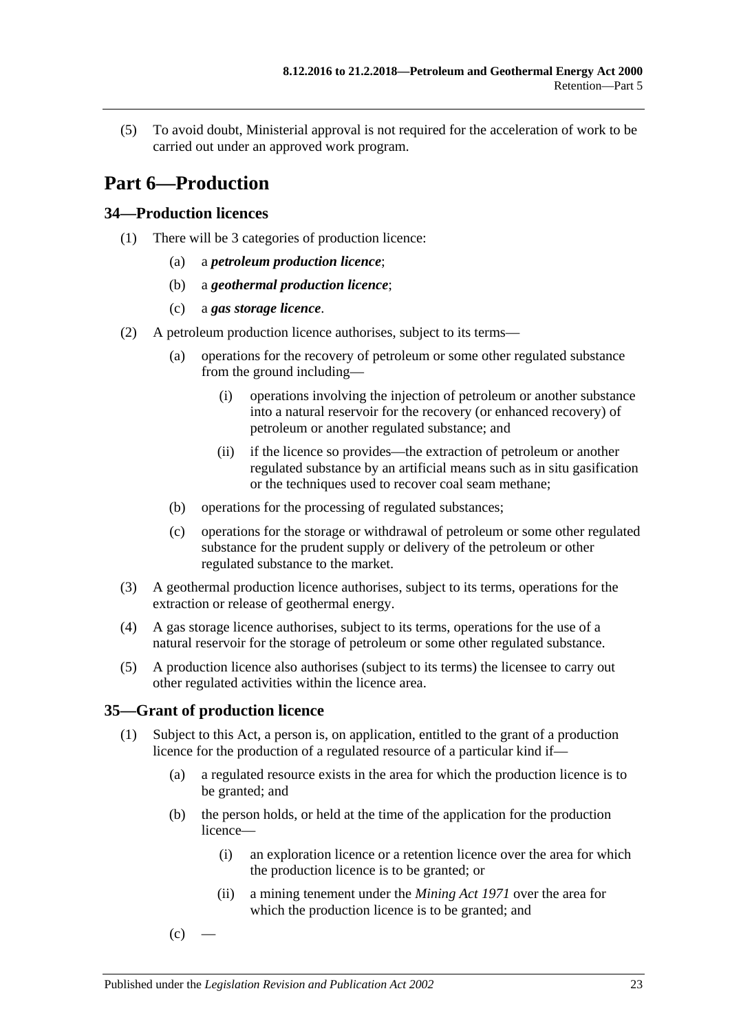(5) To avoid doubt, Ministerial approval is not required for the acceleration of work to be carried out under an approved work program.

# Part 6—Production

## 34—Production licences

(1) There will be 3 categories of production licence:

(a) a ***petroleum production licence***;

(b) a ***geothermal production licence***;

(c) a ***gas storage licence***.

(2) A petroleum production licence authorises, subject to its terms—

(a) operations for the recovery of petroleum or some other regulated substance from the ground including—

(i) operations involving the injection of petroleum or another substance into a natural reservoir for the recovery (or enhanced recovery) of petroleum or another regulated substance; and

(ii) if the licence so provides—the extraction of petroleum or another regulated substance by an artificial means such as in situ gasification or the techniques used to recover coal seam methane;

(b) operations for the processing of regulated substances;

(c) operations for the storage or withdrawal of petroleum or some other regulated substance for the prudent supply or delivery of the petroleum or other regulated substance to the market.

(3) A geothermal production licence authorises, subject to its terms, operations for the extraction or release of geothermal energy.

(4) A gas storage licence authorises, subject to its terms, operations for the use of a natural reservoir for the storage of petroleum or some other regulated substance.

(5) A production licence also authorises (subject to its terms) the licensee to carry out other regulated activities within the licence area.

## 35—Grant of production licence

(1) Subject to this Act, a person is, on application, entitled to the grant of a production licence for the production of a regulated resource of a particular kind if—

(a) a regulated resource exists in the area for which the production licence is to be granted; and

(b) the person holds, or held at the time of the application for the production licence—

(i) an exploration licence or a retention licence over the area for which the production licence is to be granted; or

(ii) a mining tenement under the *Mining Act 1971* over the area for which the production licence is to be granted; and

(c) —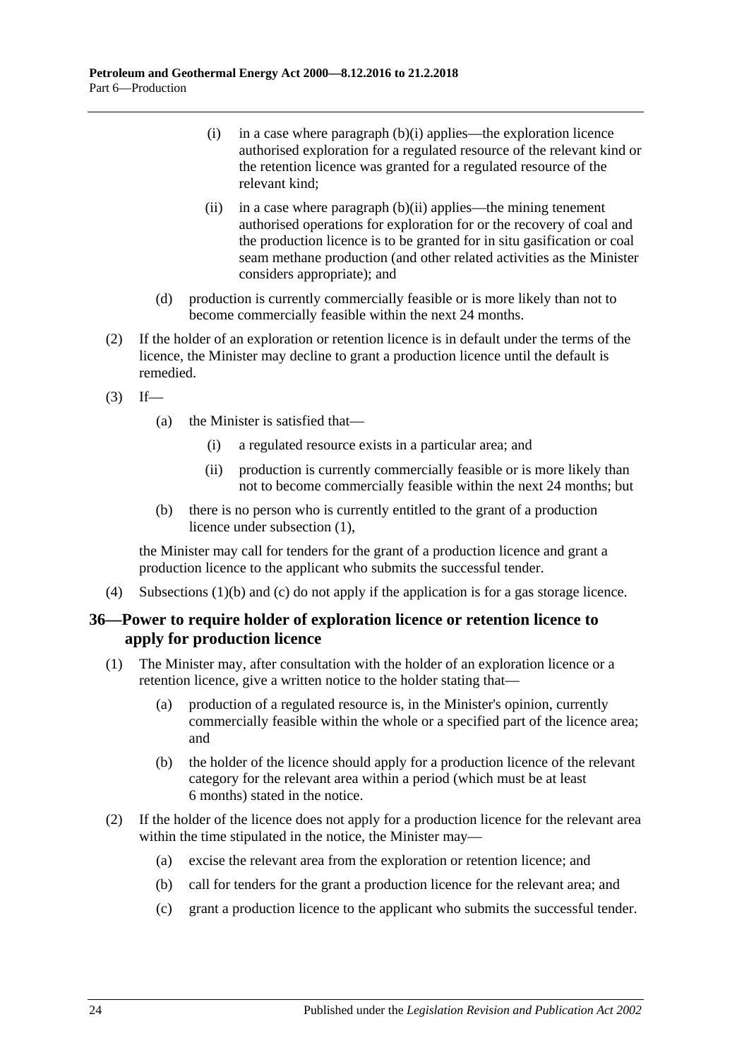(i) in a case where paragraph (b)(i) applies—the exploration licence authorised exploration for a regulated resource of the relevant kind or the retention licence was granted for a regulated resource of the relevant kind;

(ii) in a case where paragraph (b)(ii) applies—the mining tenement authorised operations for exploration for or the recovery of coal and the production licence is to be granted for in situ gasification or coal seam methane production (and other related activities as the Minister considers appropriate); and

(d) production is currently commercially feasible or is more likely than not to become commercially feasible within the next 24 months.

(2) If the holder of an exploration or retention licence is in default under the terms of the licence, the Minister may decline to grant a production licence until the default is remedied.

(3) If—

(a) the Minister is satisfied that—

(i) a regulated resource exists in a particular area; and

(ii) production is currently commercially feasible or is more likely than not to become commercially feasible within the next 24 months; but

(b) there is no person who is currently entitled to the grant of a production licence under subsection (1),

the Minister may call for tenders for the grant of a production licence and grant a production licence to the applicant who submits the successful tender.

(4) Subsections (1)(b) and (c) do not apply if the application is for a gas storage licence.

## 36—Power to require holder of exploration licence or retention licence to apply for production licence

(1) The Minister may, after consultation with the holder of an exploration licence or a retention licence, give a written notice to the holder stating that—

(a) production of a regulated resource is, in the Minister's opinion, currently commercially feasible within the whole or a specified part of the licence area; and

(b) the holder of the licence should apply for a production licence of the relevant category for the relevant area within a period (which must be at least 6 months) stated in the notice.

(2) If the holder of the licence does not apply for a production licence for the relevant area within the time stipulated in the notice, the Minister may—

(a) excise the relevant area from the exploration or retention licence; and

(b) call for tenders for the grant a production licence for the relevant area; and

(c) grant a production licence to the applicant who submits the successful tender.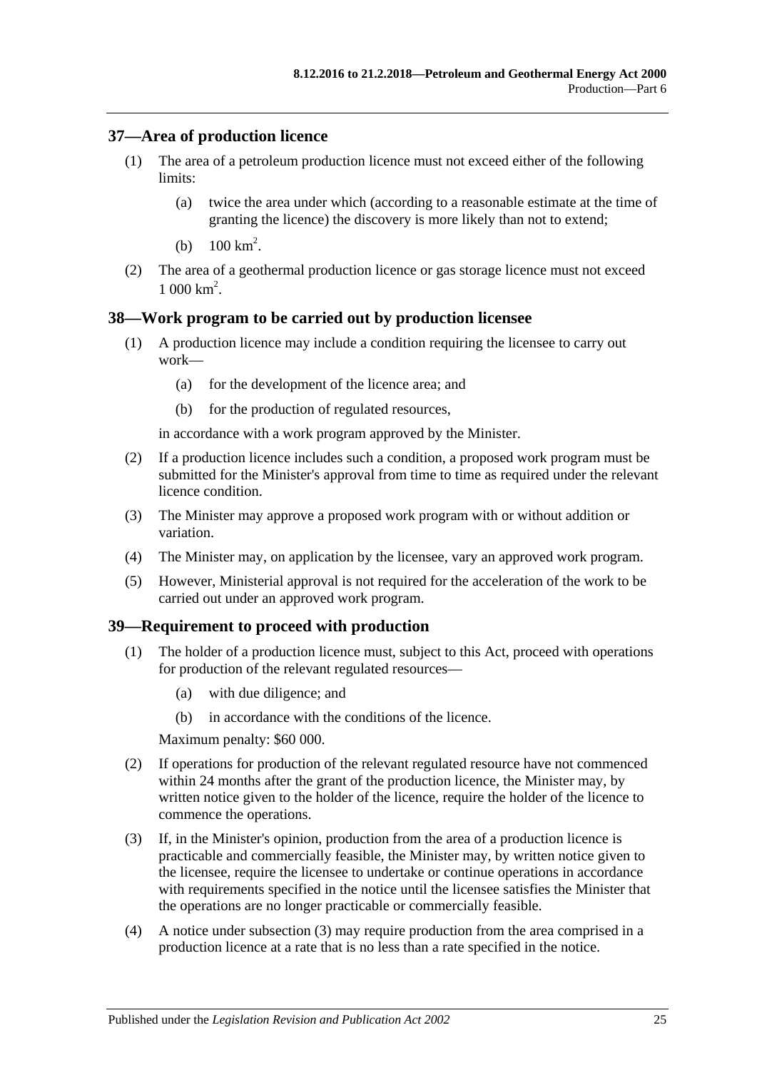## 37—Area of production licence

(1) The area of a petroleum production licence must not exceed either of the following limits:

(a) twice the area under which (according to a reasonable estimate at the time of granting the licence) the discovery is more likely than not to extend;

(b) 100 $km^2$.

(2) The area of a geothermal production licence or gas storage licence must not exceed 1 000 $km^2$.

## 38—Work program to be carried out by production licensee

(1) A production licence may include a condition requiring the licensee to carry out work—

(a) for the development of the licence area; and

(b) for the production of regulated resources,

in accordance with a work program approved by the Minister.

(2) If a production licence includes such a condition, a proposed work program must be submitted for the Minister's approval from time to time as required under the relevant licence condition.

(3) The Minister may approve a proposed work program with or without addition or variation.

(4) The Minister may, on application by the licensee, vary an approved work program.

(5) However, Ministerial approval is not required for the acceleration of the work to be carried out under an approved work program.

## 39—Requirement to proceed with production

(1) The holder of a production licence must, subject to this Act, proceed with operations for production of the relevant regulated resources—

(a) with due diligence; and

(b) in accordance with the conditions of the licence.

Maximum penalty: $60 000.

(2) If operations for production of the relevant regulated resource have not commenced within 24 months after the grant of the production licence, the Minister may, by written notice given to the holder of the licence, require the holder of the licence to commence the operations.

(3) If, in the Minister's opinion, production from the area of a production licence is practicable and commercially feasible, the Minister may, by written notice given to the licensee, require the licensee to undertake or continue operations in accordance with requirements specified in the notice until the licensee satisfies the Minister that the operations are no longer practicable or commercially feasible.

(4) A notice under subsection (3) may require production from the area comprised in a production licence at a rate that is no less than a rate specified in the notice.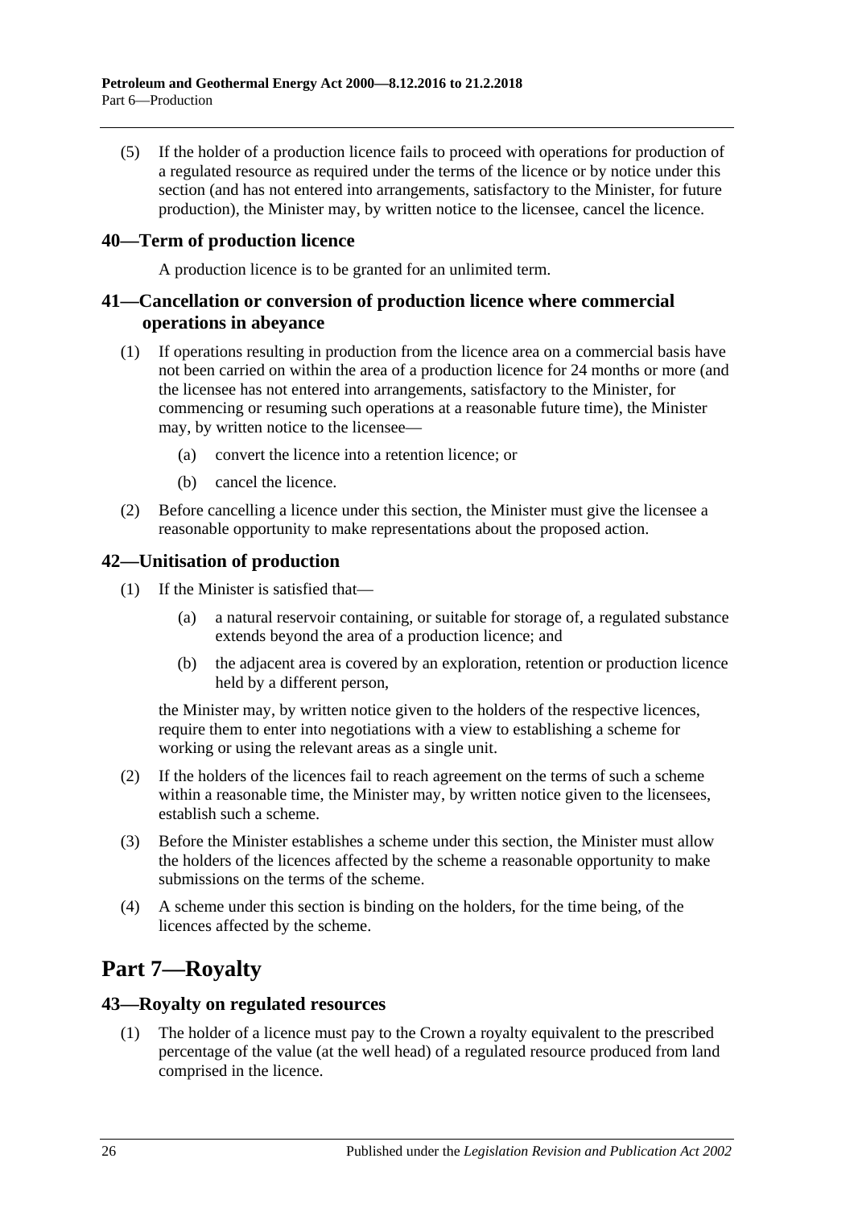(5) If the holder of a production licence fails to proceed with operations for production of a regulated resource as required under the terms of the licence or by notice under this section (and has not entered into arrangements, satisfactory to the Minister, for future production), the Minister may, by written notice to the licensee, cancel the licence.

### 40—Term of production licence

A production licence is to be granted for an unlimited term.

### 41—Cancellation or conversion of production licence where commercial operations in abeyance

(1) If operations resulting in production from the licence area on a commercial basis have not been carried on within the area of a production licence for 24 months or more (and the licensee has not entered into arrangements, satisfactory to the Minister, for commencing or resuming such operations at a reasonable future time), the Minister may, by written notice to the licensee—

(a) convert the licence into a retention licence; or

(b) cancel the licence.

(2) Before cancelling a licence under this section, the Minister must give the licensee a reasonable opportunity to make representations about the proposed action.

### 42—Unitisation of production

(1) If the Minister is satisfied that—

(a) a natural reservoir containing, or suitable for storage of, a regulated substance extends beyond the area of a production licence; and

(b) the adjacent area is covered by an exploration, retention or production licence held by a different person,

the Minister may, by written notice given to the holders of the respective licences, require them to enter into negotiations with a view to establishing a scheme for working or using the relevant areas as a single unit.

(2) If the holders of the licences fail to reach agreement on the terms of such a scheme within a reasonable time, the Minister may, by written notice given to the licensees, establish such a scheme.

(3) Before the Minister establishes a scheme under this section, the Minister must allow the holders of the licences affected by the scheme a reasonable opportunity to make submissions on the terms of the scheme.

(4) A scheme under this section is binding on the holders, for the time being, of the licences affected by the scheme.

## Part 7—Royalty

### 43—Royalty on regulated resources

(1) The holder of a licence must pay to the Crown a royalty equivalent to the prescribed percentage of the value (at the well head) of a regulated resource produced from land comprised in the licence.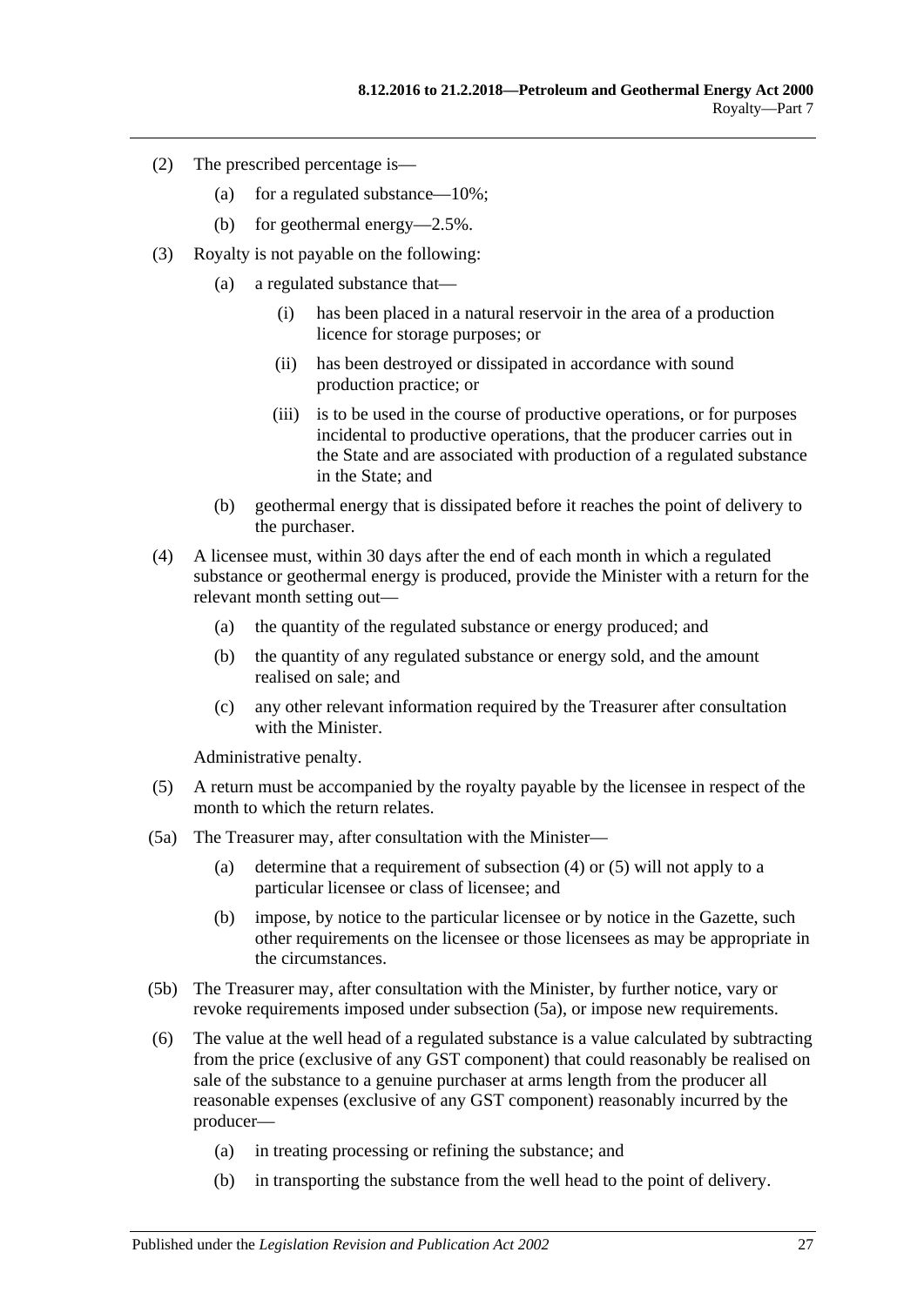(2) The prescribed percentage is—

(a) for a regulated substance—10%;

(b) for geothermal energy—2.5%.

(3) Royalty is not payable on the following:

(a) a regulated substance that—

(i) has been placed in a natural reservoir in the area of a production licence for storage purposes; or

(ii) has been destroyed or dissipated in accordance with sound production practice; or

(iii) is to be used in the course of productive operations, or for purposes incidental to productive operations, that the producer carries out in the State and are associated with production of a regulated substance in the State; and

(b) geothermal energy that is dissipated before it reaches the point of delivery to the purchaser.

(4) A licensee must, within 30 days after the end of each month in which a regulated substance or geothermal energy is produced, provide the Minister with a return for the relevant month setting out—

(a) the quantity of the regulated substance or energy produced; and

(b) the quantity of any regulated substance or energy sold, and the amount realised on sale; and

(c) any other relevant information required by the Treasurer after consultation with the Minister.

Administrative penalty.

(5) A return must be accompanied by the royalty payable by the licensee in respect of the month to which the return relates.

(5a) The Treasurer may, after consultation with the Minister—

(a) determine that a requirement of subsection (4) or (5) will not apply to a particular licensee or class of licensee; and

(b) impose, by notice to the particular licensee or by notice in the Gazette, such other requirements on the licensee or those licensees as may be appropriate in the circumstances.

(5b) The Treasurer may, after consultation with the Minister, by further notice, vary or revoke requirements imposed under subsection (5a), or impose new requirements.

(6) The value at the well head of a regulated substance is a value calculated by subtracting from the price (exclusive of any GST component) that could reasonably be realised on sale of the substance to a genuine purchaser at arms length from the producer all reasonable expenses (exclusive of any GST component) reasonably incurred by the producer—

(a) in treating processing or refining the substance; and

(b) in transporting the substance from the well head to the point of delivery.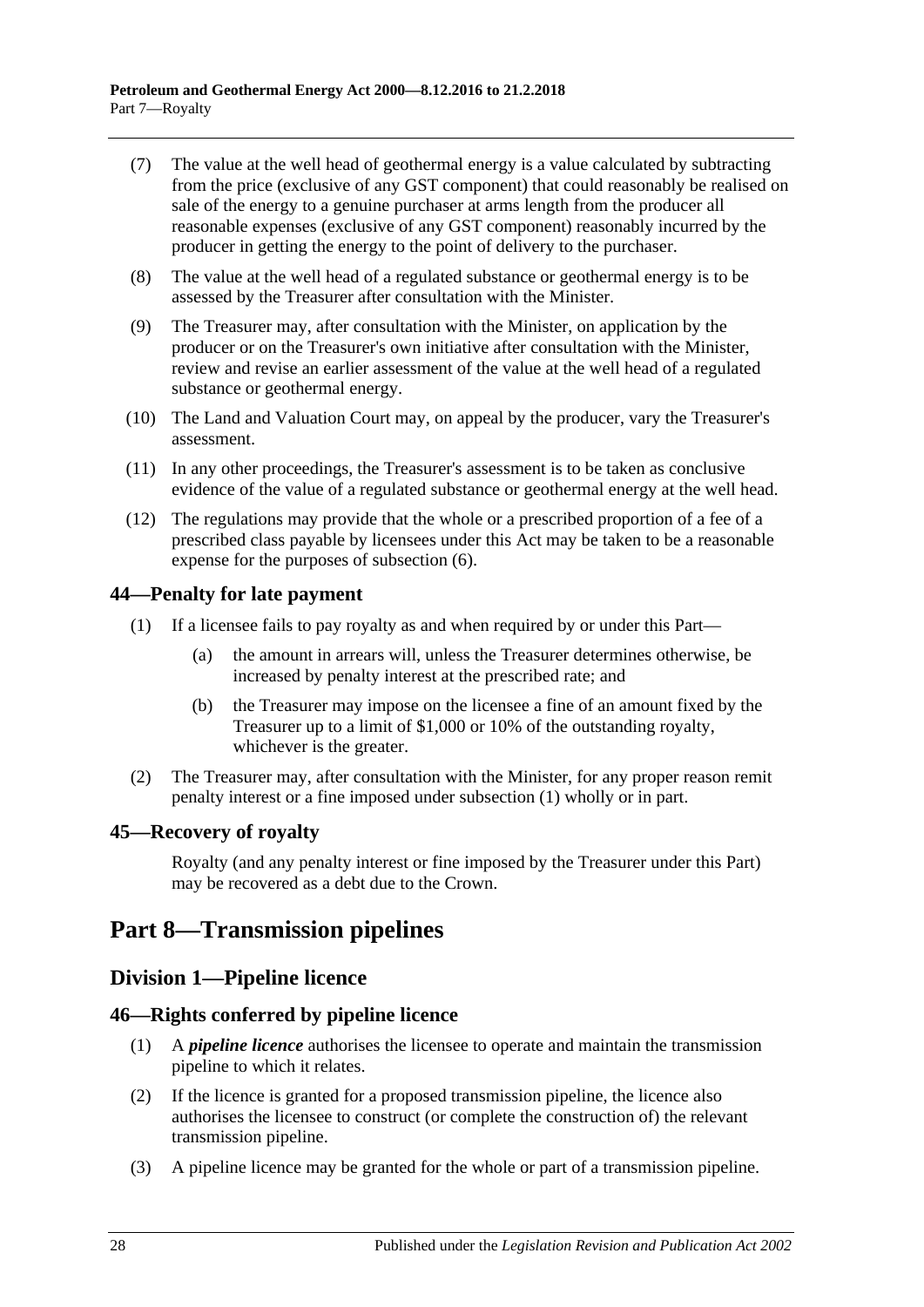(7) The value at the well head of geothermal energy is a value calculated by subtracting from the price (exclusive of any GST component) that could reasonably be realised on sale of the energy to a genuine purchaser at arms length from the producer all reasonable expenses (exclusive of any GST component) reasonably incurred by the producer in getting the energy to the point of delivery to the purchaser.

(8) The value at the well head of a regulated substance or geothermal energy is to be assessed by the Treasurer after consultation with the Minister.

(9) The Treasurer may, after consultation with the Minister, on application by the producer or on the Treasurer's own initiative after consultation with the Minister, review and revise an earlier assessment of the value at the well head of a regulated substance or geothermal energy.

(10) The Land and Valuation Court may, on appeal by the producer, vary the Treasurer's assessment.

(11) In any other proceedings, the Treasurer's assessment is to be taken as conclusive evidence of the value of a regulated substance or geothermal energy at the well head.

(12) The regulations may provide that the whole or a prescribed proportion of a fee of a prescribed class payable by licensees under this Act may be taken to be a reasonable expense for the purposes of subsection (6).

### 44—Penalty for late payment

(1) If a licensee fails to pay royalty as and when required by or under this Part—

(a) the amount in arrears will, unless the Treasurer determines otherwise, be increased by penalty interest at the prescribed rate; and

(b) the Treasurer may impose on the licensee a fine of an amount fixed by the Treasurer up to a limit of $1,000 or 10% of the outstanding royalty, whichever is the greater.

(2) The Treasurer may, after consultation with the Minister, for any proper reason remit penalty interest or a fine imposed under subsection (1) wholly or in part.

### 45—Recovery of royalty

Royalty (and any penalty interest or fine imposed by the Treasurer under this Part) may be recovered as a debt due to the Crown.

# Part 8—Transmission pipelines

## Division 1—Pipeline licence

### 46—Rights conferred by pipeline licence

(1) A ***pipeline licence*** authorises the licensee to operate and maintain the transmission pipeline to which it relates.

(2) If the licence is granted for a proposed transmission pipeline, the licence also authorises the licensee to construct (or complete the construction of) the relevant transmission pipeline.

(3) A pipeline licence may be granted for the whole or part of a transmission pipeline.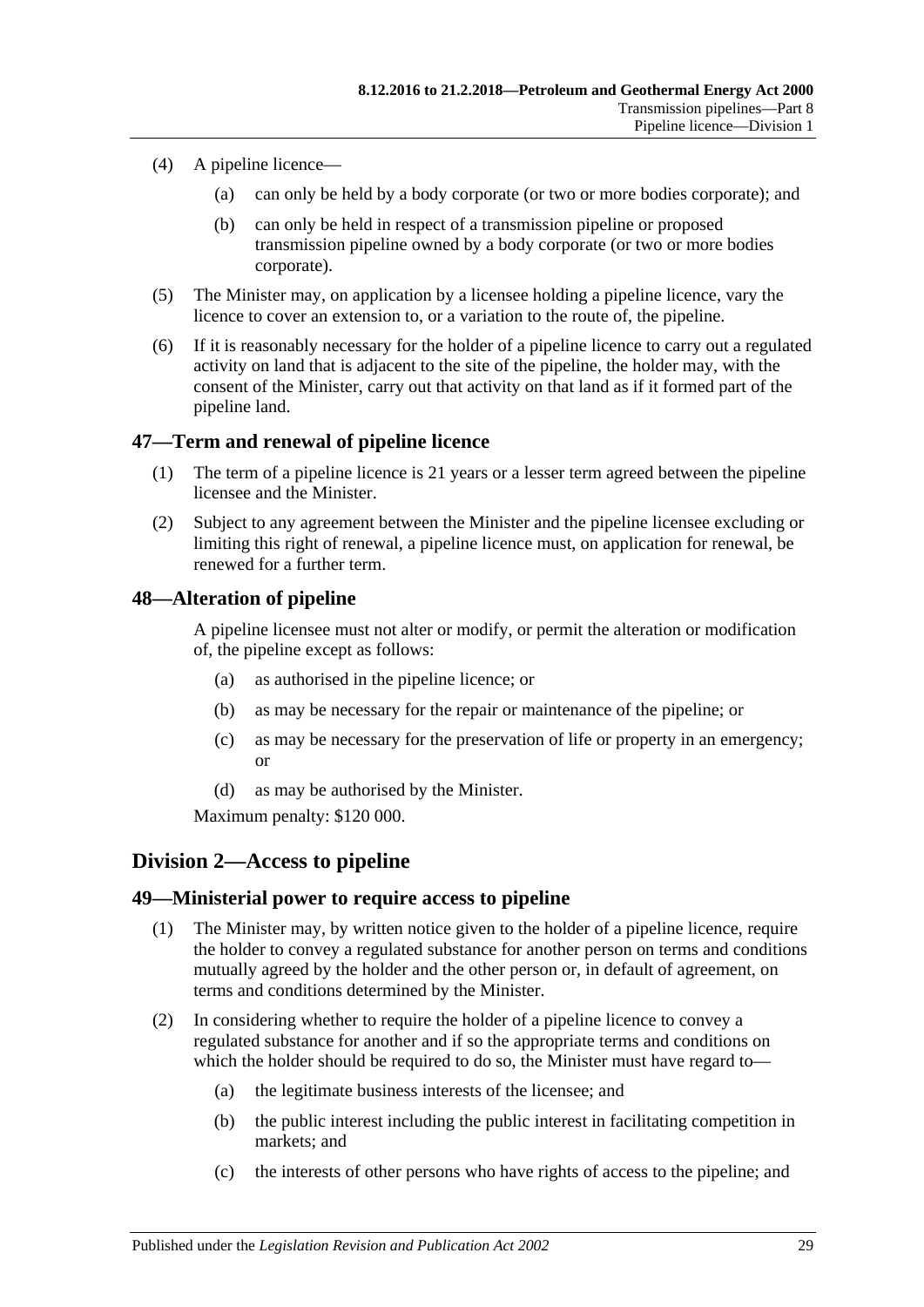(4) A pipeline licence—

(a) can only be held by a body corporate (or two or more bodies corporate); and

(b) can only be held in respect of a transmission pipeline or proposed transmission pipeline owned by a body corporate (or two or more bodies corporate).

(5) The Minister may, on application by a licensee holding a pipeline licence, vary the licence to cover an extension to, or a variation to the route of, the pipeline.

(6) If it is reasonably necessary for the holder of a pipeline licence to carry out a regulated activity on land that is adjacent to the site of the pipeline, the holder may, with the consent of the Minister, carry out that activity on that land as if it formed part of the pipeline land.

## 47—Term and renewal of pipeline licence

(1) The term of a pipeline licence is 21 years or a lesser term agreed between the pipeline licensee and the Minister.

(2) Subject to any agreement between the Minister and the pipeline licensee excluding or limiting this right of renewal, a pipeline licence must, on application for renewal, be renewed for a further term.

## 48—Alteration of pipeline

A pipeline licensee must not alter or modify, or permit the alteration or modification of, the pipeline except as follows:

(a) as authorised in the pipeline licence; or

(b) as may be necessary for the repair or maintenance of the pipeline; or

(c) as may be necessary for the preservation of life or property in an emergency; or

(d) as may be authorised by the Minister.

Maximum penalty: $120 000.

# Division 2—Access to pipeline

## 49—Ministerial power to require access to pipeline

(1) The Minister may, by written notice given to the holder of a pipeline licence, require the holder to convey a regulated substance for another person on terms and conditions mutually agreed by the holder and the other person or, in default of agreement, on terms and conditions determined by the Minister.

(2) In considering whether to require the holder of a pipeline licence to convey a regulated substance for another and if so the appropriate terms and conditions on which the holder should be required to do so, the Minister must have regard to—

(a) the legitimate business interests of the licensee; and

(b) the public interest including the public interest in facilitating competition in markets; and

(c) the interests of other persons who have rights of access to the pipeline; and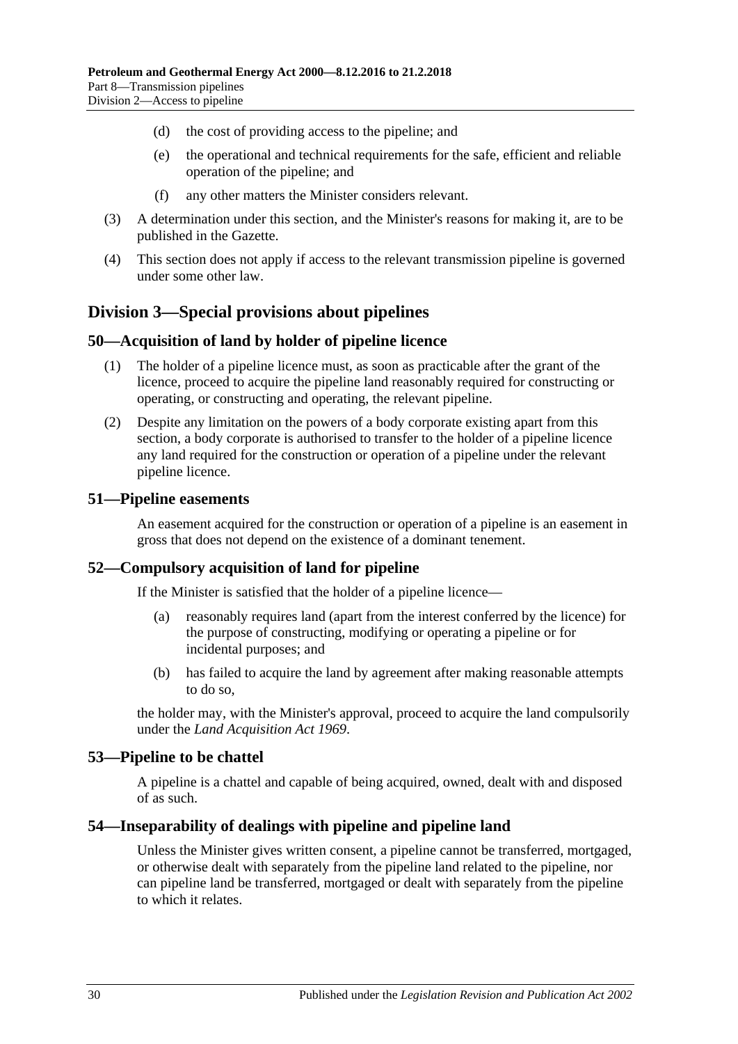(d) the cost of providing access to the pipeline; and

(e) the operational and technical requirements for the safe, efficient and reliable operation of the pipeline; and

(f) any other matters the Minister considers relevant.

(3) A determination under this section, and the Minister's reasons for making it, are to be published in the Gazette.

(4) This section does not apply if access to the relevant transmission pipeline is governed under some other law.

## Division 3—Special provisions about pipelines

### 50—Acquisition of land by holder of pipeline licence

(1) The holder of a pipeline licence must, as soon as practicable after the grant of the licence, proceed to acquire the pipeline land reasonably required for constructing or operating, or constructing and operating, the relevant pipeline.

(2) Despite any limitation on the powers of a body corporate existing apart from this section, a body corporate is authorised to transfer to the holder of a pipeline licence any land required for the construction or operation of a pipeline under the relevant pipeline licence.

### 51—Pipeline easements

An easement acquired for the construction or operation of a pipeline is an easement in gross that does not depend on the existence of a dominant tenement.

### 52—Compulsory acquisition of land for pipeline

If the Minister is satisfied that the holder of a pipeline licence—

(a) reasonably requires land (apart from the interest conferred by the licence) for the purpose of constructing, modifying or operating a pipeline or for incidental purposes; and

(b) has failed to acquire the land by agreement after making reasonable attempts to do so,

the holder may, with the Minister's approval, proceed to acquire the land compulsorily under the *Land Acquisition Act 1969*.

### 53—Pipeline to be chattel

A pipeline is a chattel and capable of being acquired, owned, dealt with and disposed of as such.

### 54—Inseparability of dealings with pipeline and pipeline land

Unless the Minister gives written consent, a pipeline cannot be transferred, mortgaged, or otherwise dealt with separately from the pipeline land related to the pipeline, nor can pipeline land be transferred, mortgaged or dealt with separately from the pipeline to which it relates.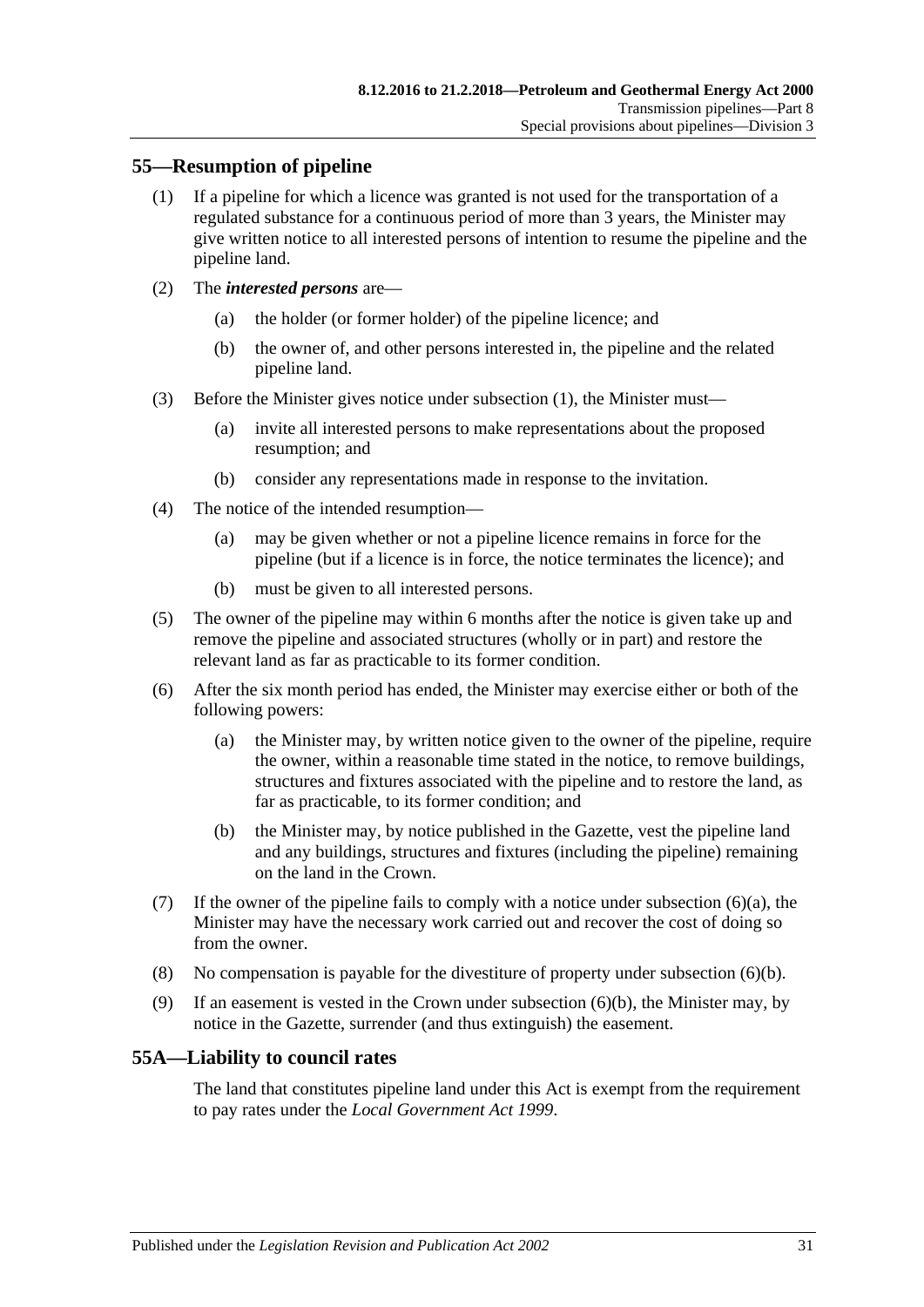## 55—Resumption of pipeline

(1) If a pipeline for which a licence was granted is not used for the transportation of a regulated substance for a continuous period of more than 3 years, the Minister may give written notice to all interested persons of intention to resume the pipeline and the pipeline land.

(2) The ***interested persons*** are—

(a) the holder (or former holder) of the pipeline licence; and

(b) the owner of, and other persons interested in, the pipeline and the related pipeline land.

(3) Before the Minister gives notice under subsection (1), the Minister must—

(a) invite all interested persons to make representations about the proposed resumption; and

(b) consider any representations made in response to the invitation.

(4) The notice of the intended resumption—

(a) may be given whether or not a pipeline licence remains in force for the pipeline (but if a licence is in force, the notice terminates the licence); and

(b) must be given to all interested persons.

(5) The owner of the pipeline may within 6 months after the notice is given take up and remove the pipeline and associated structures (wholly or in part) and restore the relevant land as far as practicable to its former condition.

(6) After the six month period has ended, the Minister may exercise either or both of the following powers:

(a) the Minister may, by written notice given to the owner of the pipeline, require the owner, within a reasonable time stated in the notice, to remove buildings, structures and fixtures associated with the pipeline and to restore the land, as far as practicable, to its former condition; and

(b) the Minister may, by notice published in the Gazette, vest the pipeline land and any buildings, structures and fixtures (including the pipeline) remaining on the land in the Crown.

(7) If the owner of the pipeline fails to comply with a notice under subsection (6)(a), the Minister may have the necessary work carried out and recover the cost of doing so from the owner.

(8) No compensation is payable for the divestiture of property under subsection (6)(b).

(9) If an easement is vested in the Crown under subsection (6)(b), the Minister may, by notice in the Gazette, surrender (and thus extinguish) the easement.

## 55A—Liability to council rates

The land that constitutes pipeline land under this Act is exempt from the requirement to pay rates under the *Local Government Act 1999*.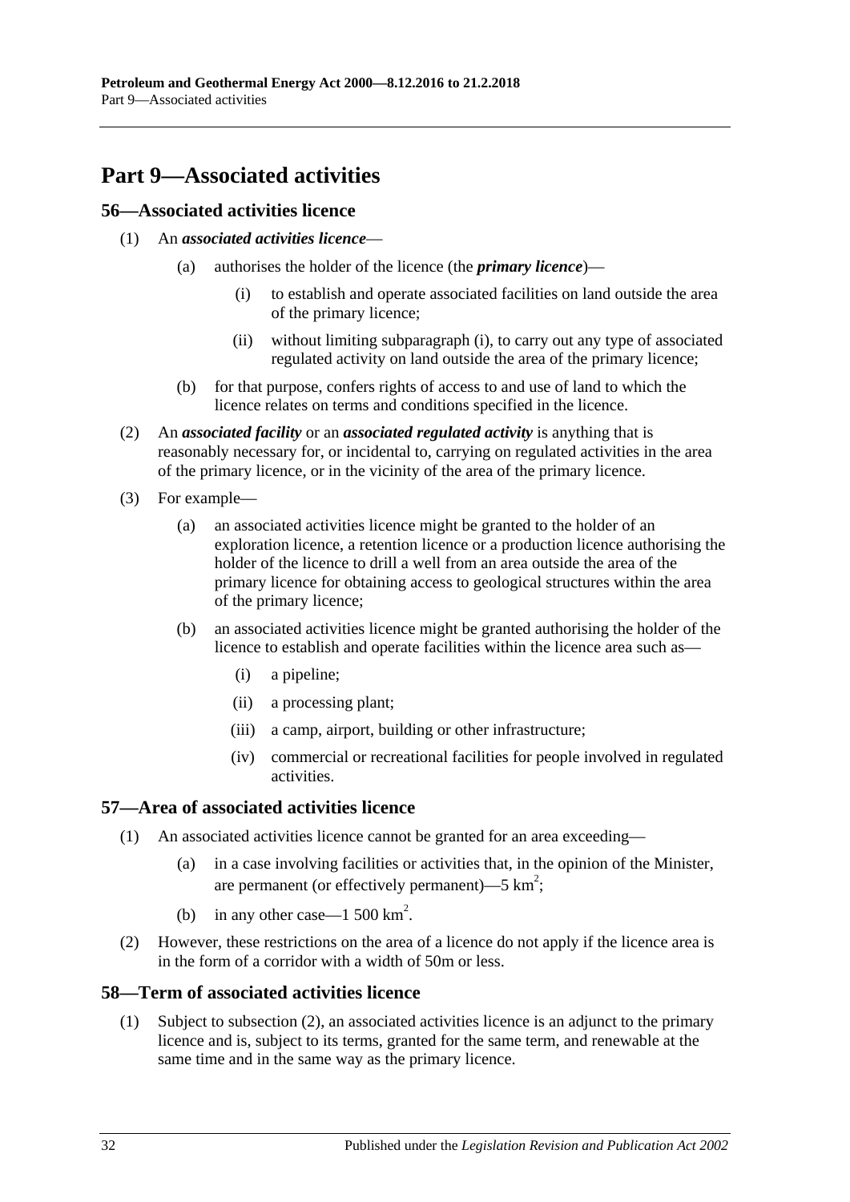# Part 9—Associated activities

## 56—Associated activities licence

(1) An ***associated activities licence***—

(a) authorises the holder of the licence (the ***primary licence***)—

(i) to establish and operate associated facilities on land outside the area of the primary licence;

(ii) without limiting subparagraph (i), to carry out any type of associated regulated activity on land outside the area of the primary licence;

(b) for that purpose, confers rights of access to and use of land to which the licence relates on terms and conditions specified in the licence.

(2) An ***associated facility*** or an ***associated regulated activity*** is anything that is reasonably necessary for, or incidental to, carrying on regulated activities in the area of the primary licence, or in the vicinity of the area of the primary licence.

(3) For example—

(a) an associated activities licence might be granted to the holder of an exploration licence, a retention licence or a production licence authorising the holder of the licence to drill a well from an area outside the area of the primary licence for obtaining access to geological structures within the area of the primary licence;

(b) an associated activities licence might be granted authorising the holder of the licence to establish and operate facilities within the licence area such as—

(i) a pipeline;

(ii) a processing plant;

(iii) a camp, airport, building or other infrastructure;

(iv) commercial or recreational facilities for people involved in regulated activities.

## 57—Area of associated activities licence

(1) An associated activities licence cannot be granted for an area exceeding—

(a) in a case involving facilities or activities that, in the opinion of the Minister, are permanent (or effectively permanent)—5 $km^2$;

(b) in any other case—1 500 $km^2$.

(2) However, these restrictions on the area of a licence do not apply if the licence area is in the form of a corridor with a width of 50m or less.

## 58—Term of associated activities licence

(1) Subject to subsection (2), an associated activities licence is an adjunct to the primary licence and is, subject to its terms, granted for the same term, and renewable at the same time and in the same way as the primary licence.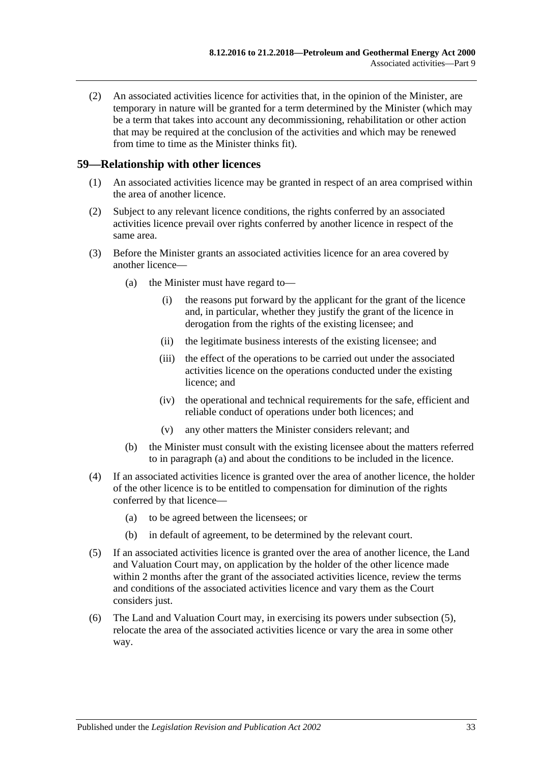(2) An associated activities licence for activities that, in the opinion of the Minister, are temporary in nature will be granted for a term determined by the Minister (which may be a term that takes into account any decommissioning, rehabilitation or other action that may be required at the conclusion of the activities and which may be renewed from time to time as the Minister thinks fit).

## 59—Relationship with other licences

(1) An associated activities licence may be granted in respect of an area comprised within the area of another licence.

(2) Subject to any relevant licence conditions, the rights conferred by an associated activities licence prevail over rights conferred by another licence in respect of the same area.

(3) Before the Minister grants an associated activities licence for an area covered by another licence—

(a) the Minister must have regard to—

(i) the reasons put forward by the applicant for the grant of the licence and, in particular, whether they justify the grant of the licence in derogation from the rights of the existing licensee; and

(ii) the legitimate business interests of the existing licensee; and

(iii) the effect of the operations to be carried out under the associated activities licence on the operations conducted under the existing licence; and

(iv) the operational and technical requirements for the safe, efficient and reliable conduct of operations under both licences; and

(v) any other matters the Minister considers relevant; and

(b) the Minister must consult with the existing licensee about the matters referred to in paragraph (a) and about the conditions to be included in the licence.

(4) If an associated activities licence is granted over the area of another licence, the holder of the other licence is to be entitled to compensation for diminution of the rights conferred by that licence—

(a) to be agreed between the licensees; or

(b) in default of agreement, to be determined by the relevant court.

(5) If an associated activities licence is granted over the area of another licence, the Land and Valuation Court may, on application by the holder of the other licence made within 2 months after the grant of the associated activities licence, review the terms and conditions of the associated activities licence and vary them as the Court considers just.

(6) The Land and Valuation Court may, in exercising its powers under subsection (5), relocate the area of the associated activities licence or vary the area in some other way.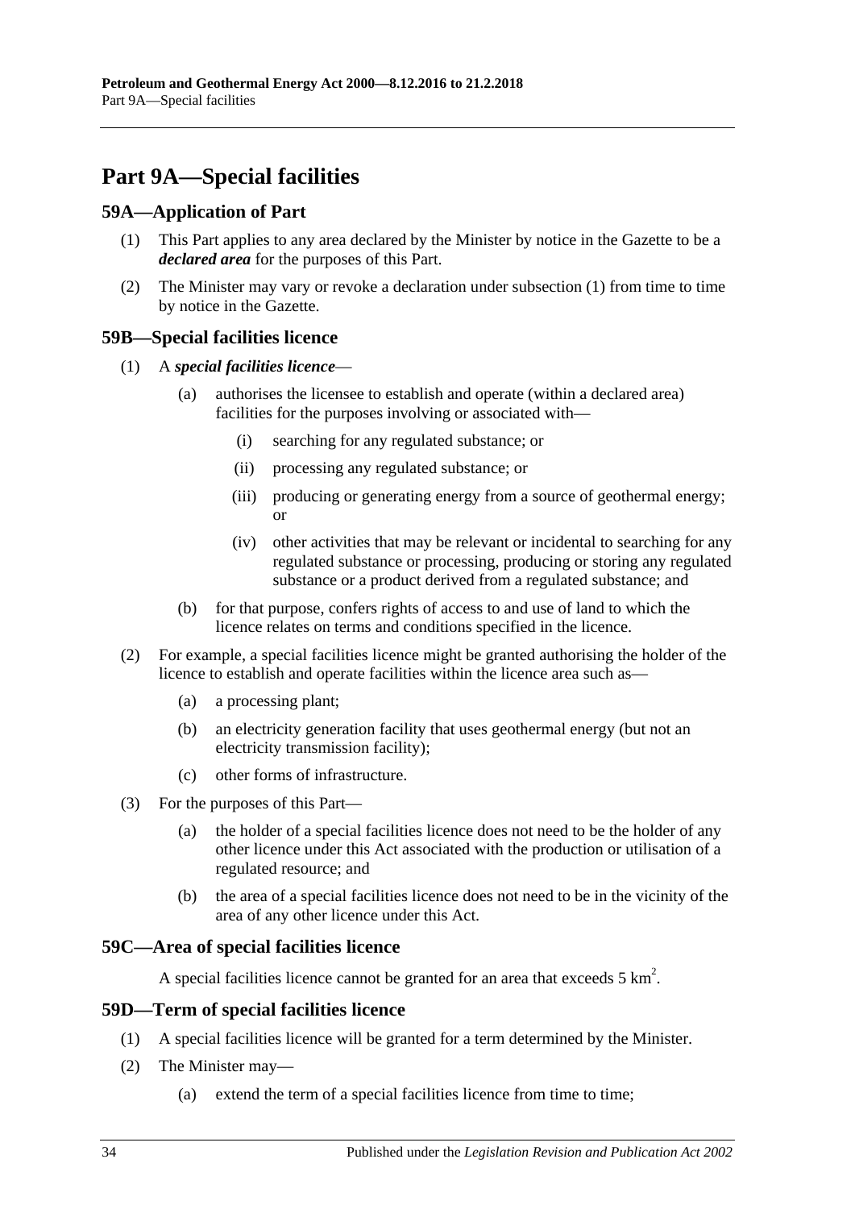# Part 9A—Special facilities

## 59A—Application of Part

(1) This Part applies to any area declared by the Minister by notice in the Gazette to be a ***declared area*** for the purposes of this Part.

(2) The Minister may vary or revoke a declaration under subsection (1) from time to time by notice in the Gazette.

## 59B—Special facilities licence

(1) A ***special facilities licence***—

(a) authorises the licensee to establish and operate (within a declared area) facilities for the purposes involving or associated with—

(i) searching for any regulated substance; or

(ii) processing any regulated substance; or

(iii) producing or generating energy from a source of geothermal energy; or

(iv) other activities that may be relevant or incidental to searching for any regulated substance or processing, producing or storing any regulated substance or a product derived from a regulated substance; and

(b) for that purpose, confers rights of access to and use of land to which the licence relates on terms and conditions specified in the licence.

(2) For example, a special facilities licence might be granted authorising the holder of the licence to establish and operate facilities within the licence area such as—

(a) a processing plant;

(b) an electricity generation facility that uses geothermal energy (but not an electricity transmission facility);

(c) other forms of infrastructure.

(3) For the purposes of this Part—

(a) the holder of a special facilities licence does not need to be the holder of any other licence under this Act associated with the production or utilisation of a regulated resource; and

(b) the area of a special facilities licence does not need to be in the vicinity of the area of any other licence under this Act.

## 59C—Area of special facilities licence

A special facilities licence cannot be granted for an area that exceeds 5 $km^2$.

## 59D—Term of special facilities licence

(1) A special facilities licence will be granted for a term determined by the Minister.

(2) The Minister may—

(a) extend the term of a special facilities licence from time to time;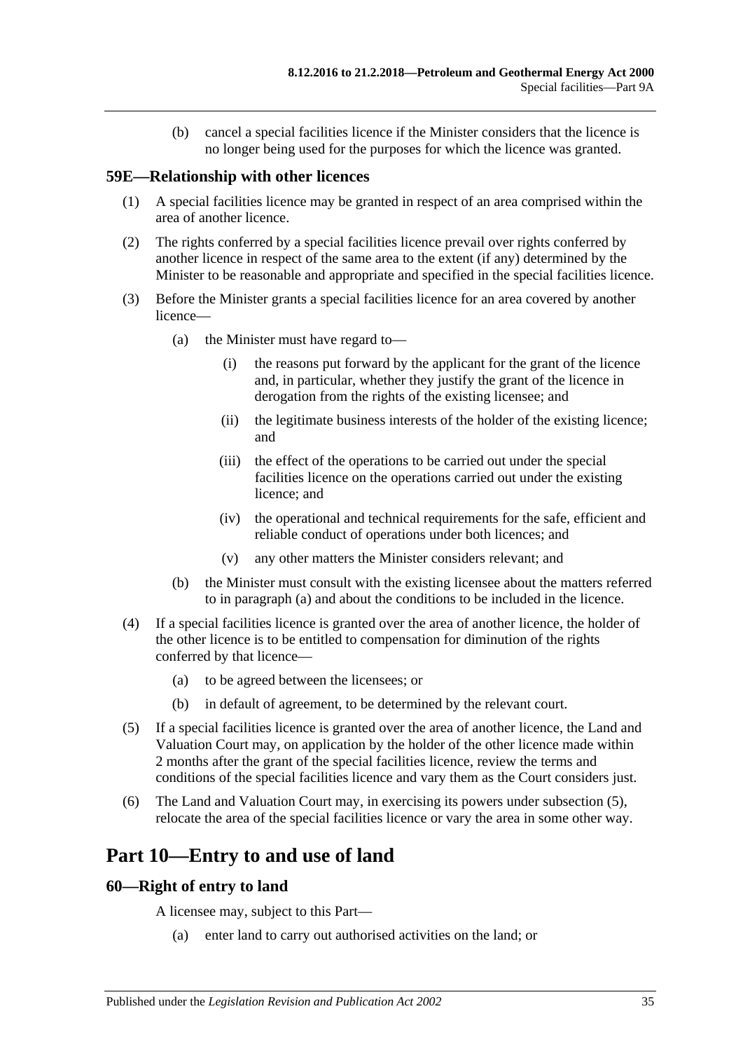(b) cancel a special facilities licence if the Minister considers that the licence is no longer being used for the purposes for which the licence was granted.

### 59E—Relationship with other licences

(1) A special facilities licence may be granted in respect of an area comprised within the area of another licence.

(2) The rights conferred by a special facilities licence prevail over rights conferred by another licence in respect of the same area to the extent (if any) determined by the Minister to be reasonable and appropriate and specified in the special facilities licence.

(3) Before the Minister grants a special facilities licence for an area covered by another licence—

(a) the Minister must have regard to—

(i) the reasons put forward by the applicant for the grant of the licence and, in particular, whether they justify the grant of the licence in derogation from the rights of the existing licensee; and

(ii) the legitimate business interests of the holder of the existing licence; and

(iii) the effect of the operations to be carried out under the special facilities licence on the operations carried out under the existing licence; and

(iv) the operational and technical requirements for the safe, efficient and reliable conduct of operations under both licences; and

(v) any other matters the Minister considers relevant; and

(b) the Minister must consult with the existing licensee about the matters referred to in paragraph (a) and about the conditions to be included in the licence.

(4) If a special facilities licence is granted over the area of another licence, the holder of the other licence is to be entitled to compensation for diminution of the rights conferred by that licence—

(a) to be agreed between the licensees; or

(b) in default of agreement, to be determined by the relevant court.

(5) If a special facilities licence is granted over the area of another licence, the Land and Valuation Court may, on application by the holder of the other licence made within 2 months after the grant of the special facilities licence, review the terms and conditions of the special facilities licence and vary them as the Court considers just.

(6) The Land and Valuation Court may, in exercising its powers under subsection (5), relocate the area of the special facilities licence or vary the area in some other way.

## Part 10—Entry to and use of land

### 60—Right of entry to land

A licensee may, subject to this Part—

(a) enter land to carry out authorised activities on the land; or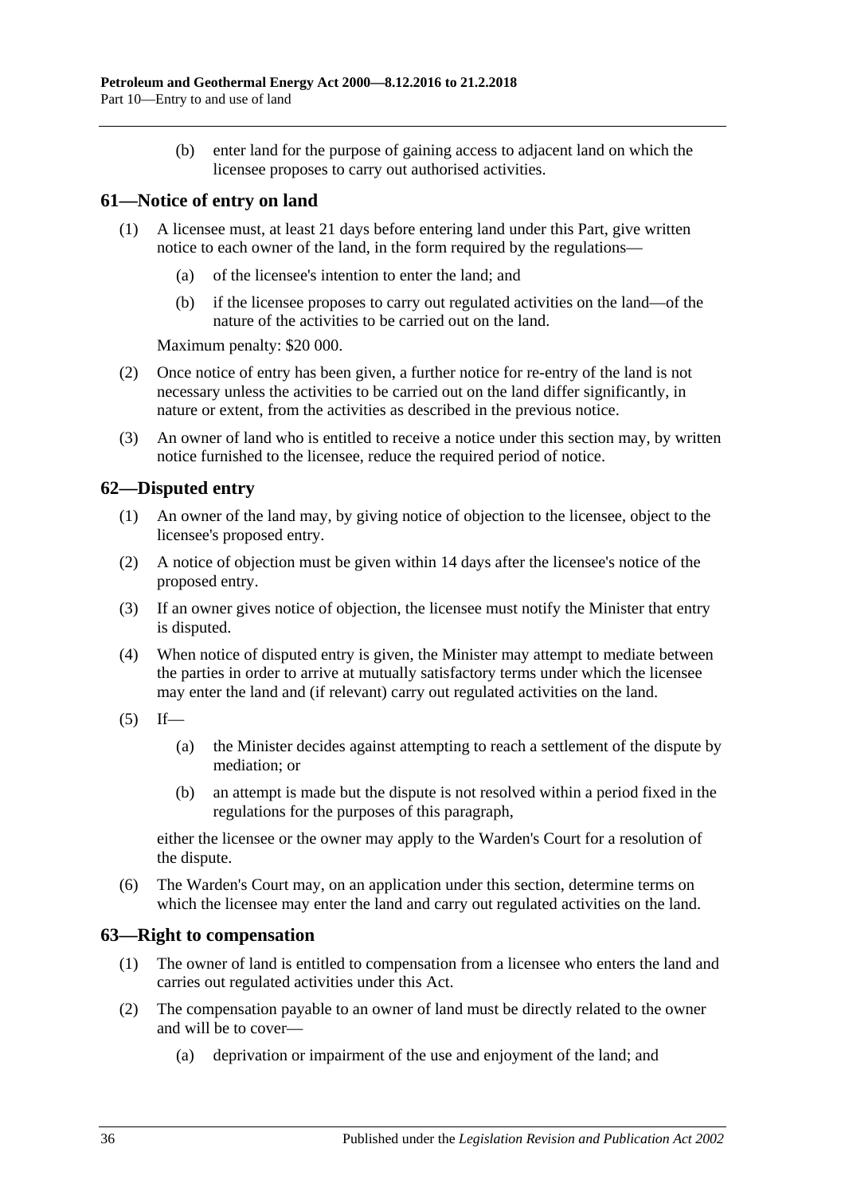(b) enter land for the purpose of gaining access to adjacent land on which the licensee proposes to carry out authorised activities.

## 61—Notice of entry on land

(1) A licensee must, at least 21 days before entering land under this Part, give written notice to each owner of the land, in the form required by the regulations—

(a) of the licensee's intention to enter the land; and

(b) if the licensee proposes to carry out regulated activities on the land—of the nature of the activities to be carried out on the land.

Maximum penalty: $20 000.

(2) Once notice of entry has been given, a further notice for re-entry of the land is not necessary unless the activities to be carried out on the land differ significantly, in nature or extent, from the activities as described in the previous notice.

(3) An owner of land who is entitled to receive a notice under this section may, by written notice furnished to the licensee, reduce the required period of notice.

## 62—Disputed entry

(1) An owner of the land may, by giving notice of objection to the licensee, object to the licensee's proposed entry.

(2) A notice of objection must be given within 14 days after the licensee's notice of the proposed entry.

(3) If an owner gives notice of objection, the licensee must notify the Minister that entry is disputed.

(4) When notice of disputed entry is given, the Minister may attempt to mediate between the parties in order to arrive at mutually satisfactory terms under which the licensee may enter the land and (if relevant) carry out regulated activities on the land.

(5) If—

(a) the Minister decides against attempting to reach a settlement of the dispute by mediation; or

(b) an attempt is made but the dispute is not resolved within a period fixed in the regulations for the purposes of this paragraph,

either the licensee or the owner may apply to the Warden's Court for a resolution of the dispute.

(6) The Warden's Court may, on an application under this section, determine terms on which the licensee may enter the land and carry out regulated activities on the land.

## 63—Right to compensation

(1) The owner of land is entitled to compensation from a licensee who enters the land and carries out regulated activities under this Act.

(2) The compensation payable to an owner of land must be directly related to the owner and will be to cover—

(a) deprivation or impairment of the use and enjoyment of the land; and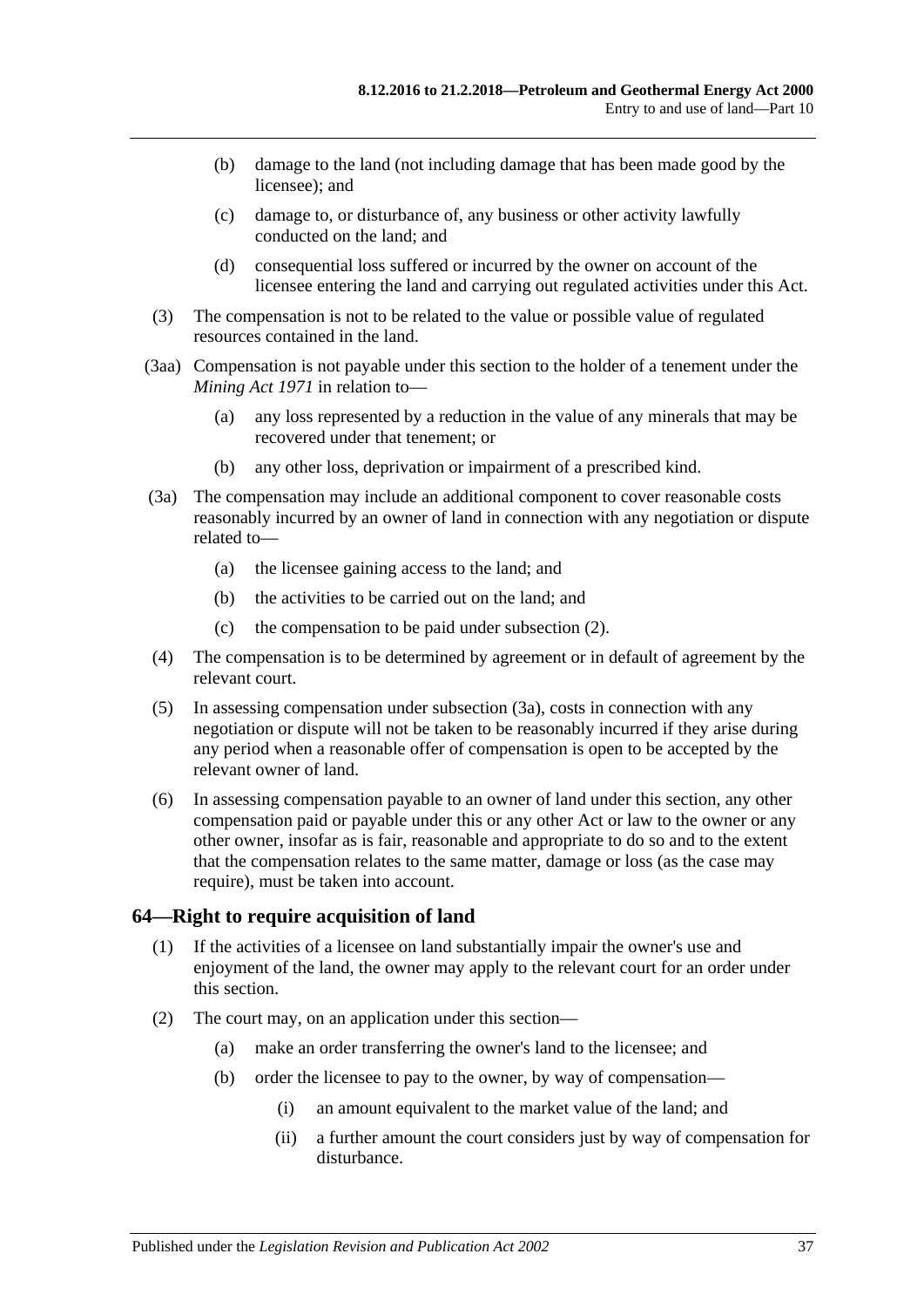(b) damage to the land (not including damage that has been made good by the licensee); and

(c) damage to, or disturbance of, any business or other activity lawfully conducted on the land; and

(d) consequential loss suffered or incurred by the owner on account of the licensee entering the land and carrying out regulated activities under this Act.

(3) The compensation is not to be related to the value or possible value of regulated resources contained in the land.

(3aa) Compensation is not payable under this section to the holder of a tenement under the *Mining Act 1971* in relation to—

(a) any loss represented by a reduction in the value of any minerals that may be recovered under that tenement; or

(b) any other loss, deprivation or impairment of a prescribed kind.

(3a) The compensation may include an additional component to cover reasonable costs reasonably incurred by an owner of land in connection with any negotiation or dispute related to—

(a) the licensee gaining access to the land; and

(b) the activities to be carried out on the land; and

(c) the compensation to be paid under subsection (2).

(4) The compensation is to be determined by agreement or in default of agreement by the relevant court.

(5) In assessing compensation under subsection (3a), costs in connection with any negotiation or dispute will not be taken to be reasonably incurred if they arise during any period when a reasonable offer of compensation is open to be accepted by the relevant owner of land.

(6) In assessing compensation payable to an owner of land under this section, any other compensation paid or payable under this or any other Act or law to the owner or any other owner, insofar as is fair, reasonable and appropriate to do so and to the extent that the compensation relates to the same matter, damage or loss (as the case may require), must be taken into account.

## 64—Right to require acquisition of land

(1) If the activities of a licensee on land substantially impair the owner's use and enjoyment of the land, the owner may apply to the relevant court for an order under this section.

(2) The court may, on an application under this section—

(a) make an order transferring the owner's land to the licensee; and

(b) order the licensee to pay to the owner, by way of compensation—

(i) an amount equivalent to the market value of the land; and

(ii) a further amount the court considers just by way of compensation for disturbance.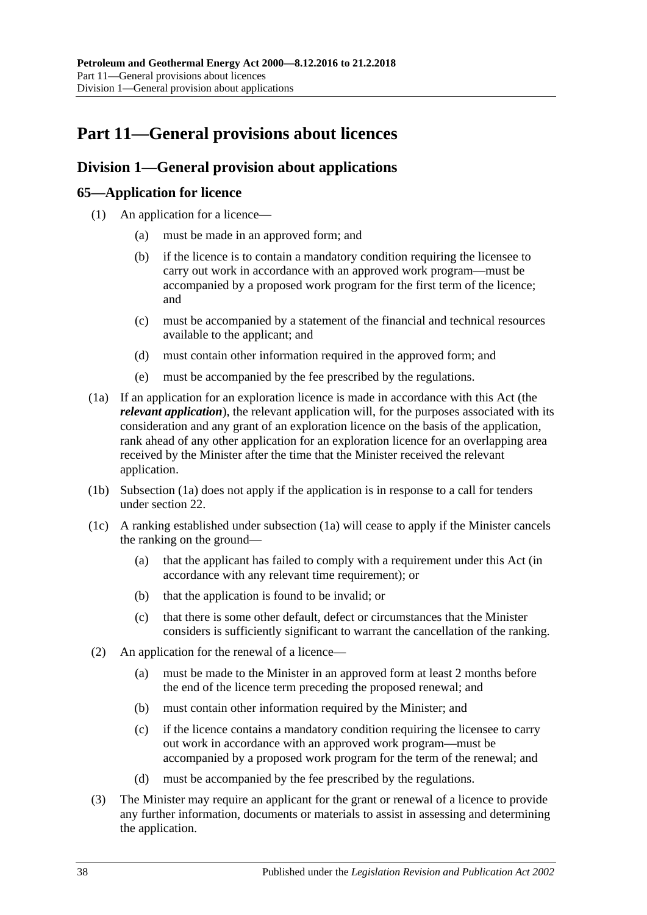# Part 11—General provisions about licences

## Division 1—General provision about applications

### 65—Application for licence

(1) An application for a licence—

(a) must be made in an approved form; and

(b) if the licence is to contain a mandatory condition requiring the licensee to carry out work in accordance with an approved work program—must be accompanied by a proposed work program for the first term of the licence; and

(c) must be accompanied by a statement of the financial and technical resources available to the applicant; and

(d) must contain other information required in the approved form; and

(e) must be accompanied by the fee prescribed by the regulations.

(1a) If an application for an exploration licence is made in accordance with this Act (the ***relevant application***), the relevant application will, for the purposes associated with its consideration and any grant of an exploration licence on the basis of the application, rank ahead of any other application for an exploration licence for an overlapping area received by the Minister after the time that the Minister received the relevant application.

(1b) Subsection (1a) does not apply if the application is in response to a call for tenders under section 22.

(1c) A ranking established under subsection (1a) will cease to apply if the Minister cancels the ranking on the ground—

(a) that the applicant has failed to comply with a requirement under this Act (in accordance with any relevant time requirement); or

(b) that the application is found to be invalid; or

(c) that there is some other default, defect or circumstances that the Minister considers is sufficiently significant to warrant the cancellation of the ranking.

(2) An application for the renewal of a licence—

(a) must be made to the Minister in an approved form at least 2 months before the end of the licence term preceding the proposed renewal; and

(b) must contain other information required by the Minister; and

(c) if the licence contains a mandatory condition requiring the licensee to carry out work in accordance with an approved work program—must be accompanied by a proposed work program for the term of the renewal; and

(d) must be accompanied by the fee prescribed by the regulations.

(3) The Minister may require an applicant for the grant or renewal of a licence to provide any further information, documents or materials to assist in assessing and determining the application.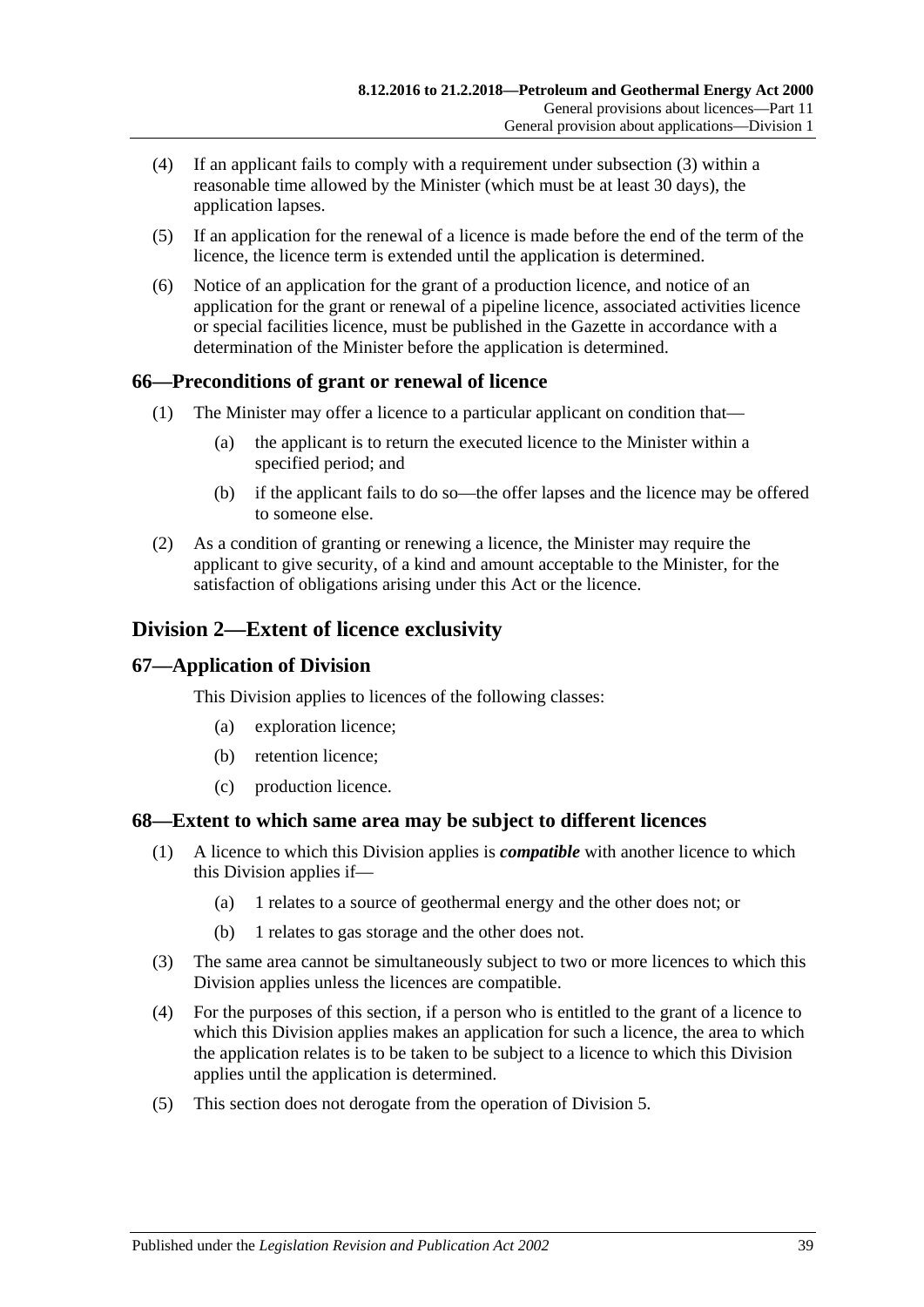(4) If an applicant fails to comply with a requirement under subsection (3) within a reasonable time allowed by the Minister (which must be at least 30 days), the application lapses.

(5) If an application for the renewal of a licence is made before the end of the term of the licence, the licence term is extended until the application is determined.

(6) Notice of an application for the grant of a production licence, and notice of an application for the grant or renewal of a pipeline licence, associated activities licence or special facilities licence, must be published in the Gazette in accordance with a determination of the Minister before the application is determined.

### 66—Preconditions of grant or renewal of licence

(1) The Minister may offer a licence to a particular applicant on condition that—

(a) the applicant is to return the executed licence to the Minister within a specified period; and

(b) if the applicant fails to do so—the offer lapses and the licence may be offered to someone else.

(2) As a condition of granting or renewing a licence, the Minister may require the applicant to give security, of a kind and amount acceptable to the Minister, for the satisfaction of obligations arising under this Act or the licence.

## Division 2—Extent of licence exclusivity

### 67—Application of Division

This Division applies to licences of the following classes:

(a) exploration licence;

(b) retention licence;

(c) production licence.

### 68—Extent to which same area may be subject to different licences

(1) A licence to which this Division applies is ***compatible*** with another licence to which this Division applies if—

(a) 1 relates to a source of geothermal energy and the other does not; or

(b) 1 relates to gas storage and the other does not.

(3) The same area cannot be simultaneously subject to two or more licences to which this Division applies unless the licences are compatible.

(4) For the purposes of this section, if a person who is entitled to the grant of a licence to which this Division applies makes an application for such a licence, the area to which the application relates is to be taken to be subject to a licence to which this Division applies until the application is determined.

(5) This section does not derogate from the operation of Division 5.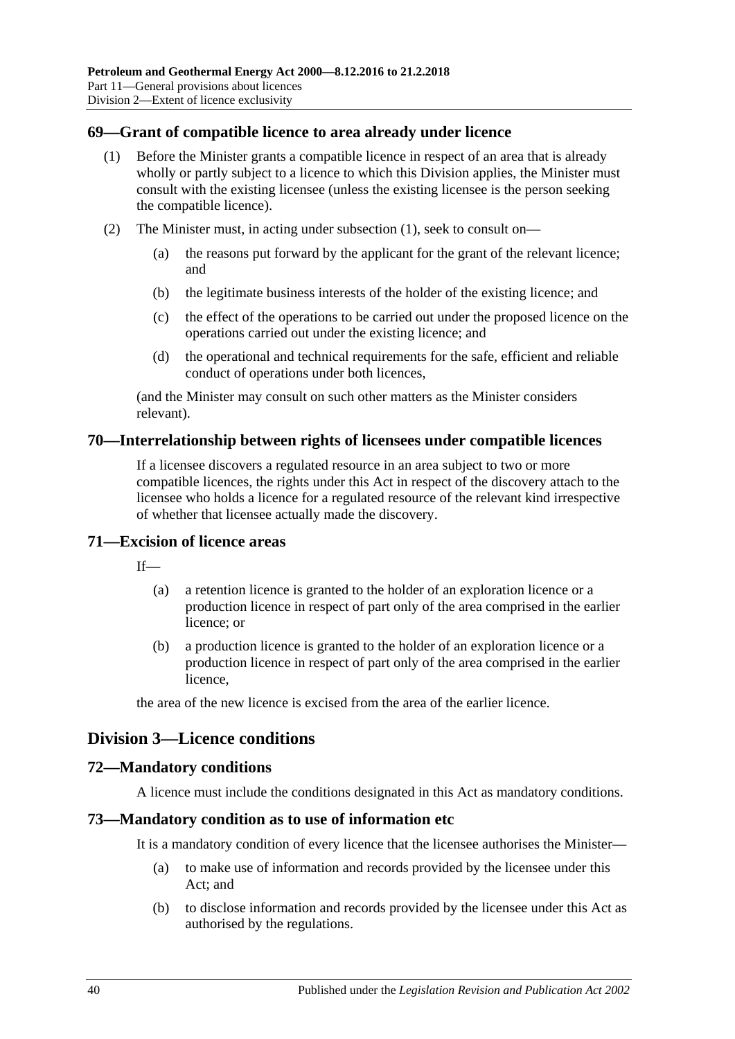## 69—Grant of compatible licence to area already under licence

(1) Before the Minister grants a compatible licence in respect of an area that is already wholly or partly subject to a licence to which this Division applies, the Minister must consult with the existing licensee (unless the existing licensee is the person seeking the compatible licence).

(2) The Minister must, in acting under subsection (1), seek to consult on—

(a) the reasons put forward by the applicant for the grant of the relevant licence; and

(b) the legitimate business interests of the holder of the existing licence; and

(c) the effect of the operations to be carried out under the proposed licence on the operations carried out under the existing licence; and

(d) the operational and technical requirements for the safe, efficient and reliable conduct of operations under both licences,

(and the Minister may consult on such other matters as the Minister considers relevant).

## 70—Interrelationship between rights of licensees under compatible licences

If a licensee discovers a regulated resource in an area subject to two or more compatible licences, the rights under this Act in respect of the discovery attach to the licensee who holds a licence for a regulated resource of the relevant kind irrespective of whether that licensee actually made the discovery.

## 71—Excision of licence areas

If—

(a) a retention licence is granted to the holder of an exploration licence or a production licence in respect of part only of the area comprised in the earlier licence; or

(b) a production licence is granted to the holder of an exploration licence or a production licence in respect of part only of the area comprised in the earlier licence,

the area of the new licence is excised from the area of the earlier licence.

# Division 3—Licence conditions

## 72—Mandatory conditions

A licence must include the conditions designated in this Act as mandatory conditions.

## 73—Mandatory condition as to use of information etc

It is a mandatory condition of every licence that the licensee authorises the Minister—

(a) to make use of information and records provided by the licensee under this Act; and

(b) to disclose information and records provided by the licensee under this Act as authorised by the regulations.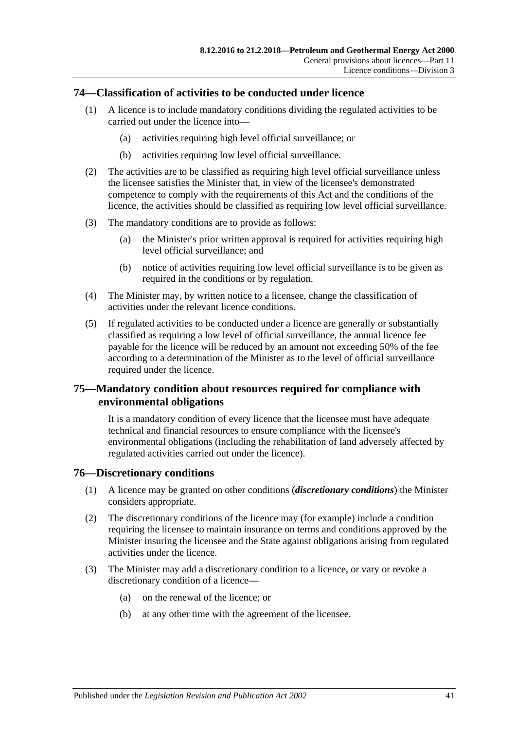## 74—Classification of activities to be conducted under licence

(1) A licence is to include mandatory conditions dividing the regulated activities to be carried out under the licence into—

(a) activities requiring high level official surveillance; or

(b) activities requiring low level official surveillance.

(2) The activities are to be classified as requiring high level official surveillance unless the licensee satisfies the Minister that, in view of the licensee's demonstrated competence to comply with the requirements of this Act and the conditions of the licence, the activities should be classified as requiring low level official surveillance.

(3) The mandatory conditions are to provide as follows:

(a) the Minister's prior written approval is required for activities requiring high level official surveillance; and

(b) notice of activities requiring low level official surveillance is to be given as required in the conditions or by regulation.

(4) The Minister may, by written notice to a licensee, change the classification of activities under the relevant licence conditions.

(5) If regulated activities to be conducted under a licence are generally or substantially classified as requiring a low level of official surveillance, the annual licence fee payable for the licence will be reduced by an amount not exceeding 50% of the fee according to a determination of the Minister as to the level of official surveillance required under the licence.

## 75—Mandatory condition about resources required for compliance with environmental obligations

It is a mandatory condition of every licence that the licensee must have adequate technical and financial resources to ensure compliance with the licensee's environmental obligations (including the rehabilitation of land adversely affected by regulated activities carried out under the licence).

## 76—Discretionary conditions

(1) A licence may be granted on other conditions (***discretionary conditions***) the Minister considers appropriate.

(2) The discretionary conditions of the licence may (for example) include a condition requiring the licensee to maintain insurance on terms and conditions approved by the Minister insuring the licensee and the State against obligations arising from regulated activities under the licence.

(3) The Minister may add a discretionary condition to a licence, or vary or revoke a discretionary condition of a licence—

(a) on the renewal of the licence; or

(b) at any other time with the agreement of the licensee.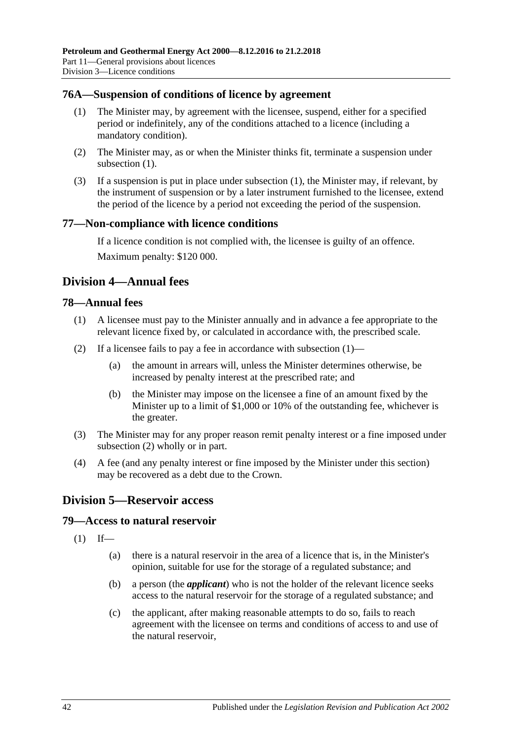### 76A—Suspension of conditions of licence by agreement

(1) The Minister may, by agreement with the licensee, suspend, either for a specified period or indefinitely, any of the conditions attached to a licence (including a mandatory condition).

(2) The Minister may, as or when the Minister thinks fit, terminate a suspension under subsection (1).

(3) If a suspension is put in place under subsection (1), the Minister may, if relevant, by the instrument of suspension or by a later instrument furnished to the licensee, extend the period of the licence by a period not exceeding the period of the suspension.

### 77—Non-compliance with licence conditions

If a licence condition is not complied with, the licensee is guilty of an offence.

Maximum penalty: $120 000.

## Division 4—Annual fees

### 78—Annual fees

(1) A licensee must pay to the Minister annually and in advance a fee appropriate to the relevant licence fixed by, or calculated in accordance with, the prescribed scale.

(2) If a licensee fails to pay a fee in accordance with subsection (1)—

(a) the amount in arrears will, unless the Minister determines otherwise, be increased by penalty interest at the prescribed rate; and

(b) the Minister may impose on the licensee a fine of an amount fixed by the Minister up to a limit of $1,000 or 10% of the outstanding fee, whichever is the greater.

(3) The Minister may for any proper reason remit penalty interest or a fine imposed under subsection (2) wholly or in part.

(4) A fee (and any penalty interest or fine imposed by the Minister under this section) may be recovered as a debt due to the Crown.

## Division 5—Reservoir access

### 79—Access to natural reservoir

(1) If—

(a) there is a natural reservoir in the area of a licence that is, in the Minister's opinion, suitable for use for the storage of a regulated substance; and

(b) a person (the ***applicant***) who is not the holder of the relevant licence seeks access to the natural reservoir for the storage of a regulated substance; and

(c) the applicant, after making reasonable attempts to do so, fails to reach agreement with the licensee on terms and conditions of access to and use of the natural reservoir,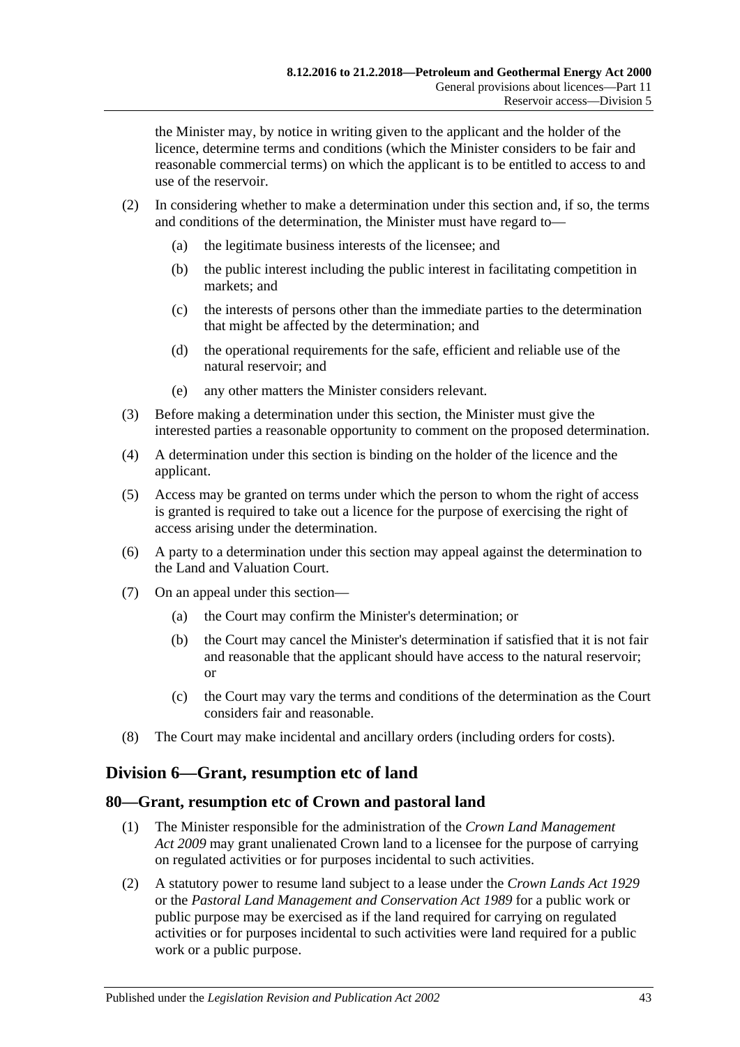the Minister may, by notice in writing given to the applicant and the holder of the licence, determine terms and conditions (which the Minister considers to be fair and reasonable commercial terms) on which the applicant is to be entitled to access to and use of the reservoir.

(2) In considering whether to make a determination under this section and, if so, the terms and conditions of the determination, the Minister must have regard to—

(a) the legitimate business interests of the licensee; and

(b) the public interest including the public interest in facilitating competition in markets; and

(c) the interests of persons other than the immediate parties to the determination that might be affected by the determination; and

(d) the operational requirements for the safe, efficient and reliable use of the natural reservoir; and

(e) any other matters the Minister considers relevant.

(3) Before making a determination under this section, the Minister must give the interested parties a reasonable opportunity to comment on the proposed determination.

(4) A determination under this section is binding on the holder of the licence and the applicant.

(5) Access may be granted on terms under which the person to whom the right of access is granted is required to take out a licence for the purpose of exercising the right of access arising under the determination.

(6) A party to a determination under this section may appeal against the determination to the Land and Valuation Court.

(7) On an appeal under this section—

(a) the Court may confirm the Minister's determination; or

(b) the Court may cancel the Minister's determination if satisfied that it is not fair and reasonable that the applicant should have access to the natural reservoir; or

(c) the Court may vary the terms and conditions of the determination as the Court considers fair and reasonable.

(8) The Court may make incidental and ancillary orders (including orders for costs).

## Division 6—Grant, resumption etc of land

### 80—Grant, resumption etc of Crown and pastoral land

(1) The Minister responsible for the administration of the *Crown Land Management Act 2009* may grant unalienated Crown land to a licensee for the purpose of carrying on regulated activities or for purposes incidental to such activities.

(2) A statutory power to resume land subject to a lease under the *Crown Lands Act 1929* or the *Pastoral Land Management and Conservation Act 1989* for a public work or public purpose may be exercised as if the land required for carrying on regulated activities or for purposes incidental to such activities were land required for a public work or a public purpose.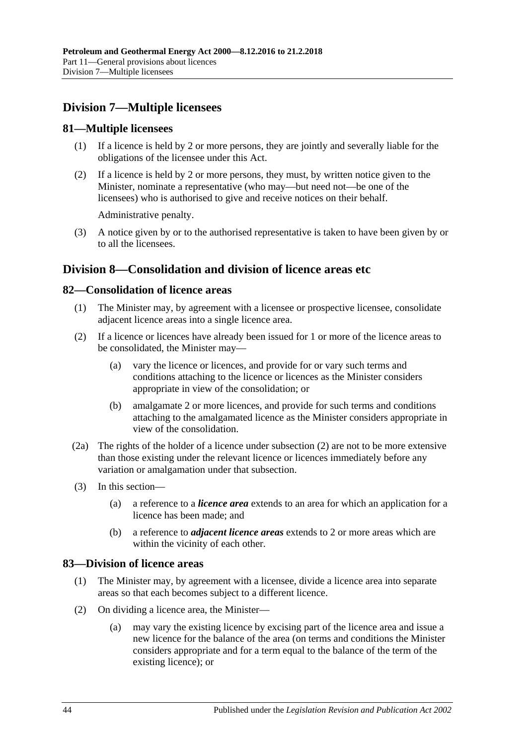## Division 7—Multiple licensees

### 81—Multiple licensees

(1) If a licence is held by 2 or more persons, they are jointly and severally liable for the obligations of the licensee under this Act.

(2) If a licence is held by 2 or more persons, they must, by written notice given to the Minister, nominate a representative (who may—but need not—be one of the licensees) who is authorised to give and receive notices on their behalf.

Administrative penalty.

(3) A notice given by or to the authorised representative is taken to have been given by or to all the licensees.

## Division 8—Consolidation and division of licence areas etc

### 82—Consolidation of licence areas

(1) The Minister may, by agreement with a licensee or prospective licensee, consolidate adjacent licence areas into a single licence area.

(2) If a licence or licences have already been issued for 1 or more of the licence areas to be consolidated, the Minister may—

(a) vary the licence or licences, and provide for or vary such terms and conditions attaching to the licence or licences as the Minister considers appropriate in view of the consolidation; or

(b) amalgamate 2 or more licences, and provide for such terms and conditions attaching to the amalgamated licence as the Minister considers appropriate in view of the consolidation.

(2a) The rights of the holder of a licence under subsection (2) are not to be more extensive than those existing under the relevant licence or licences immediately before any variation or amalgamation under that subsection.

(3) In this section—

(a) a reference to a ***licence area*** extends to an area for which an application for a licence has been made; and

(b) a reference to ***adjacent licence areas*** extends to 2 or more areas which are within the vicinity of each other.

### 83—Division of licence areas

(1) The Minister may, by agreement with a licensee, divide a licence area into separate areas so that each becomes subject to a different licence.

(2) On dividing a licence area, the Minister—

(a) may vary the existing licence by excising part of the licence area and issue a new licence for the balance of the area (on terms and conditions the Minister considers appropriate and for a term equal to the balance of the term of the existing licence); or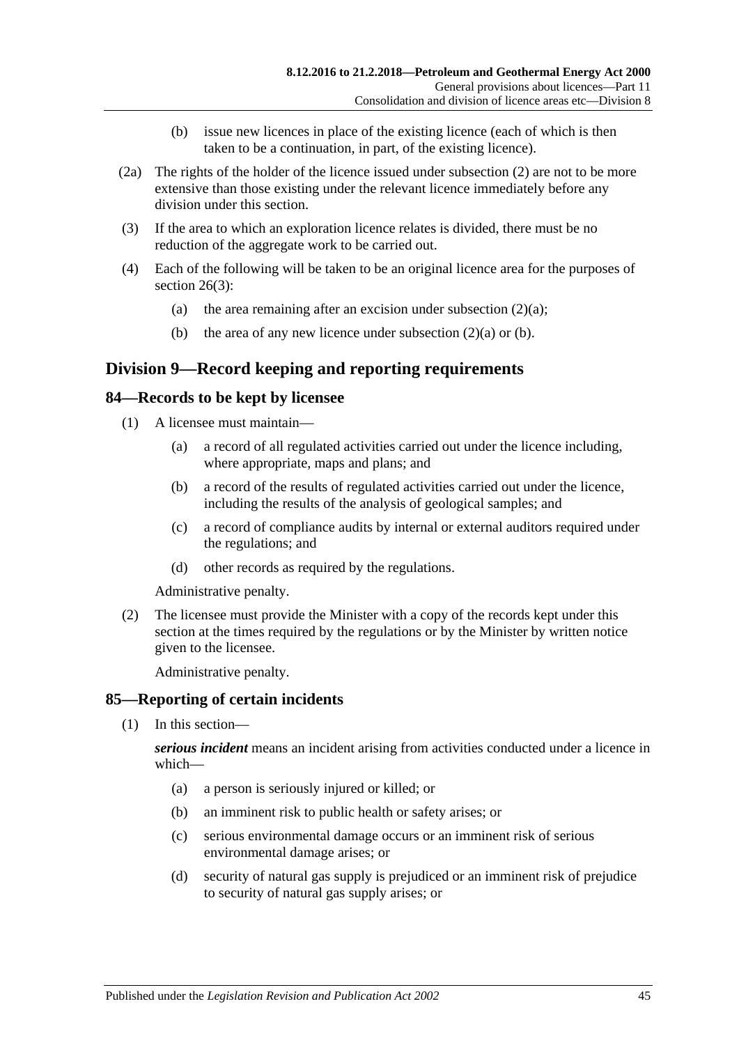(b) issue new licences in place of the existing licence (each of which is then taken to be a continuation, in part, of the existing licence).

(2a) The rights of the holder of the licence issued under subsection (2) are not to be more extensive than those existing under the relevant licence immediately before any division under this section.

(3) If the area to which an exploration licence relates is divided, there must be no reduction of the aggregate work to be carried out.

(4) Each of the following will be taken to be an original licence area for the purposes of section 26(3):

(a) the area remaining after an excision under subsection (2)(a);

(b) the area of any new licence under subsection (2)(a) or (b).

## Division 9—Record keeping and reporting requirements

### 84—Records to be kept by licensee

(1) A licensee must maintain—

(a) a record of all regulated activities carried out under the licence including, where appropriate, maps and plans; and

(b) a record of the results of regulated activities carried out under the licence, including the results of the analysis of geological samples; and

(c) a record of compliance audits by internal or external auditors required under the regulations; and

(d) other records as required by the regulations.

Administrative penalty.

(2) The licensee must provide the Minister with a copy of the records kept under this section at the times required by the regulations or by the Minister by written notice given to the licensee.

Administrative penalty.

### 85—Reporting of certain incidents

(1) In this section—

***serious incident*** means an incident arising from activities conducted under a licence in which—

(a) a person is seriously injured or killed; or

(b) an imminent risk to public health or safety arises; or

(c) serious environmental damage occurs or an imminent risk of serious environmental damage arises; or

(d) security of natural gas supply is prejudiced or an imminent risk of prejudice to security of natural gas supply arises; or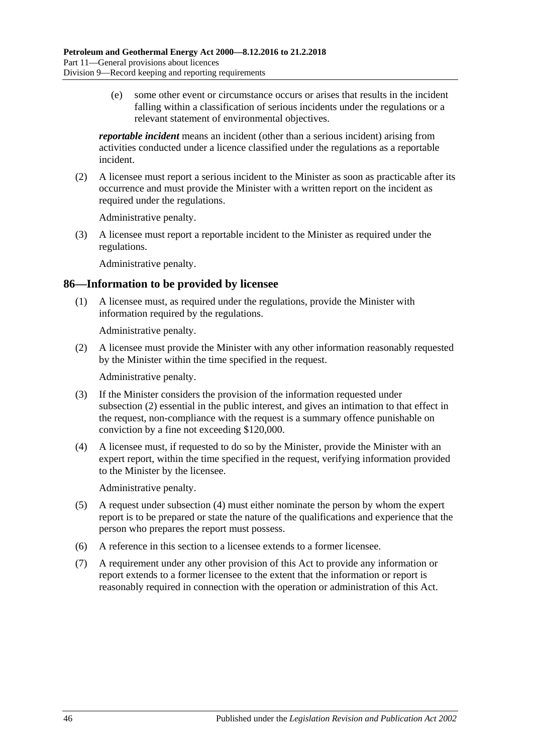(e) some other event or circumstance occurs or arises that results in the incident falling within a classification of serious incidents under the regulations or a relevant statement of environmental objectives.

***reportable incident*** means an incident (other than a serious incident) arising from activities conducted under a licence classified under the regulations as a reportable incident.

(2) A licensee must report a serious incident to the Minister as soon as practicable after its occurrence and must provide the Minister with a written report on the incident as required under the regulations.

Administrative penalty.

(3) A licensee must report a reportable incident to the Minister as required under the regulations.

Administrative penalty.

## 86—Information to be provided by licensee

(1) A licensee must, as required under the regulations, provide the Minister with information required by the regulations.

Administrative penalty.

(2) A licensee must provide the Minister with any other information reasonably requested by the Minister within the time specified in the request.

Administrative penalty.

(3) If the Minister considers the provision of the information requested under subsection (2) essential in the public interest, and gives an intimation to that effect in the request, non-compliance with the request is a summary offence punishable on conviction by a fine not exceeding $120,000.

(4) A licensee must, if requested to do so by the Minister, provide the Minister with an expert report, within the time specified in the request, verifying information provided to the Minister by the licensee.

Administrative penalty.

(5) A request under subsection (4) must either nominate the person by whom the expert report is to be prepared or state the nature of the qualifications and experience that the person who prepares the report must possess.

(6) A reference in this section to a licensee extends to a former licensee.

(7) A requirement under any other provision of this Act to provide any information or report extends to a former licensee to the extent that the information or report is reasonably required in connection with the operation or administration of this Act.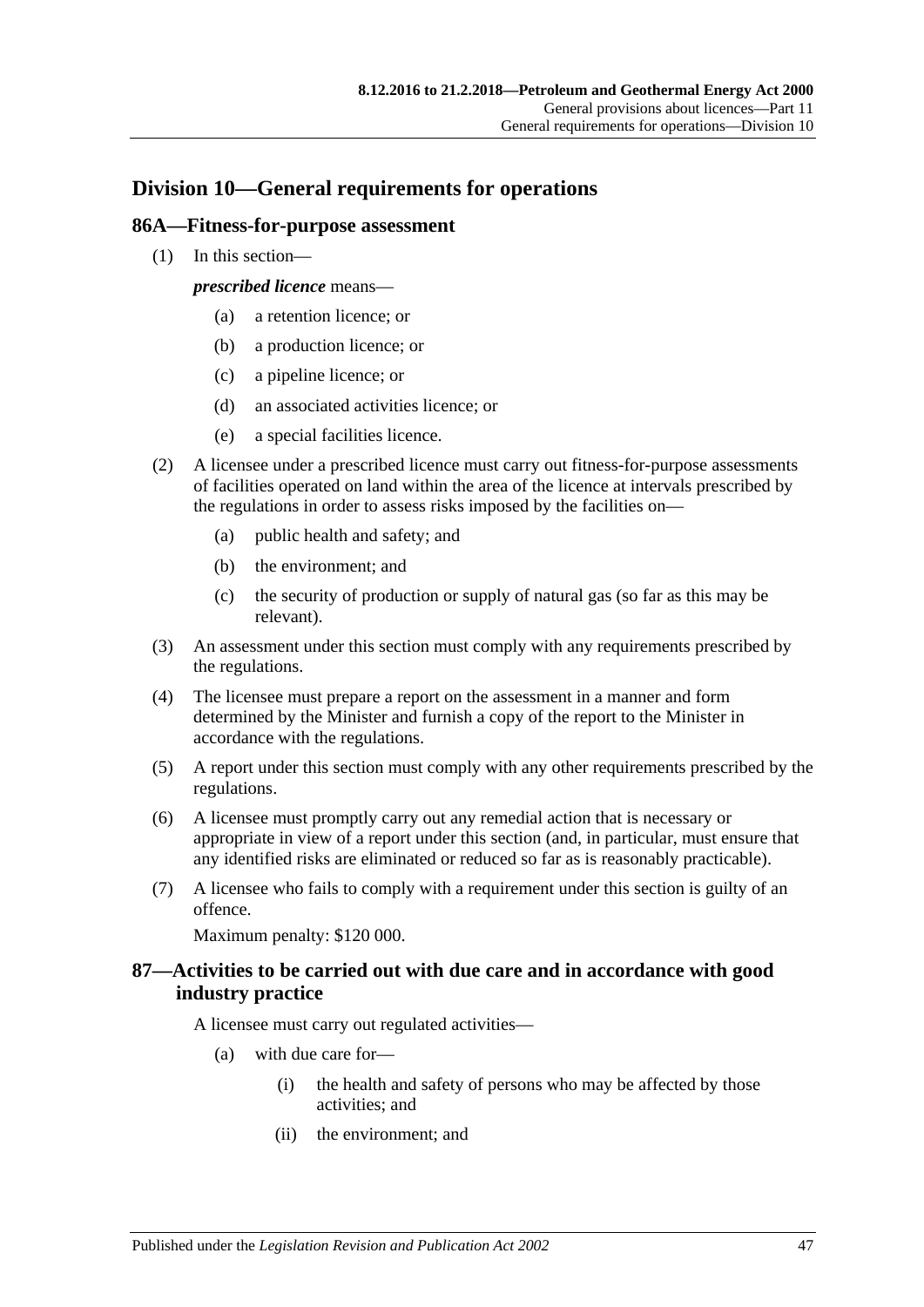## Division 10—General requirements for operations

### 86A—Fitness-for-purpose assessment

(1) In this section—

***prescribed licence*** means—

- (a) a retention licence; or
- (b) a production licence; or
- (c) a pipeline licence; or
- (d) an associated activities licence; or
- (e) a special facilities licence.

(2) A licensee under a prescribed licence must carry out fitness-for-purpose assessments of facilities operated on land within the area of the licence at intervals prescribed by the regulations in order to assess risks imposed by the facilities on—

- (a) public health and safety; and
- (b) the environment; and
- (c) the security of production or supply of natural gas (so far as this may be relevant).

(3) An assessment under this section must comply with any requirements prescribed by the regulations.

(4) The licensee must prepare a report on the assessment in a manner and form determined by the Minister and furnish a copy of the report to the Minister in accordance with the regulations.

(5) A report under this section must comply with any other requirements prescribed by the regulations.

(6) A licensee must promptly carry out any remedial action that is necessary or appropriate in view of a report under this section (and, in particular, must ensure that any identified risks are eliminated or reduced so far as is reasonably practicable).

(7) A licensee who fails to comply with a requirement under this section is guilty of an offence.

Maximum penalty: $120 000.

### 87—Activities to be carried out with due care and in accordance with good industry practice

A licensee must carry out regulated activities—

- (a) with due care for—
  - (i) the health and safety of persons who may be affected by those activities; and
  - (ii) the environment; and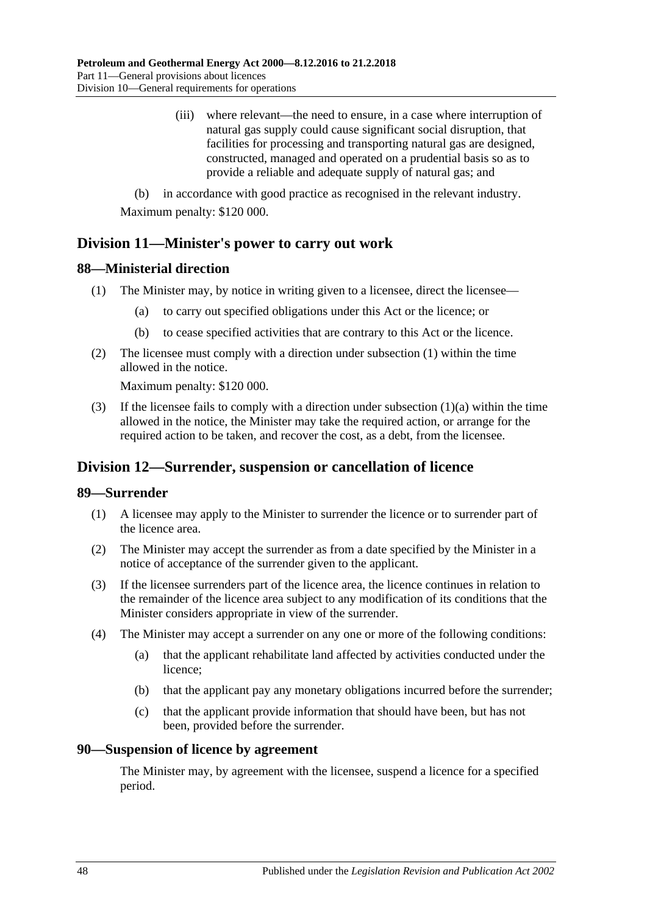(iii) where relevant—the need to ensure, in a case where interruption of natural gas supply could cause significant social disruption, that facilities for processing and transporting natural gas are designed, constructed, managed and operated on a prudential basis so as to provide a reliable and adequate supply of natural gas; and

(b) in accordance with good practice as recognised in the relevant industry.

Maximum penalty: $120 000.

## Division 11—Minister's power to carry out work

### 88—Ministerial direction

(1) The Minister may, by notice in writing given to a licensee, direct the licensee—

(a) to carry out specified obligations under this Act or the licence; or

(b) to cease specified activities that are contrary to this Act or the licence.

(2) The licensee must comply with a direction under subsection (1) within the time allowed in the notice.

Maximum penalty: $120 000.

(3) If the licensee fails to comply with a direction under subsection (1)(a) within the time allowed in the notice, the Minister may take the required action, or arrange for the required action to be taken, and recover the cost, as a debt, from the licensee.

## Division 12—Surrender, suspension or cancellation of licence

### 89—Surrender

(1) A licensee may apply to the Minister to surrender the licence or to surrender part of the licence area.

(2) The Minister may accept the surrender as from a date specified by the Minister in a notice of acceptance of the surrender given to the applicant.

(3) If the licensee surrenders part of the licence area, the licence continues in relation to the remainder of the licence area subject to any modification of its conditions that the Minister considers appropriate in view of the surrender.

(4) The Minister may accept a surrender on any one or more of the following conditions:

(a) that the applicant rehabilitate land affected by activities conducted under the licence;

(b) that the applicant pay any monetary obligations incurred before the surrender;

(c) that the applicant provide information that should have been, but has not been, provided before the surrender.

### 90—Suspension of licence by agreement

The Minister may, by agreement with the licensee, suspend a licence for a specified period.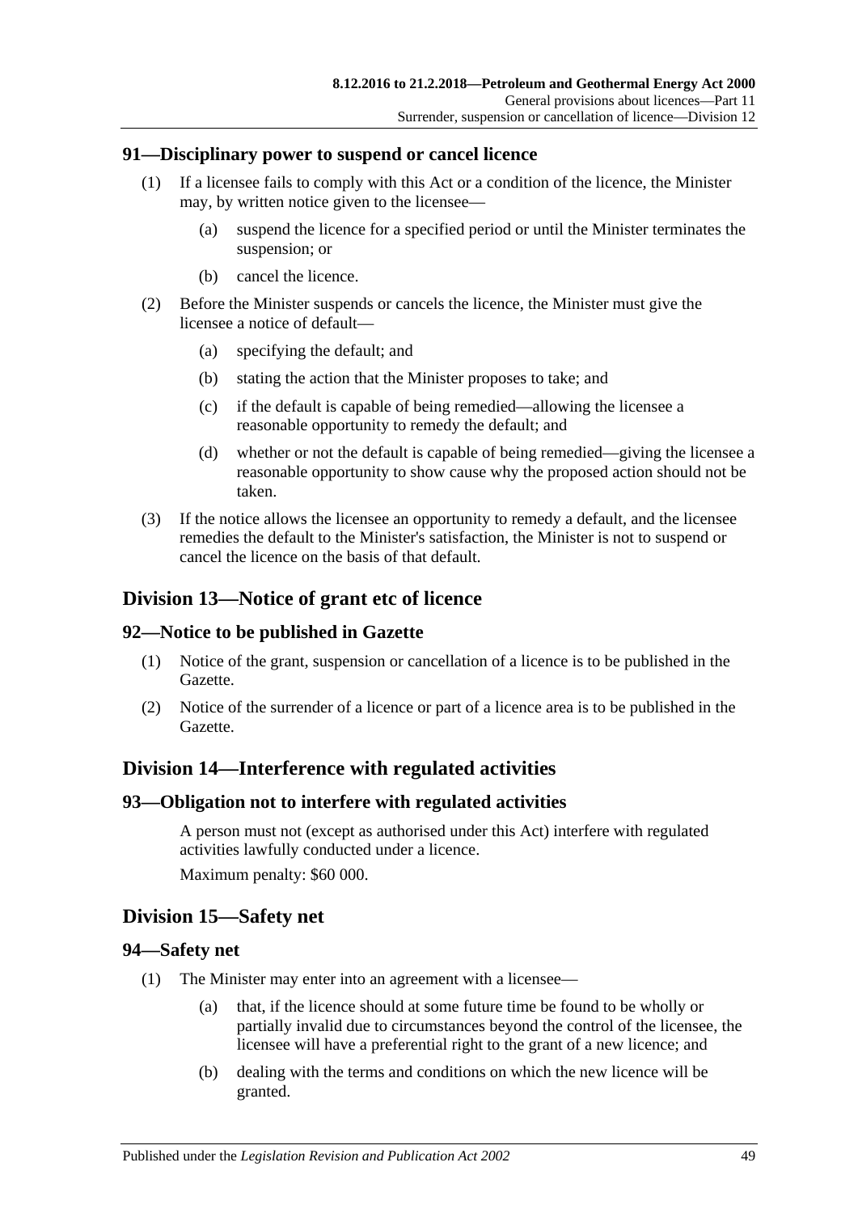### 91—Disciplinary power to suspend or cancel licence

(1) If a licensee fails to comply with this Act or a condition of the licence, the Minister may, by written notice given to the licensee—

(a) suspend the licence for a specified period or until the Minister terminates the suspension; or

(b) cancel the licence.

(2) Before the Minister suspends or cancels the licence, the Minister must give the licensee a notice of default—

(a) specifying the default; and

(b) stating the action that the Minister proposes to take; and

(c) if the default is capable of being remedied—allowing the licensee a reasonable opportunity to remedy the default; and

(d) whether or not the default is capable of being remedied—giving the licensee a reasonable opportunity to show cause why the proposed action should not be taken.

(3) If the notice allows the licensee an opportunity to remedy a default, and the licensee remedies the default to the Minister's satisfaction, the Minister is not to suspend or cancel the licence on the basis of that default.

## Division 13—Notice of grant etc of licence

### 92—Notice to be published in Gazette

(1) Notice of the grant, suspension or cancellation of a licence is to be published in the Gazette.

(2) Notice of the surrender of a licence or part of a licence area is to be published in the Gazette.

## Division 14—Interference with regulated activities

### 93—Obligation not to interfere with regulated activities

A person must not (except as authorised under this Act) interfere with regulated activities lawfully conducted under a licence.

Maximum penalty: $60 000.

## Division 15—Safety net

### 94—Safety net

(1) The Minister may enter into an agreement with a licensee—

(a) that, if the licence should at some future time be found to be wholly or partially invalid due to circumstances beyond the control of the licensee, the licensee will have a preferential right to the grant of a new licence; and

(b) dealing with the terms and conditions on which the new licence will be granted.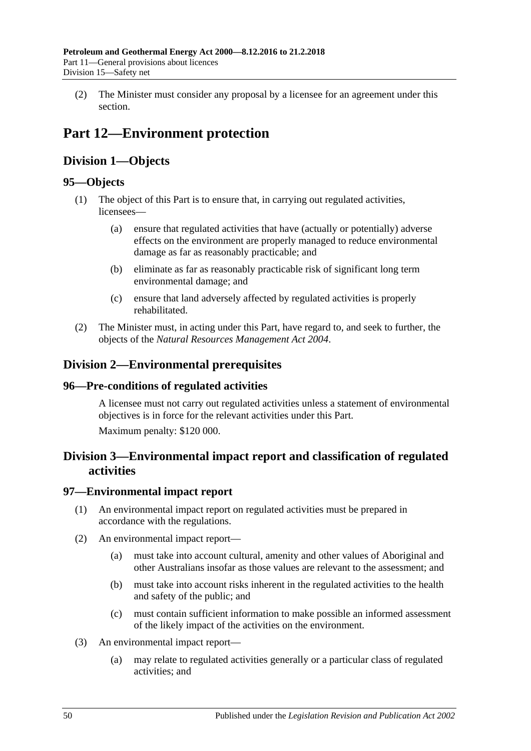(2) The Minister must consider any proposal by a licensee for an agreement under this section.

# Part 12—Environment protection

## Division 1—Objects

### 95—Objects

(1) The object of this Part is to ensure that, in carrying out regulated activities, licensees—

(a) ensure that regulated activities that have (actually or potentially) adverse effects on the environment are properly managed to reduce environmental damage as far as reasonably practicable; and

(b) eliminate as far as reasonably practicable risk of significant long term environmental damage; and

(c) ensure that land adversely affected by regulated activities is properly rehabilitated.

(2) The Minister must, in acting under this Part, have regard to, and seek to further, the objects of the *Natural Resources Management Act 2004*.

## Division 2—Environmental prerequisites

### 96—Pre-conditions of regulated activities

A licensee must not carry out regulated activities unless a statement of environmental objectives is in force for the relevant activities under this Part.

Maximum penalty: $120 000.

## Division 3—Environmental impact report and classification of regulated activities

### 97—Environmental impact report

(1) An environmental impact report on regulated activities must be prepared in accordance with the regulations.

(2) An environmental impact report—

(a) must take into account cultural, amenity and other values of Aboriginal and other Australians insofar as those values are relevant to the assessment; and

(b) must take into account risks inherent in the regulated activities to the health and safety of the public; and

(c) must contain sufficient information to make possible an informed assessment of the likely impact of the activities on the environment.

(3) An environmental impact report—

(a) may relate to regulated activities generally or a particular class of regulated activities; and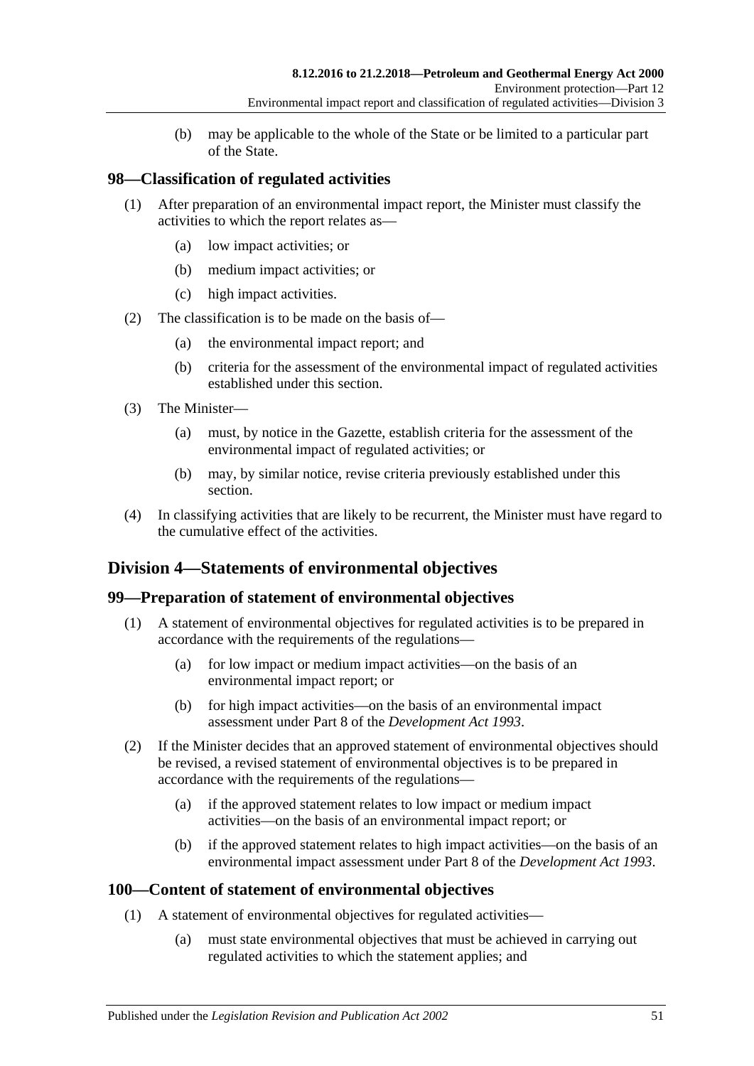(b) may be applicable to the whole of the State or be limited to a particular part of the State.

### 98—Classification of regulated activities

(1) After preparation of an environmental impact report, the Minister must classify the activities to which the report relates as—

(a) low impact activities; or

(b) medium impact activities; or

(c) high impact activities.

(2) The classification is to be made on the basis of—

(a) the environmental impact report; and

(b) criteria for the assessment of the environmental impact of regulated activities established under this section.

(3) The Minister—

(a) must, by notice in the Gazette, establish criteria for the assessment of the environmental impact of regulated activities; or

(b) may, by similar notice, revise criteria previously established under this section.

(4) In classifying activities that are likely to be recurrent, the Minister must have regard to the cumulative effect of the activities.

## Division 4—Statements of environmental objectives

### 99—Preparation of statement of environmental objectives

(1) A statement of environmental objectives for regulated activities is to be prepared in accordance with the requirements of the regulations—

(a) for low impact or medium impact activities—on the basis of an environmental impact report; or

(b) for high impact activities—on the basis of an environmental impact assessment under Part 8 of the *Development Act 1993*.

(2) If the Minister decides that an approved statement of environmental objectives should be revised, a revised statement of environmental objectives is to be prepared in accordance with the requirements of the regulations—

(a) if the approved statement relates to low impact or medium impact activities—on the basis of an environmental impact report; or

(b) if the approved statement relates to high impact activities—on the basis of an environmental impact assessment under Part 8 of the *Development Act 1993*.

### 100—Content of statement of environmental objectives

(1) A statement of environmental objectives for regulated activities—

(a) must state environmental objectives that must be achieved in carrying out regulated activities to which the statement applies; and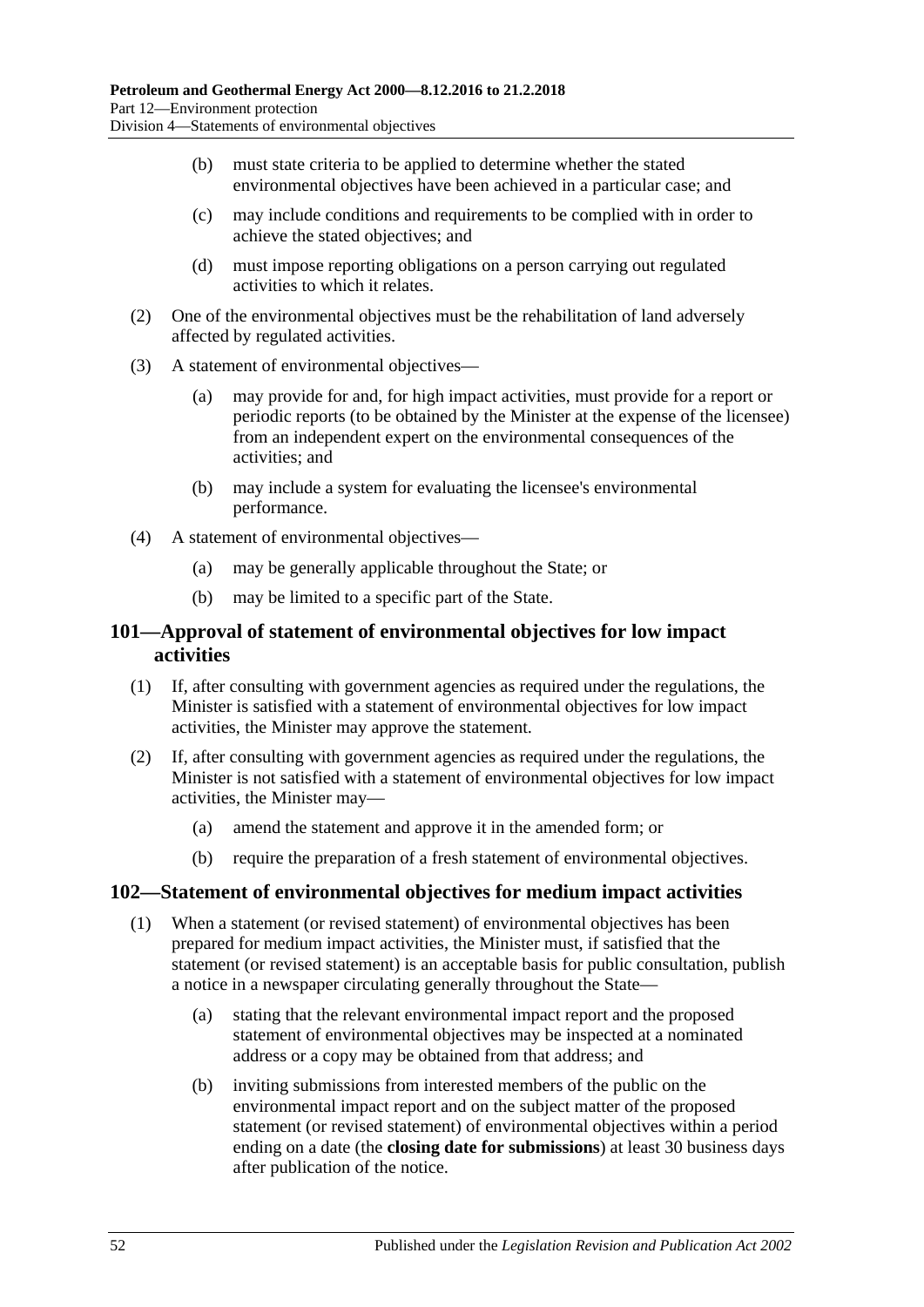(b) must state criteria to be applied to determine whether the stated environmental objectives have been achieved in a particular case; and

(c) may include conditions and requirements to be complied with in order to achieve the stated objectives; and

(d) must impose reporting obligations on a person carrying out regulated activities to which it relates.

(2) One of the environmental objectives must be the rehabilitation of land adversely affected by regulated activities.

(3) A statement of environmental objectives—

(a) may provide for and, for high impact activities, must provide for a report or periodic reports (to be obtained by the Minister at the expense of the licensee) from an independent expert on the environmental consequences of the activities; and

(b) may include a system for evaluating the licensee's environmental performance.

(4) A statement of environmental objectives—

(a) may be generally applicable throughout the State; or

(b) may be limited to a specific part of the State.

## 101—Approval of statement of environmental objectives for low impact activities

(1) If, after consulting with government agencies as required under the regulations, the Minister is satisfied with a statement of environmental objectives for low impact activities, the Minister may approve the statement.

(2) If, after consulting with government agencies as required under the regulations, the Minister is not satisfied with a statement of environmental objectives for low impact activities, the Minister may—

(a) amend the statement and approve it in the amended form; or

(b) require the preparation of a fresh statement of environmental objectives.

## 102—Statement of environmental objectives for medium impact activities

(1) When a statement (or revised statement) of environmental objectives has been prepared for medium impact activities, the Minister must, if satisfied that the statement (or revised statement) is an acceptable basis for public consultation, publish a notice in a newspaper circulating generally throughout the State—

(a) stating that the relevant environmental impact report and the proposed statement of environmental objectives may be inspected at a nominated address or a copy may be obtained from that address; and

(b) inviting submissions from interested members of the public on the environmental impact report and on the subject matter of the proposed statement (or revised statement) of environmental objectives within a period ending on a date (the **closing date for submissions**) at least 30 business days after publication of the notice.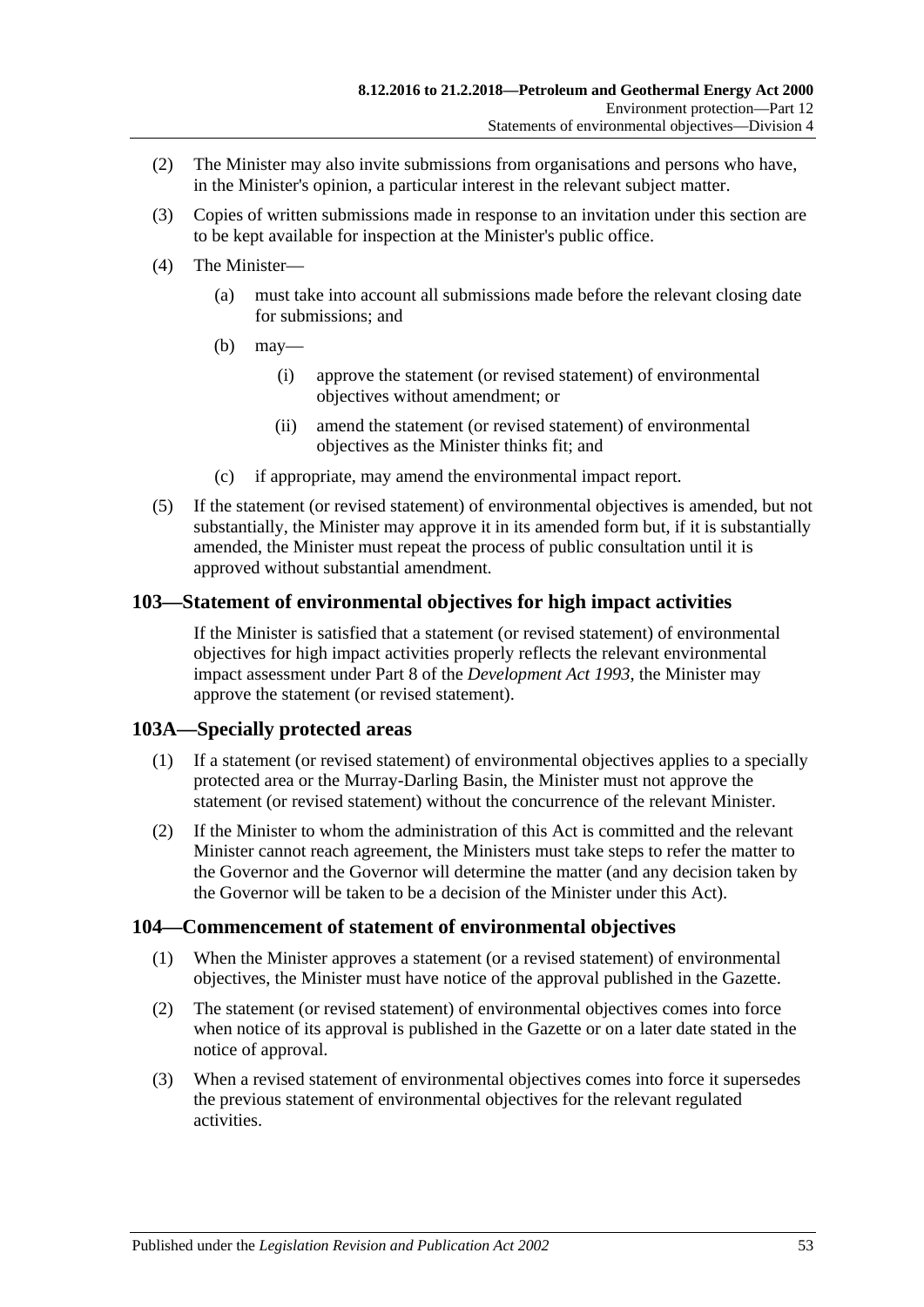(2) The Minister may also invite submissions from organisations and persons who have, in the Minister's opinion, a particular interest in the relevant subject matter.

(3) Copies of written submissions made in response to an invitation under this section are to be kept available for inspection at the Minister's public office.

(4) The Minister—

  (a) must take into account all submissions made before the relevant closing date for submissions; and

  (b) may—

    (i) approve the statement (or revised statement) of environmental objectives without amendment; or

    (ii) amend the statement (or revised statement) of environmental objectives as the Minister thinks fit; and

  (c) if appropriate, may amend the environmental impact report.

(5) If the statement (or revised statement) of environmental objectives is amended, but not substantially, the Minister may approve it in its amended form but, if it is substantially amended, the Minister must repeat the process of public consultation until it is approved without substantial amendment.

## 103—Statement of environmental objectives for high impact activities

If the Minister is satisfied that a statement (or revised statement) of environmental objectives for high impact activities properly reflects the relevant environmental impact assessment under Part 8 of the *Development Act 1993*, the Minister may approve the statement (or revised statement).

## 103A—Specially protected areas

(1) If a statement (or revised statement) of environmental objectives applies to a specially protected area or the Murray-Darling Basin, the Minister must not approve the statement (or revised statement) without the concurrence of the relevant Minister.

(2) If the Minister to whom the administration of this Act is committed and the relevant Minister cannot reach agreement, the Ministers must take steps to refer the matter to the Governor and the Governor will determine the matter (and any decision taken by the Governor will be taken to be a decision of the Minister under this Act).

## 104—Commencement of statement of environmental objectives

(1) When the Minister approves a statement (or a revised statement) of environmental objectives, the Minister must have notice of the approval published in the Gazette.

(2) The statement (or revised statement) of environmental objectives comes into force when notice of its approval is published in the Gazette or on a later date stated in the notice of approval.

(3) When a revised statement of environmental objectives comes into force it supersedes the previous statement of environmental objectives for the relevant regulated activities.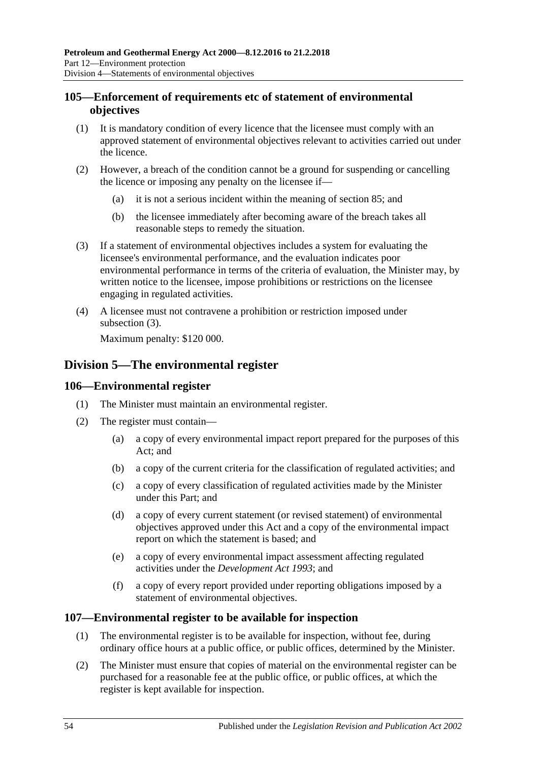### 105—Enforcement of requirements etc of statement of environmental objectives

(1) It is mandatory condition of every licence that the licensee must comply with an approved statement of environmental objectives relevant to activities carried out under the licence.

(2) However, a breach of the condition cannot be a ground for suspending or cancelling the licence or imposing any penalty on the licensee if—

(a) it is not a serious incident within the meaning of section 85; and

(b) the licensee immediately after becoming aware of the breach takes all reasonable steps to remedy the situation.

(3) If a statement of environmental objectives includes a system for evaluating the licensee's environmental performance, and the evaluation indicates poor environmental performance in terms of the criteria of evaluation, the Minister may, by written notice to the licensee, impose prohibitions or restrictions on the licensee engaging in regulated activities.

(4) A licensee must not contravene a prohibition or restriction imposed under subsection (3).

Maximum penalty: $120 000.

## Division 5—The environmental register

### 106—Environmental register

(1) The Minister must maintain an environmental register.

(2) The register must contain—

(a) a copy of every environmental impact report prepared for the purposes of this Act; and

(b) a copy of the current criteria for the classification of regulated activities; and

(c) a copy of every classification of regulated activities made by the Minister under this Part; and

(d) a copy of every current statement (or revised statement) of environmental objectives approved under this Act and a copy of the environmental impact report on which the statement is based; and

(e) a copy of every environmental impact assessment affecting regulated activities under the *Development Act 1993*; and

(f) a copy of every report provided under reporting obligations imposed by a statement of environmental objectives.

### 107—Environmental register to be available for inspection

(1) The environmental register is to be available for inspection, without fee, during ordinary office hours at a public office, or public offices, determined by the Minister.

(2) The Minister must ensure that copies of material on the environmental register can be purchased for a reasonable fee at the public office, or public offices, at which the register is kept available for inspection.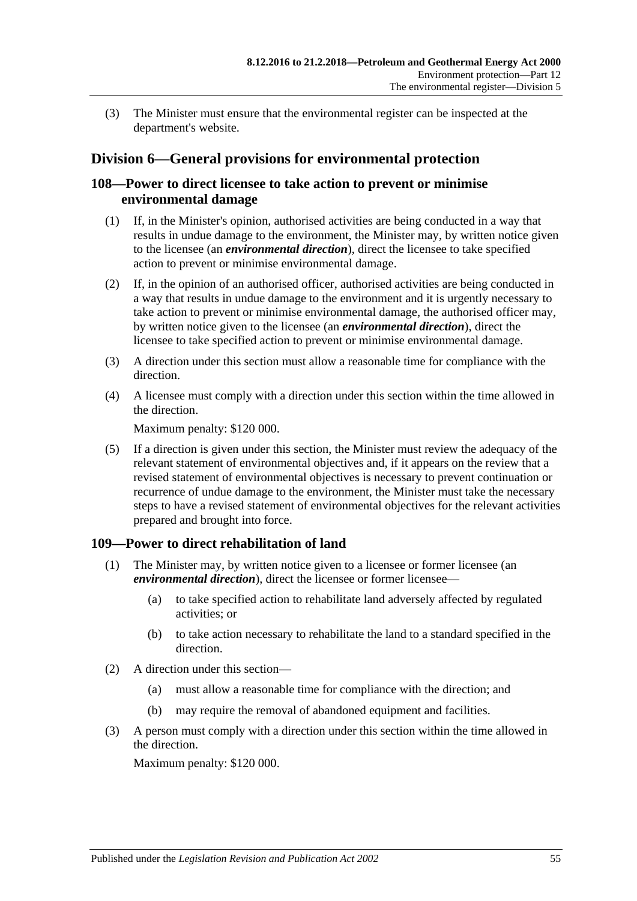(3) The Minister must ensure that the environmental register can be inspected at the department's website.

## Division 6—General provisions for environmental protection

### 108—Power to direct licensee to take action to prevent or minimise environmental damage

(1) If, in the Minister's opinion, authorised activities are being conducted in a way that results in undue damage to the environment, the Minister may, by written notice given to the licensee (an ***environmental direction***), direct the licensee to take specified action to prevent or minimise environmental damage.

(2) If, in the opinion of an authorised officer, authorised activities are being conducted in a way that results in undue damage to the environment and it is urgently necessary to take action to prevent or minimise environmental damage, the authorised officer may, by written notice given to the licensee (an ***environmental direction***), direct the licensee to take specified action to prevent or minimise environmental damage.

(3) A direction under this section must allow a reasonable time for compliance with the direction.

(4) A licensee must comply with a direction under this section within the time allowed in the direction.

Maximum penalty: $120 000.

(5) If a direction is given under this section, the Minister must review the adequacy of the relevant statement of environmental objectives and, if it appears on the review that a revised statement of environmental objectives is necessary to prevent continuation or recurrence of undue damage to the environment, the Minister must take the necessary steps to have a revised statement of environmental objectives for the relevant activities prepared and brought into force.

### 109—Power to direct rehabilitation of land

(1) The Minister may, by written notice given to a licensee or former licensee (an ***environmental direction***), direct the licensee or former licensee—

(a) to take specified action to rehabilitate land adversely affected by regulated activities; or

(b) to take action necessary to rehabilitate the land to a standard specified in the direction.

(2) A direction under this section—

(a) must allow a reasonable time for compliance with the direction; and

(b) may require the removal of abandoned equipment and facilities.

(3) A person must comply with a direction under this section within the time allowed in the direction.

Maximum penalty: $120 000.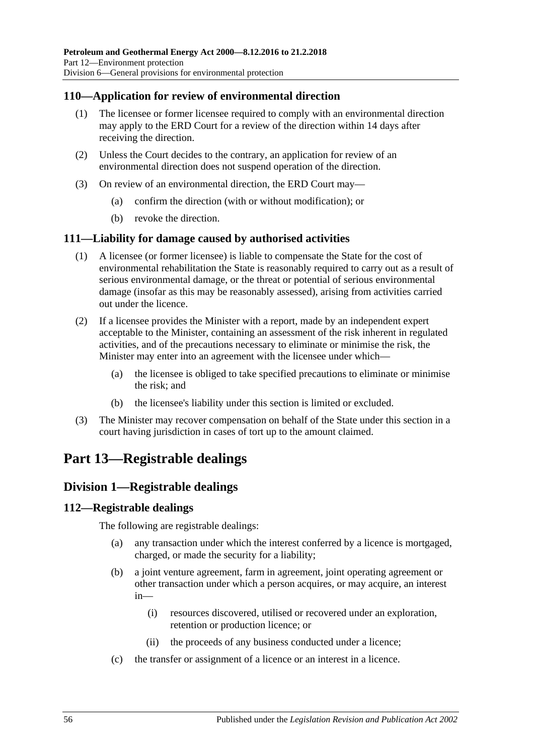### 110—Application for review of environmental direction

(1) The licensee or former licensee required to comply with an environmental direction may apply to the ERD Court for a review of the direction within 14 days after receiving the direction.

(2) Unless the Court decides to the contrary, an application for review of an environmental direction does not suspend operation of the direction.

(3) On review of an environmental direction, the ERD Court may—

(a) confirm the direction (with or without modification); or

(b) revoke the direction.

### 111—Liability for damage caused by authorised activities

(1) A licensee (or former licensee) is liable to compensate the State for the cost of environmental rehabilitation the State is reasonably required to carry out as a result of serious environmental damage, or the threat or potential of serious environmental damage (insofar as this may be reasonably assessed), arising from activities carried out under the licence.

(2) If a licensee provides the Minister with a report, made by an independent expert acceptable to the Minister, containing an assessment of the risk inherent in regulated activities, and of the precautions necessary to eliminate or minimise the risk, the Minister may enter into an agreement with the licensee under which—

(a) the licensee is obliged to take specified precautions to eliminate or minimise the risk; and

(b) the licensee's liability under this section is limited or excluded.

(3) The Minister may recover compensation on behalf of the State under this section in a court having jurisdiction in cases of tort up to the amount claimed.

# Part 13—Registrable dealings

## Division 1—Registrable dealings

### 112—Registrable dealings

The following are registrable dealings:

(a) any transaction under which the interest conferred by a licence is mortgaged, charged, or made the security for a liability;

(b) a joint venture agreement, farm in agreement, joint operating agreement or other transaction under which a person acquires, or may acquire, an interest in—

(i) resources discovered, utilised or recovered under an exploration, retention or production licence; or

(ii) the proceeds of any business conducted under a licence;

(c) the transfer or assignment of a licence or an interest in a licence.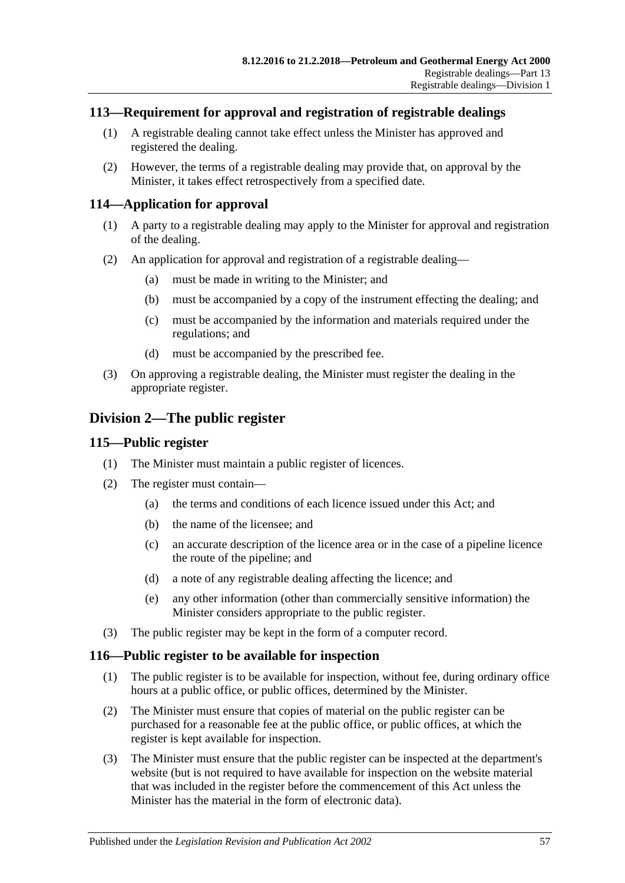## 113—Requirement for approval and registration of registrable dealings

(1) A registrable dealing cannot take effect unless the Minister has approved and registered the dealing.

(2) However, the terms of a registrable dealing may provide that, on approval by the Minister, it takes effect retrospectively from a specified date.

## 114—Application for approval

(1) A party to a registrable dealing may apply to the Minister for approval and registration of the dealing.

(2) An application for approval and registration of a registrable dealing—

- (a) must be made in writing to the Minister; and
- (b) must be accompanied by a copy of the instrument effecting the dealing; and
- (c) must be accompanied by the information and materials required under the regulations; and
- (d) must be accompanied by the prescribed fee.

(3) On approving a registrable dealing, the Minister must register the dealing in the appropriate register.

# Division 2—The public register

## 115—Public register

(1) The Minister must maintain a public register of licences.

(2) The register must contain—

- (a) the terms and conditions of each licence issued under this Act; and
- (b) the name of the licensee; and
- (c) an accurate description of the licence area or in the case of a pipeline licence the route of the pipeline; and
- (d) a note of any registrable dealing affecting the licence; and
- (e) any other information (other than commercially sensitive information) the Minister considers appropriate to the public register.

(3) The public register may be kept in the form of a computer record.

## 116—Public register to be available for inspection

(1) The public register is to be available for inspection, without fee, during ordinary office hours at a public office, or public offices, determined by the Minister.

(2) The Minister must ensure that copies of material on the public register can be purchased for a reasonable fee at the public office, or public offices, at which the register is kept available for inspection.

(3) The Minister must ensure that the public register can be inspected at the department's website (but is not required to have available for inspection on the website material that was included in the register before the commencement of this Act unless the Minister has the material in the form of electronic data).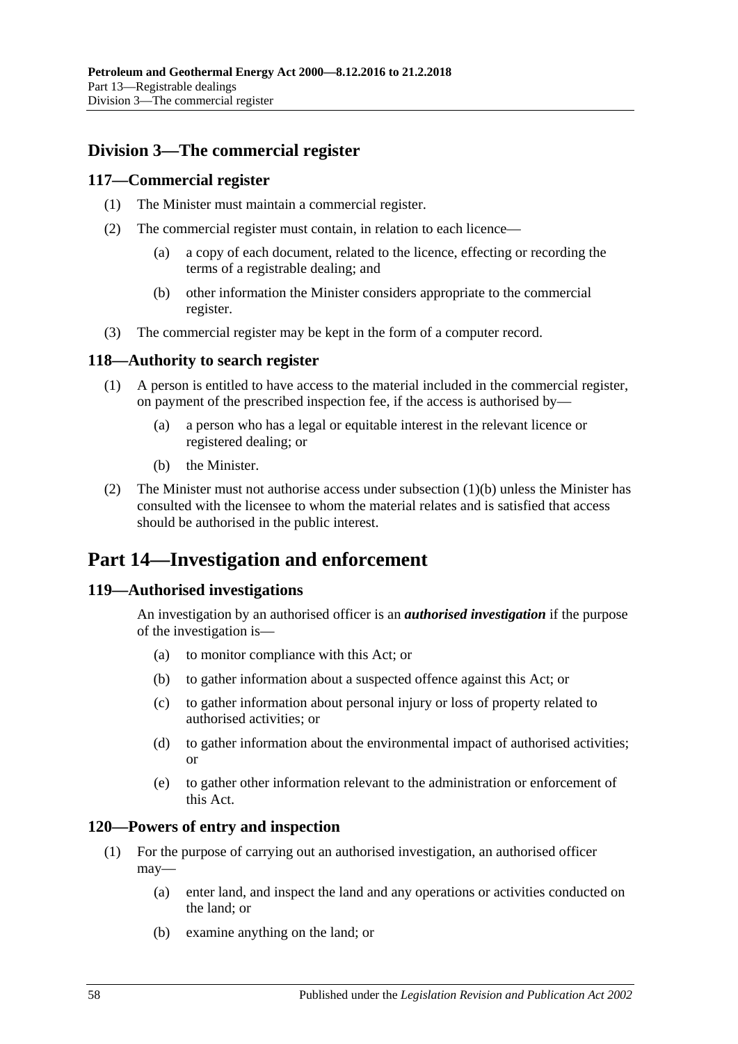## Division 3—The commercial register

### 117—Commercial register

(1) The Minister must maintain a commercial register.

(2) The commercial register must contain, in relation to each licence—

(a) a copy of each document, related to the licence, effecting or recording the terms of a registrable dealing; and

(b) other information the Minister considers appropriate to the commercial register.

(3) The commercial register may be kept in the form of a computer record.

### 118—Authority to search register

(1) A person is entitled to have access to the material included in the commercial register, on payment of the prescribed inspection fee, if the access is authorised by—

(a) a person who has a legal or equitable interest in the relevant licence or registered dealing; or

(b) the Minister.

(2) The Minister must not authorise access under subsection (1)(b) unless the Minister has consulted with the licensee to whom the material relates and is satisfied that access should be authorised in the public interest.

# Part 14—Investigation and enforcement

### 119—Authorised investigations

An investigation by an authorised officer is an ***authorised investigation*** if the purpose of the investigation is—

(a) to monitor compliance with this Act; or

(b) to gather information about a suspected offence against this Act; or

(c) to gather information about personal injury or loss of property related to authorised activities; or

(d) to gather information about the environmental impact of authorised activities; or

(e) to gather other information relevant to the administration or enforcement of this Act.

### 120—Powers of entry and inspection

(1) For the purpose of carrying out an authorised investigation, an authorised officer may—

(a) enter land, and inspect the land and any operations or activities conducted on the land; or

(b) examine anything on the land; or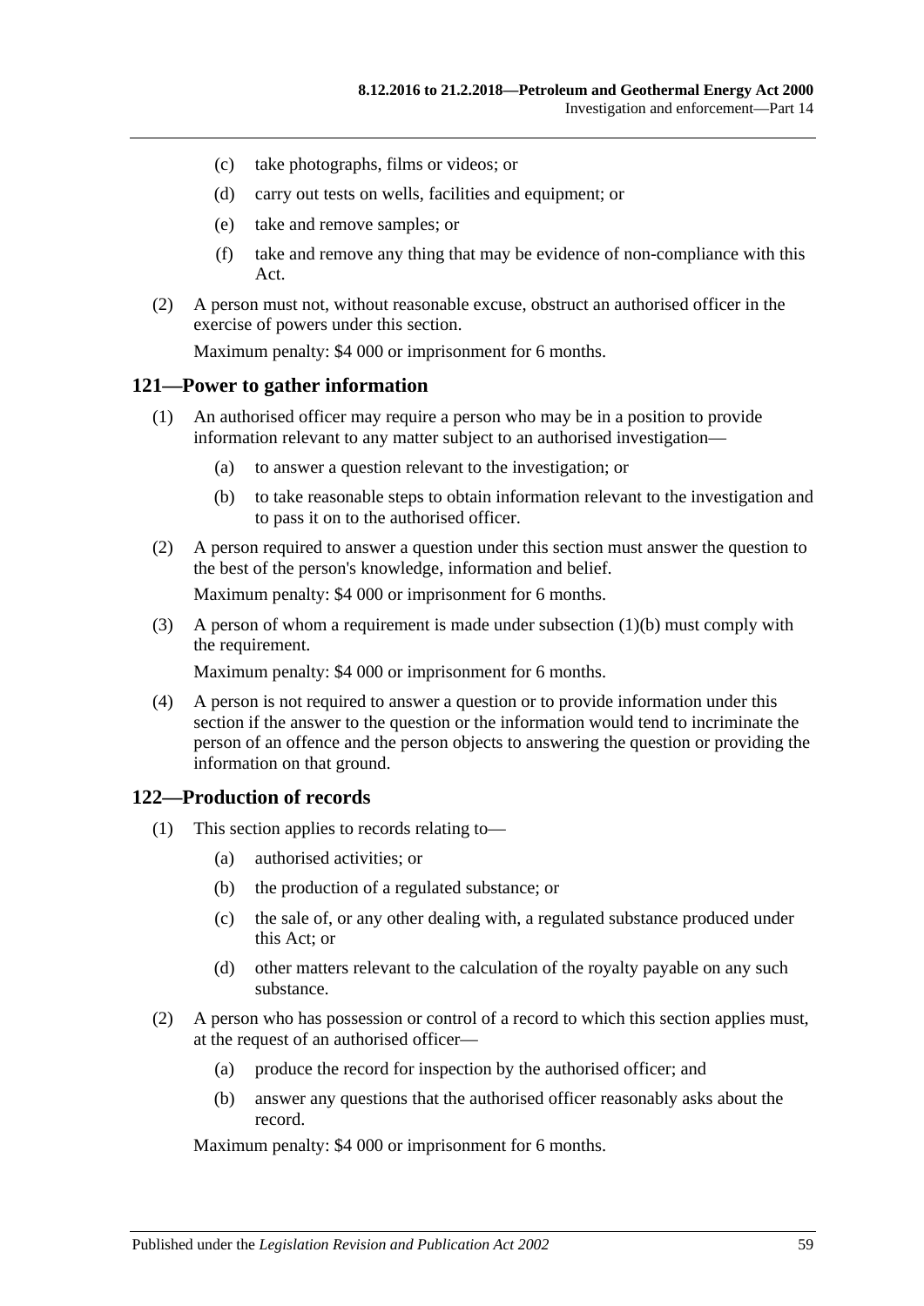(c) take photographs, films or videos; or

(d) carry out tests on wells, facilities and equipment; or

(e) take and remove samples; or

(f) take and remove any thing that may be evidence of non-compliance with this Act.

(2) A person must not, without reasonable excuse, obstruct an authorised officer in the exercise of powers under this section.

Maximum penalty: $4 000 or imprisonment for 6 months.

## 121—Power to gather information

(1) An authorised officer may require a person who may be in a position to provide information relevant to any matter subject to an authorised investigation—

(a) to answer a question relevant to the investigation; or

(b) to take reasonable steps to obtain information relevant to the investigation and to pass it on to the authorised officer.

(2) A person required to answer a question under this section must answer the question to the best of the person's knowledge, information and belief.

Maximum penalty: $4 000 or imprisonment for 6 months.

(3) A person of whom a requirement is made under subsection (1)(b) must comply with the requirement.

Maximum penalty: $4 000 or imprisonment for 6 months.

(4) A person is not required to answer a question or to provide information under this section if the answer to the question or the information would tend to incriminate the person of an offence and the person objects to answering the question or providing the information on that ground.

## 122—Production of records

(1) This section applies to records relating to—

(a) authorised activities; or

(b) the production of a regulated substance; or

(c) the sale of, or any other dealing with, a regulated substance produced under this Act; or

(d) other matters relevant to the calculation of the royalty payable on any such substance.

(2) A person who has possession or control of a record to which this section applies must, at the request of an authorised officer—

(a) produce the record for inspection by the authorised officer; and

(b) answer any questions that the authorised officer reasonably asks about the record.

Maximum penalty: $4 000 or imprisonment for 6 months.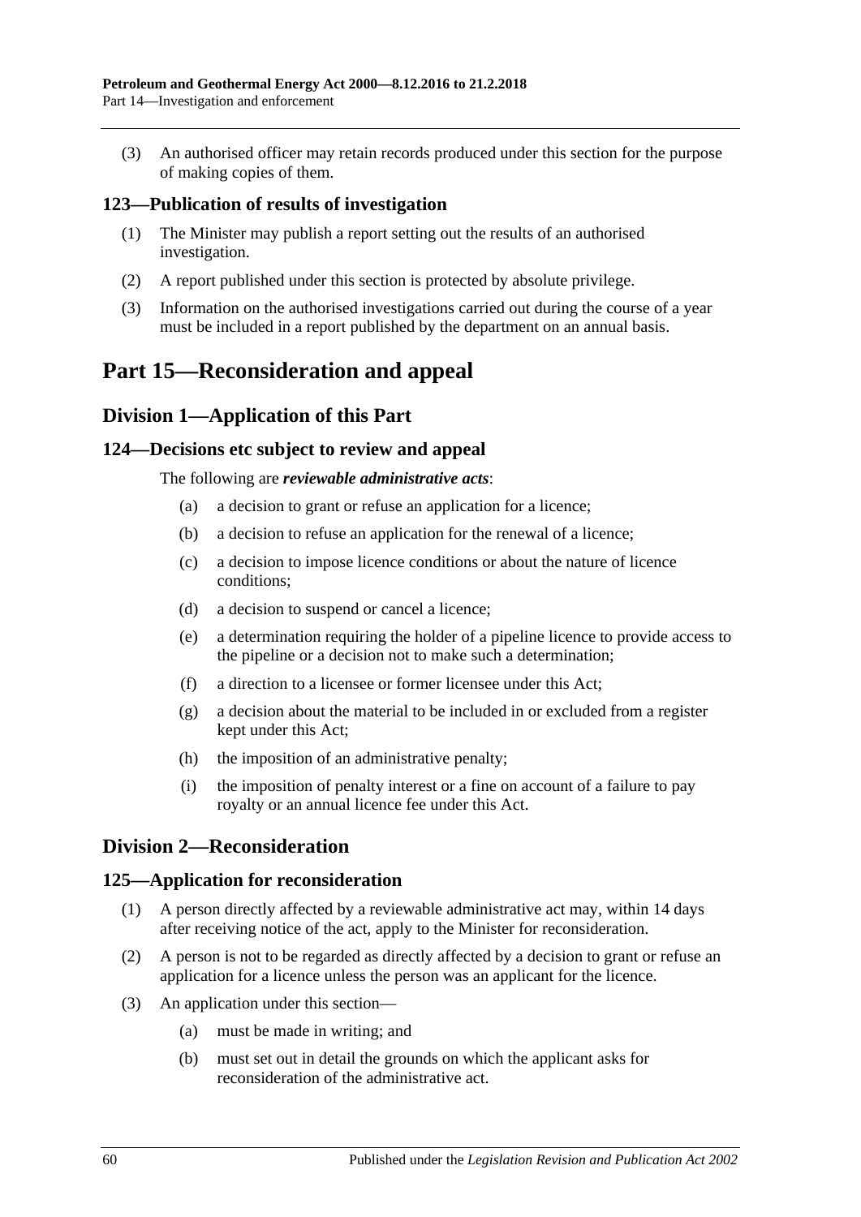(3) An authorised officer may retain records produced under this section for the purpose of making copies of them.

### 123—Publication of results of investigation

(1) The Minister may publish a report setting out the results of an authorised investigation.

(2) A report published under this section is protected by absolute privilege.

(3) Information on the authorised investigations carried out during the course of a year must be included in a report published by the department on an annual basis.

# Part 15—Reconsideration and appeal

## Division 1—Application of this Part

### 124—Decisions etc subject to review and appeal

The following are ***reviewable administrative acts***:

(a) a decision to grant or refuse an application for a licence;

(b) a decision to refuse an application for the renewal of a licence;

(c) a decision to impose licence conditions or about the nature of licence conditions;

(d) a decision to suspend or cancel a licence;

(e) a determination requiring the holder of a pipeline licence to provide access to the pipeline or a decision not to make such a determination;

(f) a direction to a licensee or former licensee under this Act;

(g) a decision about the material to be included in or excluded from a register kept under this Act;

(h) the imposition of an administrative penalty;

(i) the imposition of penalty interest or a fine on account of a failure to pay royalty or an annual licence fee under this Act.

## Division 2—Reconsideration

### 125—Application for reconsideration

(1) A person directly affected by a reviewable administrative act may, within 14 days after receiving notice of the act, apply to the Minister for reconsideration.

(2) A person is not to be regarded as directly affected by a decision to grant or refuse an application for a licence unless the person was an applicant for the licence.

(3) An application under this section—

(a) must be made in writing; and

(b) must set out in detail the grounds on which the applicant asks for reconsideration of the administrative act.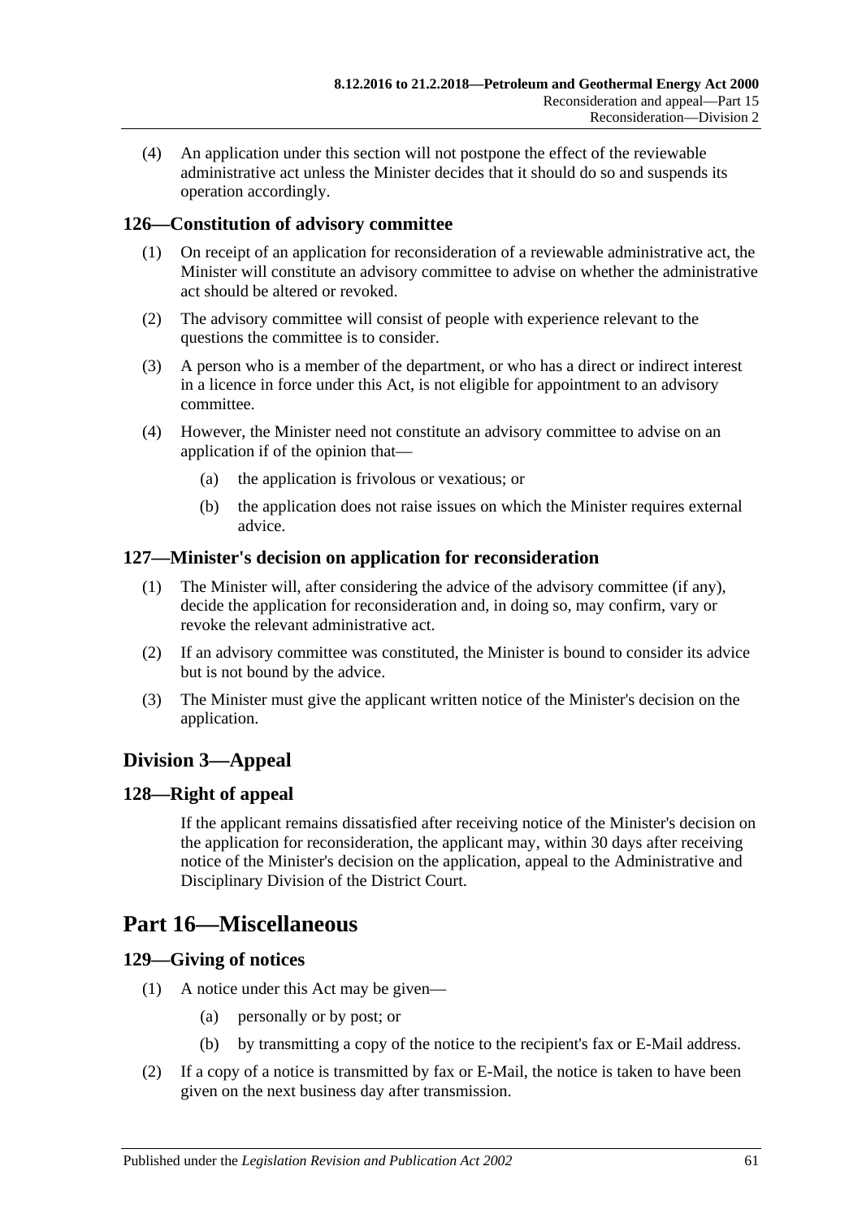(4) An application under this section will not postpone the effect of the reviewable administrative act unless the Minister decides that it should do so and suspends its operation accordingly.

### 126—Constitution of advisory committee

(1) On receipt of an application for reconsideration of a reviewable administrative act, the Minister will constitute an advisory committee to advise on whether the administrative act should be altered or revoked.

(2) The advisory committee will consist of people with experience relevant to the questions the committee is to consider.

(3) A person who is a member of the department, or who has a direct or indirect interest in a licence in force under this Act, is not eligible for appointment to an advisory committee.

(4) However, the Minister need not constitute an advisory committee to advise on an application if of the opinion that—

- (a) the application is frivolous or vexatious; or
- (b) the application does not raise issues on which the Minister requires external advice.

### 127—Minister's decision on application for reconsideration

(1) The Minister will, after considering the advice of the advisory committee (if any), decide the application for reconsideration and, in doing so, may confirm, vary or revoke the relevant administrative act.

(2) If an advisory committee was constituted, the Minister is bound to consider its advice but is not bound by the advice.

(3) The Minister must give the applicant written notice of the Minister's decision on the application.

## Division 3—Appeal

### 128—Right of appeal

If the applicant remains dissatisfied after receiving notice of the Minister's decision on the application for reconsideration, the applicant may, within 30 days after receiving notice of the Minister's decision on the application, appeal to the Administrative and Disciplinary Division of the District Court.

# Part 16—Miscellaneous

### 129—Giving of notices

(1) A notice under this Act may be given—

- (a) personally or by post; or
- (b) by transmitting a copy of the notice to the recipient's fax or E-Mail address.

(2) If a copy of a notice is transmitted by fax or E-Mail, the notice is taken to have been given on the next business day after transmission.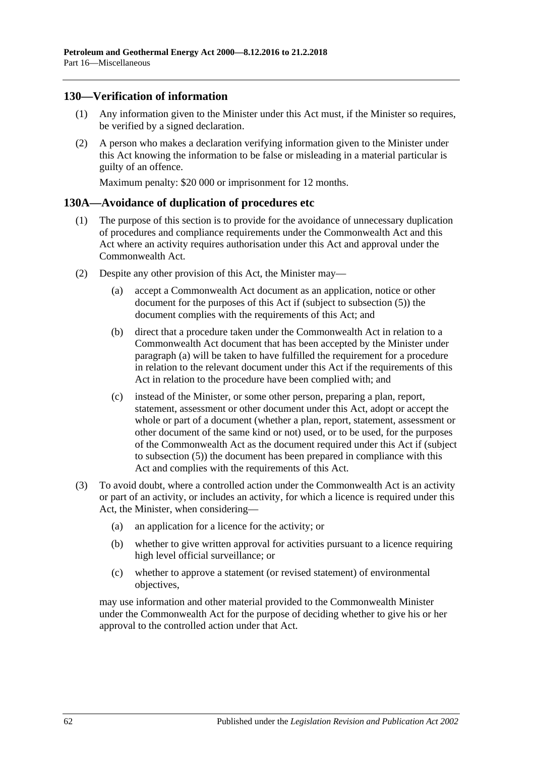## 130—Verification of information

(1) Any information given to the Minister under this Act must, if the Minister so requires, be verified by a signed declaration.

(2) A person who makes a declaration verifying information given to the Minister under this Act knowing the information to be false or misleading in a material particular is guilty of an offence.

Maximum penalty: $20 000 or imprisonment for 12 months.

## 130A—Avoidance of duplication of procedures etc

(1) The purpose of this section is to provide for the avoidance of unnecessary duplication of procedures and compliance requirements under the Commonwealth Act and this Act where an activity requires authorisation under this Act and approval under the Commonwealth Act.

(2) Despite any other provision of this Act, the Minister may—

(a) accept a Commonwealth Act document as an application, notice or other document for the purposes of this Act if (subject to subsection (5)) the document complies with the requirements of this Act; and

(b) direct that a procedure taken under the Commonwealth Act in relation to a Commonwealth Act document that has been accepted by the Minister under paragraph (a) will be taken to have fulfilled the requirement for a procedure in relation to the relevant document under this Act if the requirements of this Act in relation to the procedure have been complied with; and

(c) instead of the Minister, or some other person, preparing a plan, report, statement, assessment or other document under this Act, adopt or accept the whole or part of a document (whether a plan, report, statement, assessment or other document of the same kind or not) used, or to be used, for the purposes of the Commonwealth Act as the document required under this Act if (subject to subsection (5)) the document has been prepared in compliance with this Act and complies with the requirements of this Act.

(3) To avoid doubt, where a controlled action under the Commonwealth Act is an activity or part of an activity, or includes an activity, for which a licence is required under this Act, the Minister, when considering—

(a) an application for a licence for the activity; or

(b) whether to give written approval for activities pursuant to a licence requiring high level official surveillance; or

(c) whether to approve a statement (or revised statement) of environmental objectives,

may use information and other material provided to the Commonwealth Minister under the Commonwealth Act for the purpose of deciding whether to give his or her approval to the controlled action under that Act.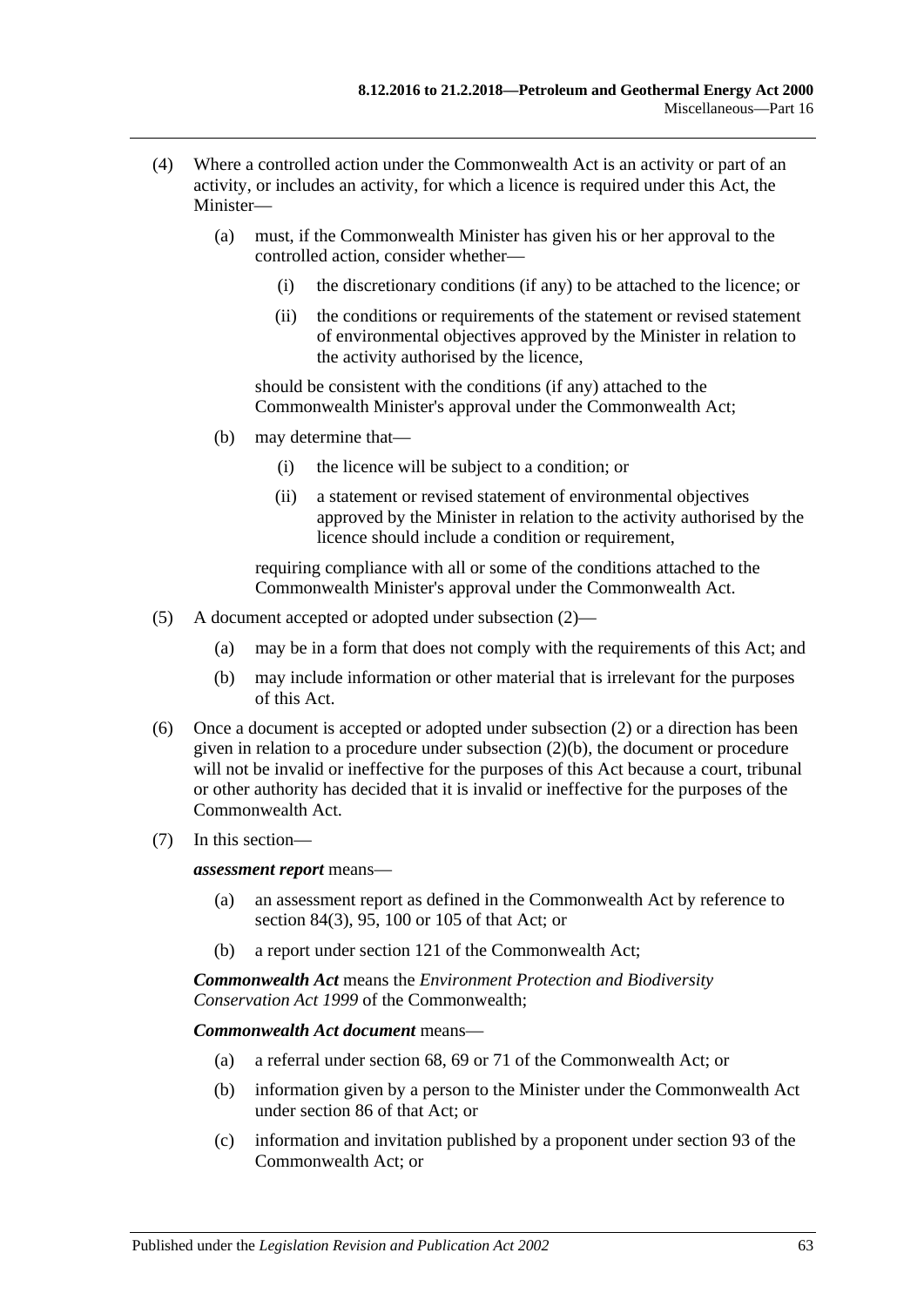(4) Where a controlled action under the Commonwealth Act is an activity or part of an activity, or includes an activity, for which a licence is required under this Act, the Minister—

(a) must, if the Commonwealth Minister has given his or her approval to the controlled action, consider whether—

(i) the discretionary conditions (if any) to be attached to the licence; or

(ii) the conditions or requirements of the statement or revised statement of environmental objectives approved by the Minister in relation to the activity authorised by the licence,

should be consistent with the conditions (if any) attached to the Commonwealth Minister's approval under the Commonwealth Act;

(b) may determine that—

(i) the licence will be subject to a condition; or

(ii) a statement or revised statement of environmental objectives approved by the Minister in relation to the activity authorised by the licence should include a condition or requirement,

requiring compliance with all or some of the conditions attached to the Commonwealth Minister's approval under the Commonwealth Act.

(5) A document accepted or adopted under subsection (2)—

(a) may be in a form that does not comply with the requirements of this Act; and

(b) may include information or other material that is irrelevant for the purposes of this Act.

(6) Once a document is accepted or adopted under subsection (2) or a direction has been given in relation to a procedure under subsection (2)(b), the document or procedure will not be invalid or ineffective for the purposes of this Act because a court, tribunal or other authority has decided that it is invalid or ineffective for the purposes of the Commonwealth Act.

(7) In this section—

***assessment report*** means—

(a) an assessment report as defined in the Commonwealth Act by reference to section 84(3), 95, 100 or 105 of that Act; or

(b) a report under section 121 of the Commonwealth Act;

***Commonwealth Act*** means the *Environment Protection and Biodiversity Conservation Act 1999* of the Commonwealth;

***Commonwealth Act document*** means—

(a) a referral under section 68, 69 or 71 of the Commonwealth Act; or

(b) information given by a person to the Minister under the Commonwealth Act under section 86 of that Act; or

(c) information and invitation published by a proponent under section 93 of the Commonwealth Act; or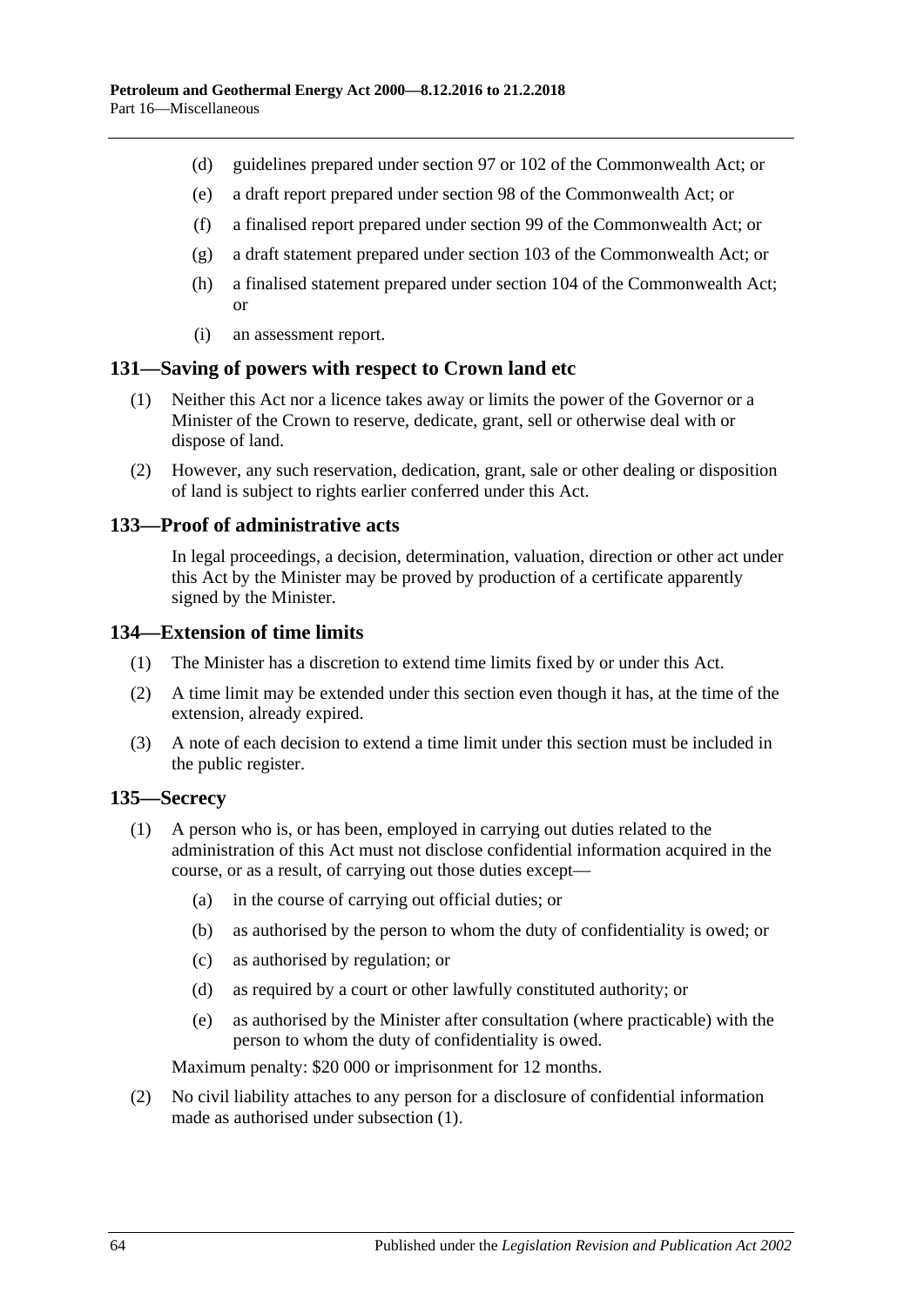(d) guidelines prepared under section 97 or 102 of the Commonwealth Act; or

(e) a draft report prepared under section 98 of the Commonwealth Act; or

(f) a finalised report prepared under section 99 of the Commonwealth Act; or

(g) a draft statement prepared under section 103 of the Commonwealth Act; or

(h) a finalised statement prepared under section 104 of the Commonwealth Act; or

(i) an assessment report.

## 131—Saving of powers with respect to Crown land etc

(1) Neither this Act nor a licence takes away or limits the power of the Governor or a Minister of the Crown to reserve, dedicate, grant, sell or otherwise deal with or dispose of land.

(2) However, any such reservation, dedication, grant, sale or other dealing or disposition of land is subject to rights earlier conferred under this Act.

## 133—Proof of administrative acts

In legal proceedings, a decision, determination, valuation, direction or other act under this Act by the Minister may be proved by production of a certificate apparently signed by the Minister.

## 134—Extension of time limits

(1) The Minister has a discretion to extend time limits fixed by or under this Act.

(2) A time limit may be extended under this section even though it has, at the time of the extension, already expired.

(3) A note of each decision to extend a time limit under this section must be included in the public register.

## 135—Secrecy

(1) A person who is, or has been, employed in carrying out duties related to the administration of this Act must not disclose confidential information acquired in the course, or as a result, of carrying out those duties except—

(a) in the course of carrying out official duties; or

(b) as authorised by the person to whom the duty of confidentiality is owed; or

(c) as authorised by regulation; or

(d) as required by a court or other lawfully constituted authority; or

(e) as authorised by the Minister after consultation (where practicable) with the person to whom the duty of confidentiality is owed.

Maximum penalty: $20 000 or imprisonment for 12 months.

(2) No civil liability attaches to any person for a disclosure of confidential information made as authorised under subsection (1).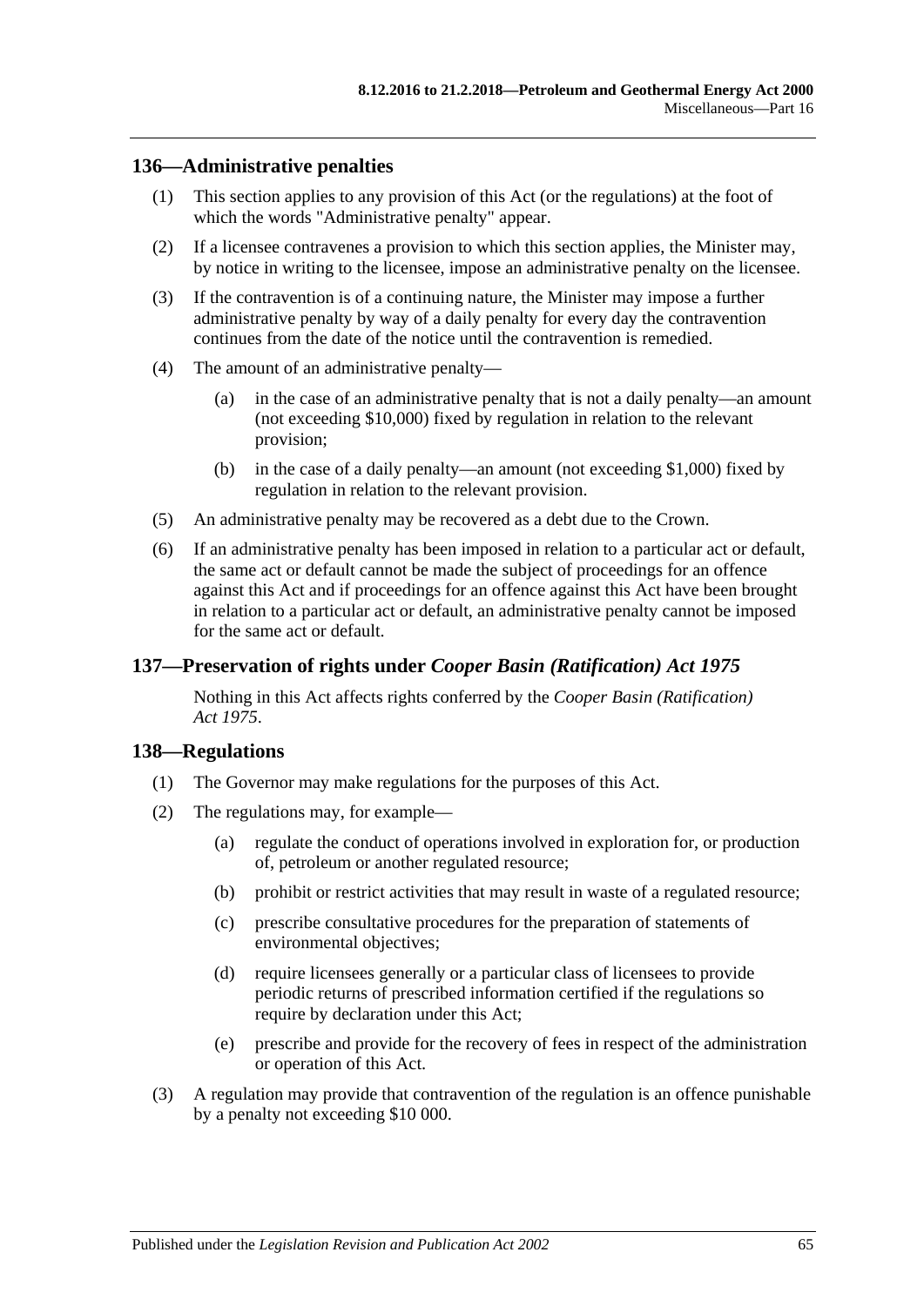## 136—Administrative penalties

(1) This section applies to any provision of this Act (or the regulations) at the foot of which the words "Administrative penalty" appear.

(2) If a licensee contravenes a provision to which this section applies, the Minister may, by notice in writing to the licensee, impose an administrative penalty on the licensee.

(3) If the contravention is of a continuing nature, the Minister may impose a further administrative penalty by way of a daily penalty for every day the contravention continues from the date of the notice until the contravention is remedied.

(4) The amount of an administrative penalty—

(a) in the case of an administrative penalty that is not a daily penalty—an amount (not exceeding $10,000) fixed by regulation in relation to the relevant provision;

(b) in the case of a daily penalty—an amount (not exceeding $1,000) fixed by regulation in relation to the relevant provision.

(5) An administrative penalty may be recovered as a debt due to the Crown.

(6) If an administrative penalty has been imposed in relation to a particular act or default, the same act or default cannot be made the subject of proceedings for an offence against this Act and if proceedings for an offence against this Act have been brought in relation to a particular act or default, an administrative penalty cannot be imposed for the same act or default.

## 137—Preservation of rights under *Cooper Basin (Ratification) Act 1975*

Nothing in this Act affects rights conferred by the *Cooper Basin (Ratification) Act 1975*.

## 138—Regulations

(1) The Governor may make regulations for the purposes of this Act.

(2) The regulations may, for example—

(a) regulate the conduct of operations involved in exploration for, or production of, petroleum or another regulated resource;

(b) prohibit or restrict activities that may result in waste of a regulated resource;

(c) prescribe consultative procedures for the preparation of statements of environmental objectives;

(d) require licensees generally or a particular class of licensees to provide periodic returns of prescribed information certified if the regulations so require by declaration under this Act;

(e) prescribe and provide for the recovery of fees in respect of the administration or operation of this Act.

(3) A regulation may provide that contravention of the regulation is an offence punishable by a penalty not exceeding $10 000.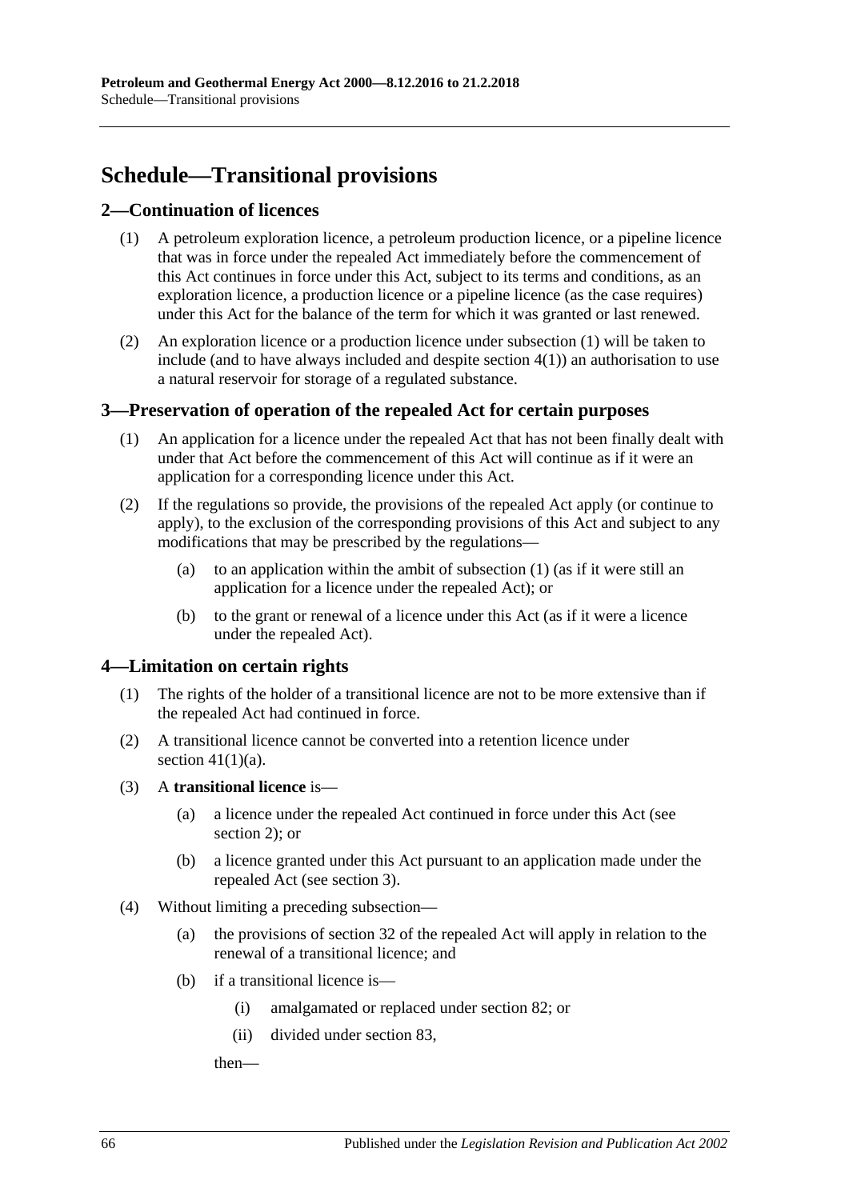# Schedule—Transitional provisions

## 2—Continuation of licences

(1) A petroleum exploration licence, a petroleum production licence, or a pipeline licence that was in force under the repealed Act immediately before the commencement of this Act continues in force under this Act, subject to its terms and conditions, as an exploration licence, a production licence or a pipeline licence (as the case requires) under this Act for the balance of the term for which it was granted or last renewed.

(2) An exploration licence or a production licence under subsection (1) will be taken to include (and to have always included and despite section 4(1)) an authorisation to use a natural reservoir for storage of a regulated substance.

## 3—Preservation of operation of the repealed Act for certain purposes

(1) An application for a licence under the repealed Act that has not been finally dealt with under that Act before the commencement of this Act will continue as if it were an application for a corresponding licence under this Act.

(2) If the regulations so provide, the provisions of the repealed Act apply (or continue to apply), to the exclusion of the corresponding provisions of this Act and subject to any modifications that may be prescribed by the regulations—

- (a) to an application within the ambit of subsection (1) (as if it were still an application for a licence under the repealed Act); or
- (b) to the grant or renewal of a licence under this Act (as if it were a licence under the repealed Act).

## 4—Limitation on certain rights

(1) The rights of the holder of a transitional licence are not to be more extensive than if the repealed Act had continued in force.

(2) A transitional licence cannot be converted into a retention licence under section 41(1)(a).

(3) A **transitional licence** is—

- (a) a licence under the repealed Act continued in force under this Act (see section 2); or
- (b) a licence granted under this Act pursuant to an application made under the repealed Act (see section 3).

(4) Without limiting a preceding subsection—

- (a) the provisions of section 32 of the repealed Act will apply in relation to the renewal of a transitional licence; and
- (b) if a transitional licence is—
  - (i) amalgamated or replaced under section 82; or
  - (ii) divided under section 83,

  then—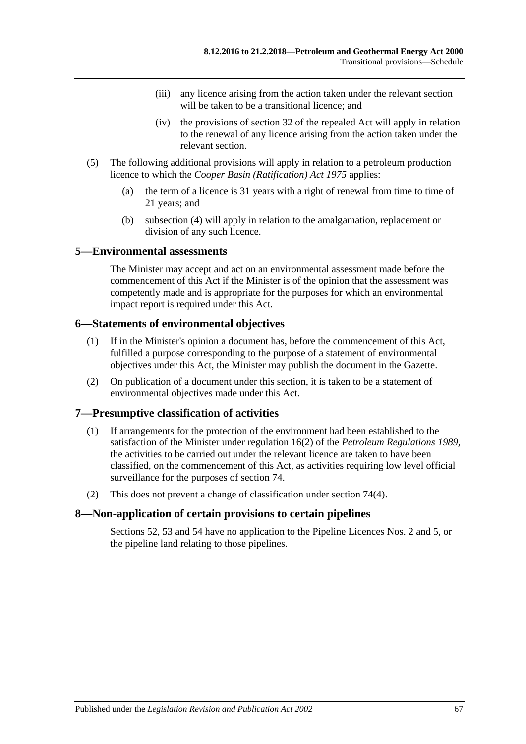(iii) any licence arising from the action taken under the relevant section will be taken to be a transitional licence; and

(iv) the provisions of section 32 of the repealed Act will apply in relation to the renewal of any licence arising from the action taken under the relevant section.

(5) The following additional provisions will apply in relation to a petroleum production licence to which the *Cooper Basin (Ratification) Act 1975* applies:

(a) the term of a licence is 31 years with a right of renewal from time to time of 21 years; and

(b) subsection (4) will apply in relation to the amalgamation, replacement or division of any such licence.

## 5—Environmental assessments

The Minister may accept and act on an environmental assessment made before the commencement of this Act if the Minister is of the opinion that the assessment was competently made and is appropriate for the purposes for which an environmental impact report is required under this Act.

## 6—Statements of environmental objectives

(1) If in the Minister's opinion a document has, before the commencement of this Act, fulfilled a purpose corresponding to the purpose of a statement of environmental objectives under this Act, the Minister may publish the document in the Gazette.

(2) On publication of a document under this section, it is taken to be a statement of environmental objectives made under this Act.

## 7—Presumptive classification of activities

(1) If arrangements for the protection of the environment had been established to the satisfaction of the Minister under regulation 16(2) of the *Petroleum Regulations 1989*, the activities to be carried out under the relevant licence are taken to have been classified, on the commencement of this Act, as activities requiring low level official surveillance for the purposes of section 74.

(2) This does not prevent a change of classification under section 74(4).

## 8—Non-application of certain provisions to certain pipelines

Sections 52, 53 and 54 have no application to the Pipeline Licences Nos. 2 and 5, or the pipeline land relating to those pipelines.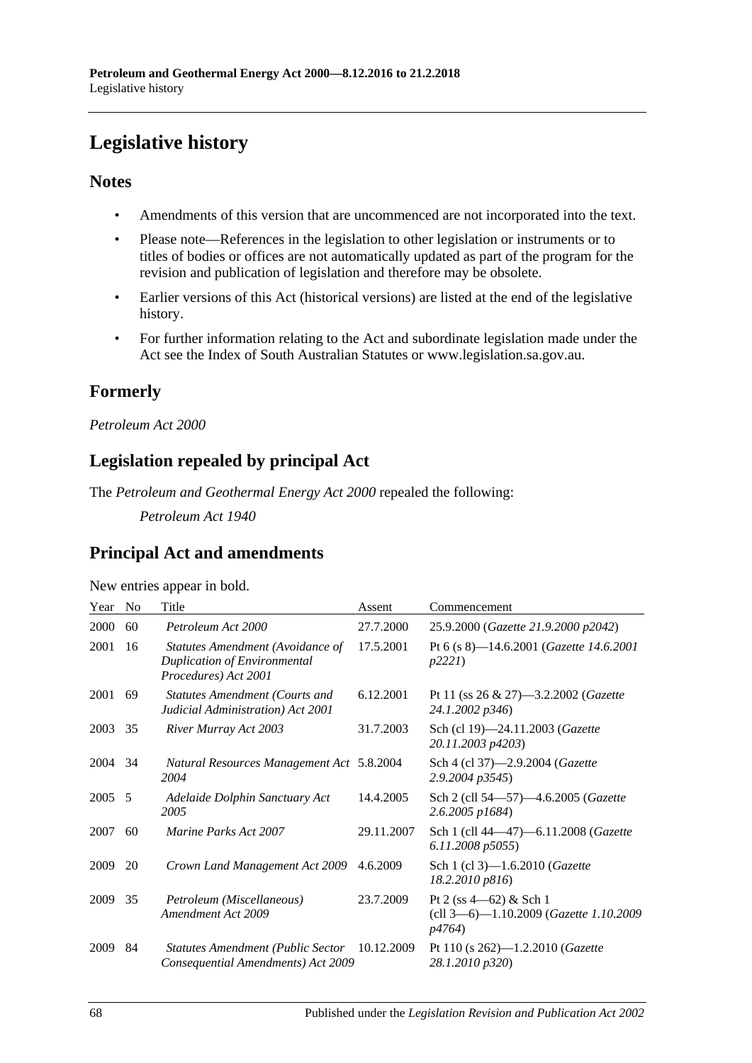# Legislative history

## Notes

- Amendments of this version that are uncommenced are not incorporated into the text.
- Please note—References in the legislation to other legislation or instruments or to titles of bodies or offices are not automatically updated as part of the program for the revision and publication of legislation and therefore may be obsolete.
- Earlier versions of this Act (historical versions) are listed at the end of the legislative history.
- For further information relating to the Act and subordinate legislation made under the Act see the Index of South Australian Statutes or www.legislation.sa.gov.au.

## Formerly

*Petroleum Act 2000*

## Legislation repealed by principal Act

The *Petroleum and Geothermal Energy Act 2000* repealed the following:

*Petroleum Act 1940*

## Principal Act and amendments

New entries appear in bold.

| Year | No | Title | Assent | Commencement |
|---|---|---|---|---|
| 2000 | 60 | *Petroleum Act 2000* | 27.7.2000 | 25.9.2000 (*Gazette 21.9.2000 p2042*) |
| 2001 | 16 | *Statutes Amendment (Avoidance of Duplication of Environmental Procedures) Act 2001* | 17.5.2001 | Pt 6 (s 8)—14.6.2001 (*Gazette 14.6.2001 p2221*) |
| 2001 | 69 | *Statutes Amendment (Courts and Judicial Administration) Act 2001* | 6.12.2001 | Pt 11 (ss 26 & 27)—3.2.2002 (*Gazette 24.1.2002 p346*) |
| 2003 | 35 | *River Murray Act 2003* | 31.7.2003 | Sch (cl 19)—24.11.2003 (*Gazette 20.11.2003 p4203*) |
| 2004 | 34 | *Natural Resources Management Act 2004* | 5.8.2004 | Sch 4 (cl 37)—2.9.2004 (*Gazette 2.9.2004 p3545*) |
| 2005 | 5 | *Adelaide Dolphin Sanctuary Act 2005* | 14.4.2005 | Sch 2 (cll 54—57)—4.6.2005 (*Gazette 2.6.2005 p1684*) |
| 2007 | 60 | *Marine Parks Act 2007* | 29.11.2007 | Sch 1 (cll 44—47)—6.11.2008 (*Gazette 6.11.2008 p5055*) |
| 2009 | 20 | *Crown Land Management Act 2009* | 4.6.2009 | Sch 1 (cl 3)—1.6.2010 (*Gazette 18.2.2010 p816*) |
| 2009 | 35 | *Petroleum (Miscellaneous) Amendment Act 2009* | 23.7.2009 | Pt 2 (ss 4—62) & Sch 1 (cll 3—6)—1.10.2009 (*Gazette 1.10.2009 p4764*) |
| 2009 | 84 | *Statutes Amendment (Public Sector Consequential Amendments) Act 2009* | 10.12.2009 | Pt 110 (s 262)—1.2.2010 (*Gazette 28.1.2010 p320*) |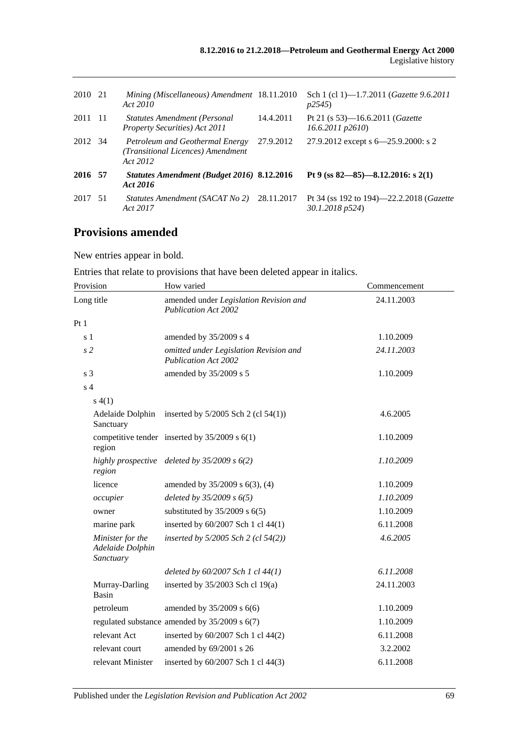| | | | | |
|---|---|---|---|---|
| 2010 | 21 | *Mining (Miscellaneous) Amendment Act 2010* | 18.11.2010 | Sch 1 (cl 1)—1.7.2011 (*Gazette 9.6.2011 p2545*) |
| 2011 | 11 | *Statutes Amendment (Personal Property Securities) Act 2011* | 14.4.2011 | Pt 21 (s 53)—16.6.2011 (*Gazette 16.6.2011 p2610*) |
| 2012 | 34 | *Petroleum and Geothermal Energy (Transitional Licences) Amendment Act 2012* | 27.9.2012 | 27.9.2012 except s 6—25.9.2000: s 2 |
| **2016** | **57** | ***Statutes Amendment (Budget 2016) Act 2016*** | **8.12.2016** | **Pt 9 (ss 82—85)—8.12.2016: s 2(1)** |
| 2017 | 51 | *Statutes Amendment (SACAT No 2) Act 2017* | 28.11.2017 | Pt 34 (ss 192 to 194)—22.2.2018 (*Gazette 30.1.2018 p524*) |

## Provisions amended

New entries appear in bold.

Entries that relate to provisions that have been deleted appear in italics.

| Provision | How varied | Commencement |
|---|---|---|
| Long title | amended under *Legislation Revision and Publication Act 2002* | 24.11.2003 |
| Pt 1 | | |
| s 1 | amended by 35/2009 s 4 | 1.10.2009 |
| *s 2* | *omitted under Legislation Revision and Publication Act 2002* | *24.11.2003* |
| s 3 | amended by 35/2009 s 5 | 1.10.2009 |
| s 4 | | |
| s 4(1) | | |
| Adelaide Dolphin Sanctuary | inserted by 5/2005 Sch 2 (cl 54(1)) | 4.6.2005 |
| competitive tender region | inserted by 35/2009 s 6(1) | 1.10.2009 |
| *highly prospective region* | *deleted by 35/2009 s 6(2)* | *1.10.2009* |
| licence | amended by 35/2009 s 6(3), (4) | 1.10.2009 |
| *occupier* | *deleted by 35/2009 s 6(5)* | *1.10.2009* |
| owner | substituted by 35/2009 s 6(5) | 1.10.2009 |
| marine park | inserted by 60/2007 Sch 1 cl 44(1) | 6.11.2008 |
| *Minister for the Adelaide Dolphin Sanctuary* | *inserted by 5/2005 Sch 2 (cl 54(2))* | *4.6.2005* |
| | *deleted by 60/2007 Sch 1 cl 44(1)* | *6.11.2008* |
| Murray-Darling Basin | inserted by 35/2003 Sch cl 19(a) | 24.11.2003 |
| petroleum | amended by 35/2009 s 6(6) | 1.10.2009 |
| regulated substance | amended by 35/2009 s 6(7) | 1.10.2009 |
| relevant Act | inserted by 60/2007 Sch 1 cl 44(2) | 6.11.2008 |
| relevant court | amended by 69/2001 s 26 | 3.2.2002 |
| relevant Minister | inserted by 60/2007 Sch 1 cl 44(3) | 6.11.2008 |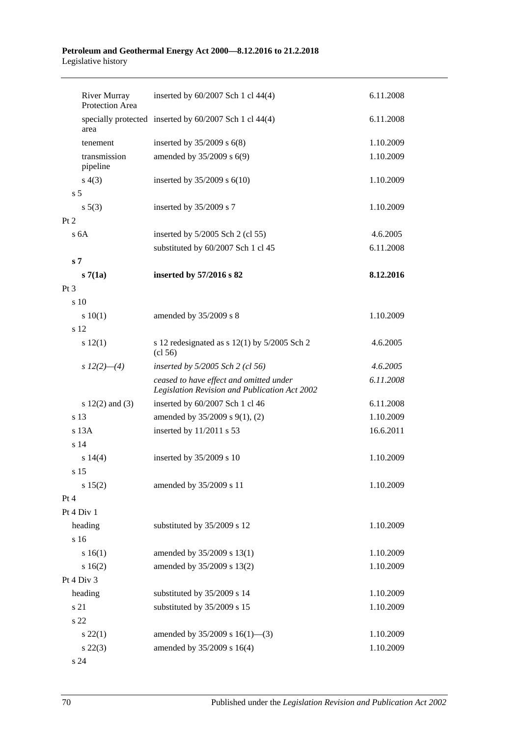| | | |
|---|---|---|
| River Murray Protection Area | inserted by 60/2007 Sch 1 cl 44(4) | 6.11.2008 |
| specially protected area | inserted by 60/2007 Sch 1 cl 44(4) | 6.11.2008 |
| tenement | inserted by 35/2009 s 6(8) | 1.10.2009 |
| transmission pipeline | amended by 35/2009 s 6(9) | 1.10.2009 |
| s 4(3) | inserted by 35/2009 s 6(10) | 1.10.2009 |
| s 5 | | |
| s 5(3) | inserted by 35/2009 s 7 | 1.10.2009 |
| Pt 2 | | |
| s 6A | inserted by 5/2005 Sch 2 (cl 55) | 4.6.2005 |
| | substituted by 60/2007 Sch 1 cl 45 | 6.11.2008 |
| **s 7** | | |
| **s 7(1a)** | **inserted by 57/2016 s 82** | **8.12.2016** |
| Pt 3 | | |
| s 10 | | |
| s 10(1) | amended by 35/2009 s 8 | 1.10.2009 |
| s 12 | | |
| s 12(1) | s 12 redesignated as s 12(1) by 5/2005 Sch 2 (cl 56) | 4.6.2005 |
| *s 12(2)—(4)* | *inserted by 5/2005 Sch 2 (cl 56)* | *4.6.2005* |
| | *ceased to have effect and omitted under Legislation Revision and Publication Act 2002* | *6.11.2008* |
| s 12(2) and (3) | inserted by 60/2007 Sch 1 cl 46 | 6.11.2008 |
| s 13 | amended by 35/2009 s 9(1), (2) | 1.10.2009 |
| s 13A | inserted by 11/2011 s 53 | 16.6.2011 |
| s 14 | | |
| s 14(4) | inserted by 35/2009 s 10 | 1.10.2009 |
| s 15 | | |
| s 15(2) | amended by 35/2009 s 11 | 1.10.2009 |
| Pt 4 | | |
| Pt 4 Div 1 | | |
| heading | substituted by 35/2009 s 12 | 1.10.2009 |
| s 16 | | |
| s 16(1) | amended by 35/2009 s 13(1) | 1.10.2009 |
| s 16(2) | amended by 35/2009 s 13(2) | 1.10.2009 |
| Pt 4 Div 3 | | |
| heading | substituted by 35/2009 s 14 | 1.10.2009 |
| s 21 | substituted by 35/2009 s 15 | 1.10.2009 |
| s 22 | | |
| s 22(1) | amended by 35/2009 s 16(1)—(3) | 1.10.2009 |
| s 22(3) | amended by 35/2009 s 16(4) | 1.10.2009 |
| s 24 | | |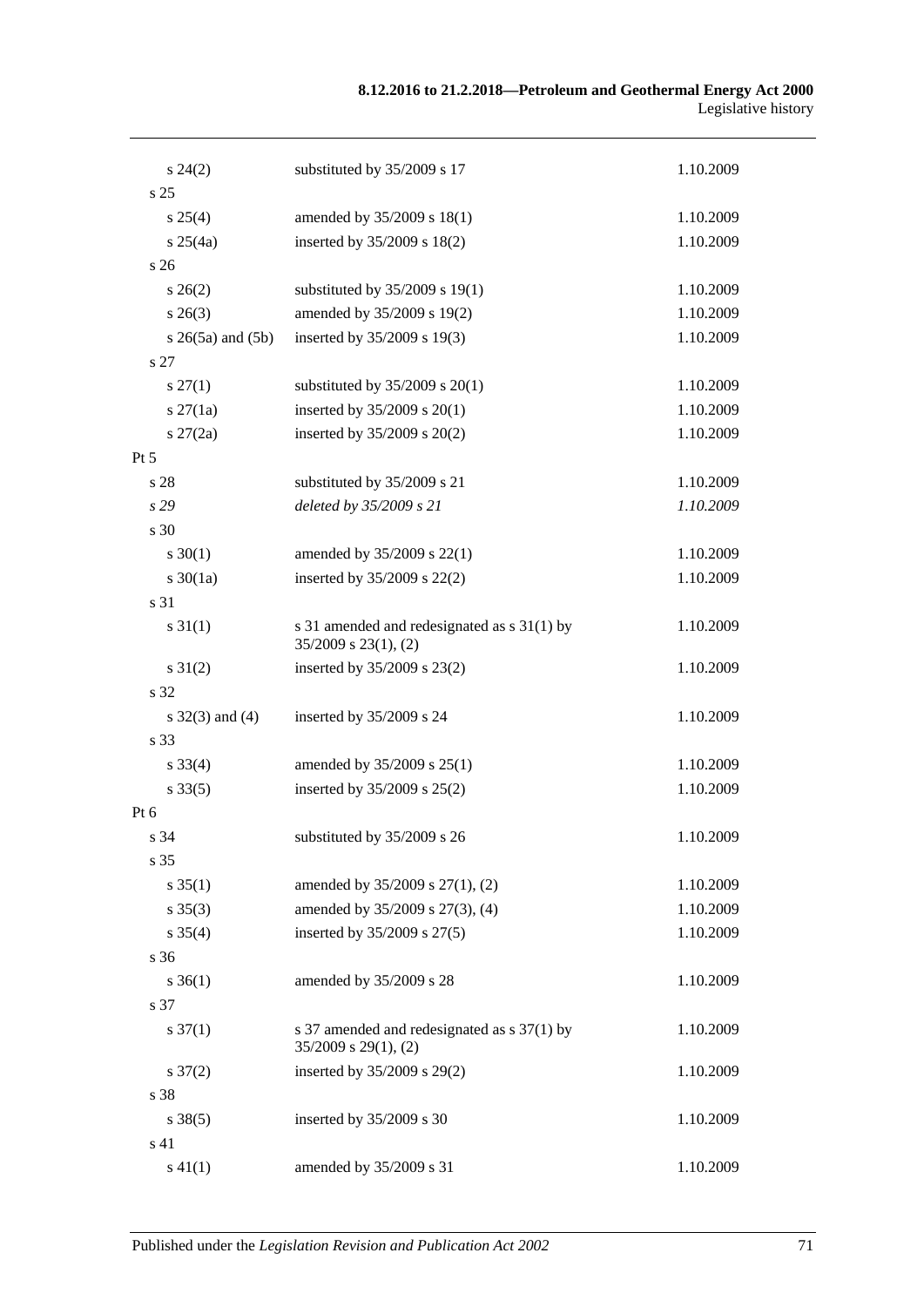| | | |
|---|---|---|
| s 24(2) | substituted by 35/2009 s 17 | 1.10.2009 |
| s 25 | | |
| s 25(4) | amended by 35/2009 s 18(1) | 1.10.2009 |
| s 25(4a) | inserted by 35/2009 s 18(2) | 1.10.2009 |
| s 26 | | |
| s 26(2) | substituted by 35/2009 s 19(1) | 1.10.2009 |
| s 26(3) | amended by 35/2009 s 19(2) | 1.10.2009 |
| s 26(5a) and (5b) | inserted by 35/2009 s 19(3) | 1.10.2009 |
| s 27 | | |
| s 27(1) | substituted by 35/2009 s 20(1) | 1.10.2009 |
| s 27(1a) | inserted by 35/2009 s 20(1) | 1.10.2009 |
| s 27(2a) | inserted by 35/2009 s 20(2) | 1.10.2009 |
| Pt 5 | | |
| s 28 | substituted by 35/2009 s 21 | 1.10.2009 |
| *s 29* | *deleted by 35/2009 s 21* | *1.10.2009* |
| s 30 | | |
| s 30(1) | amended by 35/2009 s 22(1) | 1.10.2009 |
| s 30(1a) | inserted by 35/2009 s 22(2) | 1.10.2009 |
| s 31 | | |
| s 31(1) | s 31 amended and redesignated as s 31(1) by 35/2009 s 23(1), (2) | 1.10.2009 |
| s 31(2) | inserted by 35/2009 s 23(2) | 1.10.2009 |
| s 32 | | |
| s 32(3) and (4) | inserted by 35/2009 s 24 | 1.10.2009 |
| s 33 | | |
| s 33(4) | amended by 35/2009 s 25(1) | 1.10.2009 |
| s 33(5) | inserted by 35/2009 s 25(2) | 1.10.2009 |
| Pt 6 | | |
| s 34 | substituted by 35/2009 s 26 | 1.10.2009 |
| s 35 | | |
| s 35(1) | amended by 35/2009 s 27(1), (2) | 1.10.2009 |
| s 35(3) | amended by 35/2009 s 27(3), (4) | 1.10.2009 |
| s 35(4) | inserted by 35/2009 s 27(5) | 1.10.2009 |
| s 36 | | |
| s 36(1) | amended by 35/2009 s 28 | 1.10.2009 |
| s 37 | | |
| s 37(1) | s 37 amended and redesignated as s 37(1) by 35/2009 s 29(1), (2) | 1.10.2009 |
| s 37(2) | inserted by 35/2009 s 29(2) | 1.10.2009 |
| s 38 | | |
| s 38(5) | inserted by 35/2009 s 30 | 1.10.2009 |
| s 41 | | |
| s 41(1) | amended by 35/2009 s 31 | 1.10.2009 |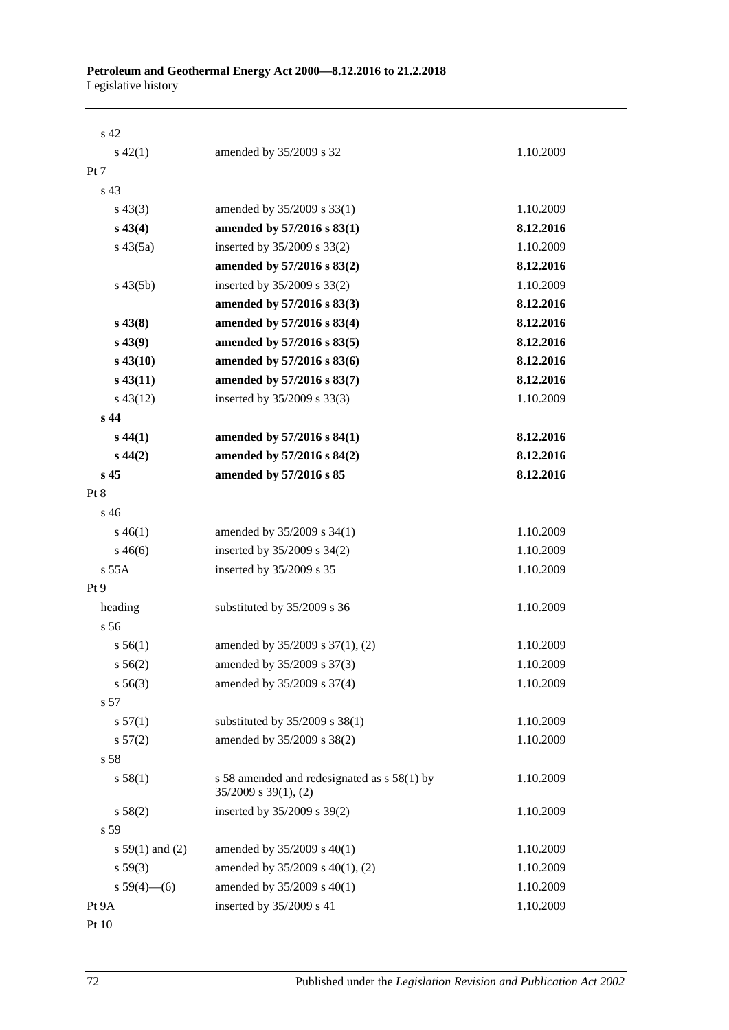| | | |
|---|---|---|
| s 42 | | |
| s 42(1) | amended by 35/2009 s 32 | 1.10.2009 |
| Pt 7 | | |
| s 43 | | |
| s 43(3) | amended by 35/2009 s 33(1) | 1.10.2009 |
| **s 43(4)** | **amended by 57/2016 s 83(1)** | **8.12.2016** |
| s 43(5a) | inserted by 35/2009 s 33(2) | 1.10.2009 |
| | **amended by 57/2016 s 83(2)** | **8.12.2016** |
| s 43(5b) | inserted by 35/2009 s 33(2) | 1.10.2009 |
| | **amended by 57/2016 s 83(3)** | **8.12.2016** |
| **s 43(8)** | **amended by 57/2016 s 83(4)** | **8.12.2016** |
| **s 43(9)** | **amended by 57/2016 s 83(5)** | **8.12.2016** |
| **s 43(10)** | **amended by 57/2016 s 83(6)** | **8.12.2016** |
| **s 43(11)** | **amended by 57/2016 s 83(7)** | **8.12.2016** |
| s 43(12) | inserted by 35/2009 s 33(3) | 1.10.2009 |
| **s 44** | | |
| **s 44(1)** | **amended by 57/2016 s 84(1)** | **8.12.2016** |
| **s 44(2)** | **amended by 57/2016 s 84(2)** | **8.12.2016** |
| **s 45** | **amended by 57/2016 s 85** | **8.12.2016** |
| Pt 8 | | |
| s 46 | | |
| s 46(1) | amended by 35/2009 s 34(1) | 1.10.2009 |
| s 46(6) | inserted by 35/2009 s 34(2) | 1.10.2009 |
| s 55A | inserted by 35/2009 s 35 | 1.10.2009 |
| Pt 9 | | |
| heading | substituted by 35/2009 s 36 | 1.10.2009 |
| s 56 | | |
| s 56(1) | amended by 35/2009 s 37(1), (2) | 1.10.2009 |
| s 56(2) | amended by 35/2009 s 37(3) | 1.10.2009 |
| s 56(3) | amended by 35/2009 s 37(4) | 1.10.2009 |
| s 57 | | |
| s 57(1) | substituted by 35/2009 s 38(1) | 1.10.2009 |
| s 57(2) | amended by 35/2009 s 38(2) | 1.10.2009 |
| s 58 | | |
| s 58(1) | s 58 amended and redesignated as s 58(1) by 35/2009 s 39(1), (2) | 1.10.2009 |
| s 58(2) | inserted by 35/2009 s 39(2) | 1.10.2009 |
| s 59 | | |
| s 59(1) and (2) | amended by 35/2009 s 40(1) | 1.10.2009 |
| s 59(3) | amended by 35/2009 s 40(1), (2) | 1.10.2009 |
| s 59(4)—(6) | amended by 35/2009 s 40(1) | 1.10.2009 |
| Pt 9A | inserted by 35/2009 s 41 | 1.10.2009 |
| Pt 10 | | |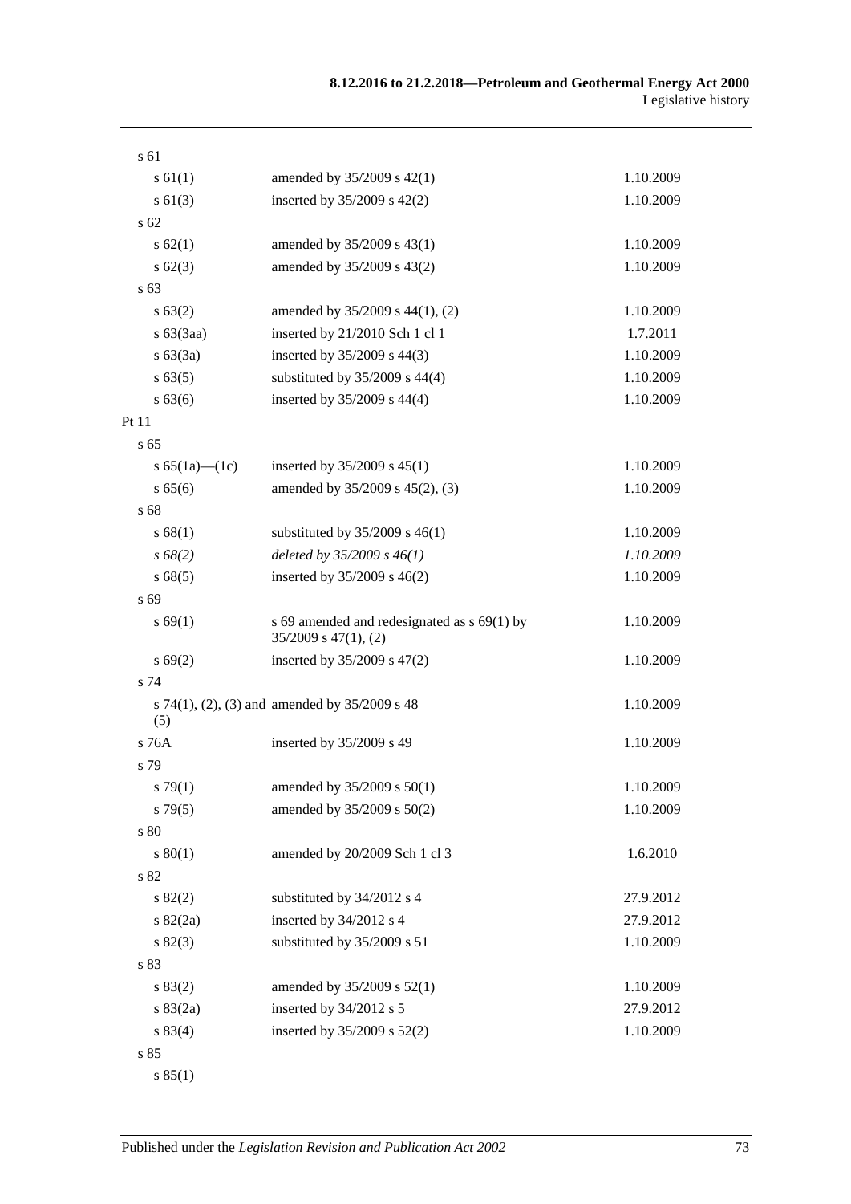| | | |
|---|---|---|
| s 61 | | |
| s 61(1) | amended by 35/2009 s 42(1) | 1.10.2009 |
| s 61(3) | inserted by 35/2009 s 42(2) | 1.10.2009 |
| s 62 | | |
| s 62(1) | amended by 35/2009 s 43(1) | 1.10.2009 |
| s 62(3) | amended by 35/2009 s 43(2) | 1.10.2009 |
| s 63 | | |
| s 63(2) | amended by 35/2009 s 44(1), (2) | 1.10.2009 |
| s 63(3aa) | inserted by 21/2010 Sch 1 cl 1 | 1.7.2011 |
| s 63(3a) | inserted by 35/2009 s 44(3) | 1.10.2009 |
| s 63(5) | substituted by 35/2009 s 44(4) | 1.10.2009 |
| s 63(6) | inserted by 35/2009 s 44(4) | 1.10.2009 |
| Pt 11 | | |
| s 65 | | |
| s 65(1a)—(1c) | inserted by 35/2009 s 45(1) | 1.10.2009 |
| s 65(6) | amended by 35/2009 s 45(2), (3) | 1.10.2009 |
| s 68 | | |
| s 68(1) | substituted by 35/2009 s 46(1) | 1.10.2009 |
| *s 68(2)* | *deleted by 35/2009 s 46(1)* | *1.10.2009* |
| s 68(5) | inserted by 35/2009 s 46(2) | 1.10.2009 |
| s 69 | | |
| s 69(1) | s 69 amended and redesignated as s 69(1) by 35/2009 s 47(1), (2) | 1.10.2009 |
| s 69(2) | inserted by 35/2009 s 47(2) | 1.10.2009 |
| s 74 | | |
| s 74(1), (2), (3) and (5) | amended by 35/2009 s 48 | 1.10.2009 |
| s 76A | inserted by 35/2009 s 49 | 1.10.2009 |
| s 79 | | |
| s 79(1) | amended by 35/2009 s 50(1) | 1.10.2009 |
| s 79(5) | amended by 35/2009 s 50(2) | 1.10.2009 |
| s 80 | | |
| s 80(1) | amended by 20/2009 Sch 1 cl 3 | 1.6.2010 |
| s 82 | | |
| s 82(2) | substituted by 34/2012 s 4 | 27.9.2012 |
| s 82(2a) | inserted by 34/2012 s 4 | 27.9.2012 |
| s 82(3) | substituted by 35/2009 s 51 | 1.10.2009 |
| s 83 | | |
| s 83(2) | amended by 35/2009 s 52(1) | 1.10.2009 |
| s 83(2a) | inserted by 34/2012 s 5 | 27.9.2012 |
| s 83(4) | inserted by 35/2009 s 52(2) | 1.10.2009 |
| s 85 | | |
| s 85(1) | | |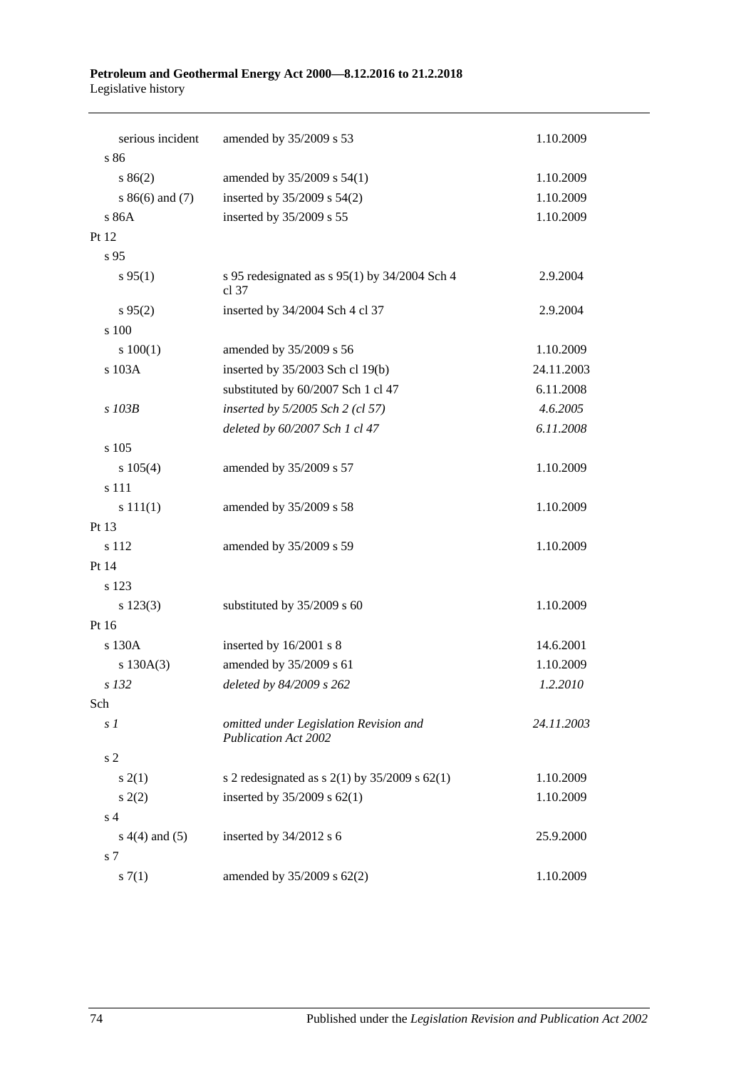| | | |
|---|---|---|
| serious incident | amended by 35/2009 s 53 | 1.10.2009 |
| s 86 | | |
| s 86(2) | amended by 35/2009 s 54(1) | 1.10.2009 |
| s 86(6) and (7) | inserted by 35/2009 s 54(2) | 1.10.2009 |
| s 86A | inserted by 35/2009 s 55 | 1.10.2009 |
| Pt 12 | | |
| s 95 | | |
| s 95(1) | s 95 redesignated as s 95(1) by 34/2004 Sch 4 cl 37 | 2.9.2004 |
| s 95(2) | inserted by 34/2004 Sch 4 cl 37 | 2.9.2004 |
| s 100 | | |
| s 100(1) | amended by 35/2009 s 56 | 1.10.2009 |
| s 103A | inserted by 35/2003 Sch cl 19(b) | 24.11.2003 |
| | substituted by 60/2007 Sch 1 cl 47 | 6.11.2008 |
| *s 103B* | *inserted by 5/2005 Sch 2 (cl 57)* | *4.6.2005* |
| | *deleted by 60/2007 Sch 1 cl 47* | *6.11.2008* |
| s 105 | | |
| s 105(4) | amended by 35/2009 s 57 | 1.10.2009 |
| s 111 | | |
| s 111(1) | amended by 35/2009 s 58 | 1.10.2009 |
| Pt 13 | | |
| s 112 | amended by 35/2009 s 59 | 1.10.2009 |
| Pt 14 | | |
| s 123 | | |
| s 123(3) | substituted by 35/2009 s 60 | 1.10.2009 |
| Pt 16 | | |
| s 130A | inserted by 16/2001 s 8 | 14.6.2001 |
| s 130A(3) | amended by 35/2009 s 61 | 1.10.2009 |
| *s 132* | *deleted by 84/2009 s 262* | *1.2.2010* |
| Sch | | |
| *s 1* | *omitted under Legislation Revision and Publication Act 2002* | *24.11.2003* |
| s 2 | | |
| s 2(1) | s 2 redesignated as s 2(1) by 35/2009 s 62(1) | 1.10.2009 |
| s 2(2) | inserted by 35/2009 s 62(1) | 1.10.2009 |
| s 4 | | |
| s 4(4) and (5) | inserted by 34/2012 s 6 | 25.9.2000 |
| s 7 | | |
| s 7(1) | amended by 35/2009 s 62(2) | 1.10.2009 |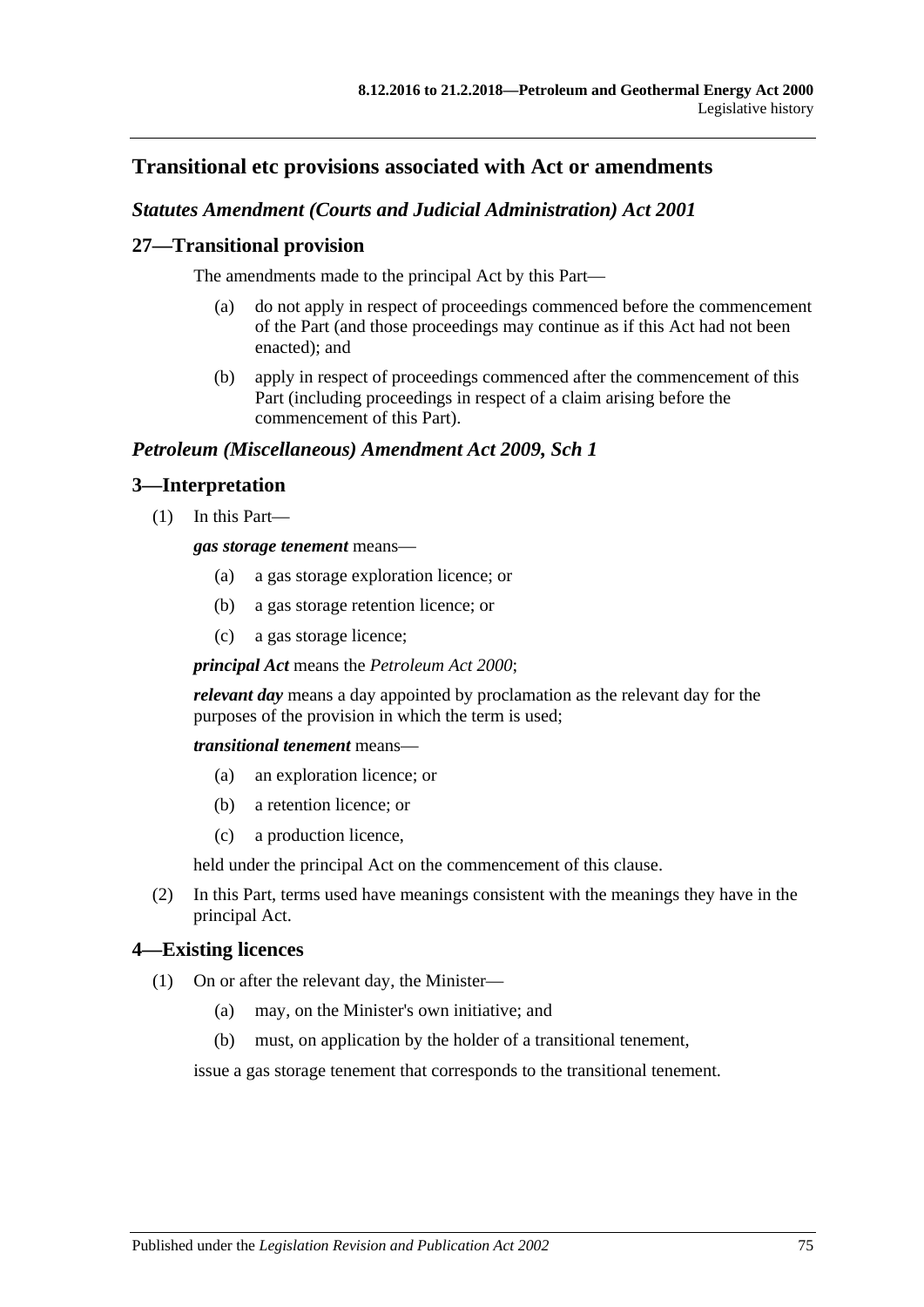## Transitional etc provisions associated with Act or amendments

### *Statutes Amendment (Courts and Judicial Administration) Act 2001*

### 27—Transitional provision

The amendments made to the principal Act by this Part—

(a) do not apply in respect of proceedings commenced before the commencement of the Part (and those proceedings may continue as if this Act had not been enacted); and

(b) apply in respect of proceedings commenced after the commencement of this Part (including proceedings in respect of a claim arising before the commencement of this Part).

### *Petroleum (Miscellaneous) Amendment Act 2009, Sch 1*

### 3—Interpretation

(1) In this Part—

***gas storage tenement*** means—

(a) a gas storage exploration licence; or

(b) a gas storage retention licence; or

(c) a gas storage licence;

***principal Act*** means the *Petroleum Act 2000*;

***relevant day*** means a day appointed by proclamation as the relevant day for the purposes of the provision in which the term is used;

***transitional tenement*** means—

(a) an exploration licence; or

(b) a retention licence; or

(c) a production licence,

held under the principal Act on the commencement of this clause.

(2) In this Part, terms used have meanings consistent with the meanings they have in the principal Act.

### 4—Existing licences

(1) On or after the relevant day, the Minister—

(a) may, on the Minister's own initiative; and

(b) must, on application by the holder of a transitional tenement,

issue a gas storage tenement that corresponds to the transitional tenement.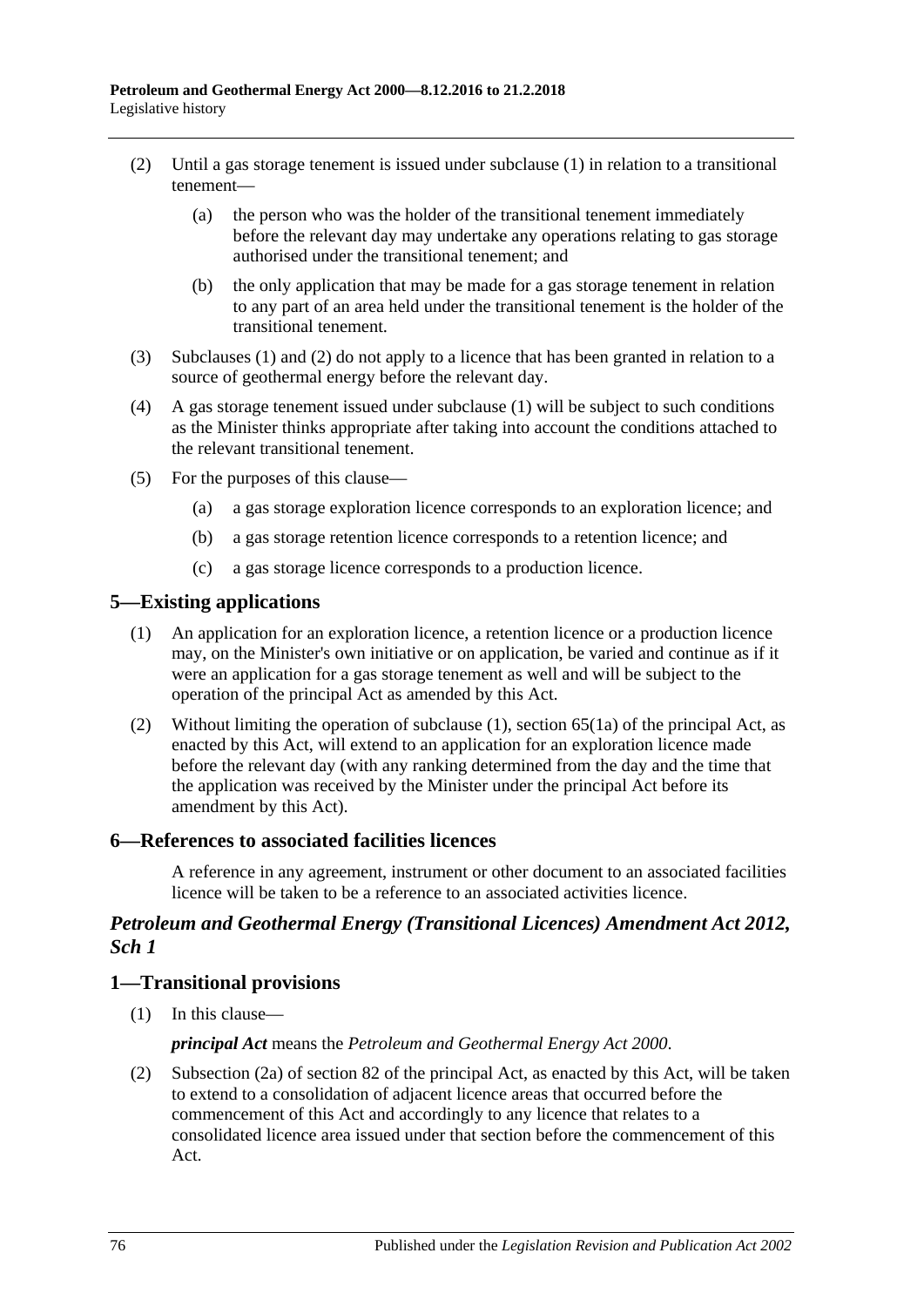(2) Until a gas storage tenement is issued under subclause (1) in relation to a transitional tenement—

(a) the person who was the holder of the transitional tenement immediately before the relevant day may undertake any operations relating to gas storage authorised under the transitional tenement; and

(b) the only application that may be made for a gas storage tenement in relation to any part of an area held under the transitional tenement is the holder of the transitional tenement.

(3) Subclauses (1) and (2) do not apply to a licence that has been granted in relation to a source of geothermal energy before the relevant day.

(4) A gas storage tenement issued under subclause (1) will be subject to such conditions as the Minister thinks appropriate after taking into account the conditions attached to the relevant transitional tenement.

(5) For the purposes of this clause—

(a) a gas storage exploration licence corresponds to an exploration licence; and

(b) a gas storage retention licence corresponds to a retention licence; and

(c) a gas storage licence corresponds to a production licence.

## 5—Existing applications

(1) An application for an exploration licence, a retention licence or a production licence may, on the Minister's own initiative or on application, be varied and continue as if it were an application for a gas storage tenement as well and will be subject to the operation of the principal Act as amended by this Act.

(2) Without limiting the operation of subclause (1), section 65(1a) of the principal Act, as enacted by this Act, will extend to an application for an exploration licence made before the relevant day (with any ranking determined from the day and the time that the application was received by the Minister under the principal Act before its amendment by this Act).

## 6—References to associated facilities licences

A reference in any agreement, instrument or other document to an associated facilities licence will be taken to be a reference to an associated activities licence.

## *Petroleum and Geothermal Energy (Transitional Licences) Amendment Act 2012, Sch 1*

## 1—Transitional provisions

(1) In this clause—

***principal Act*** means the *Petroleum and Geothermal Energy Act 2000*.

(2) Subsection (2a) of section 82 of the principal Act, as enacted by this Act, will be taken to extend to a consolidation of adjacent licence areas that occurred before the commencement of this Act and accordingly to any licence that relates to a consolidated licence area issued under that section before the commencement of this Act.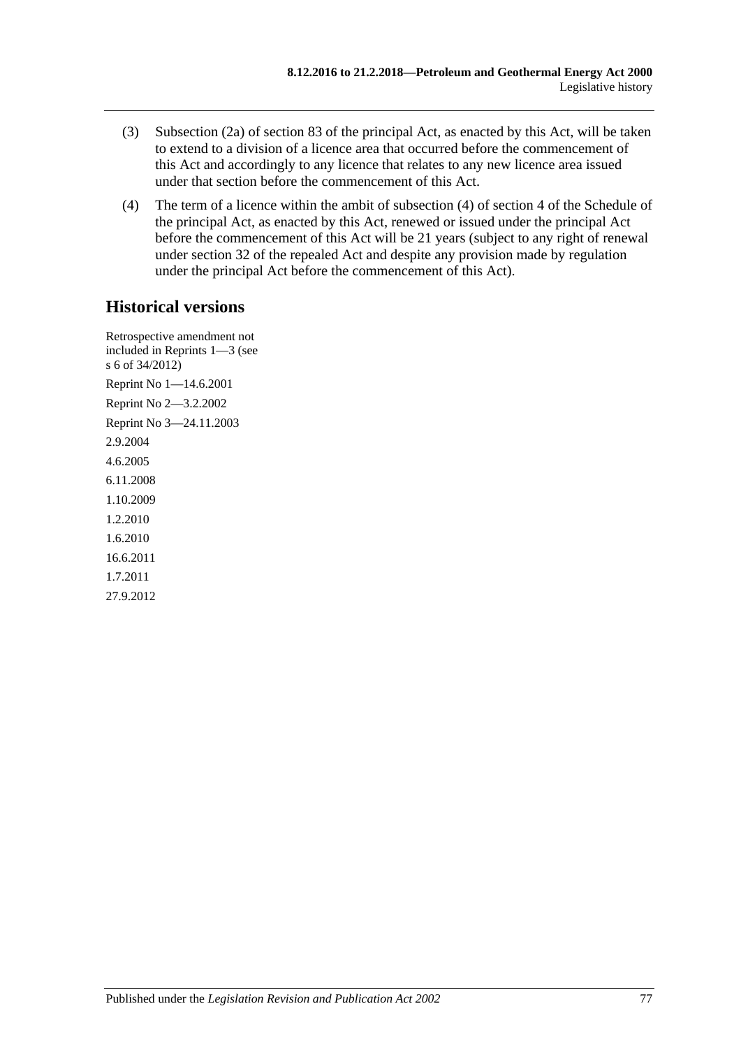(3) Subsection (2a) of section 83 of the principal Act, as enacted by this Act, will be taken to extend to a division of a licence area that occurred before the commencement of this Act and accordingly to any licence that relates to any new licence area issued under that section before the commencement of this Act.

(4) The term of a licence within the ambit of subsection (4) of section 4 of the Schedule of the principal Act, as enacted by this Act, renewed or issued under the principal Act before the commencement of this Act will be 21 years (subject to any right of renewal under section 32 of the repealed Act and despite any provision made by regulation under the principal Act before the commencement of this Act).

## Historical versions

Retrospective amendment not included in Reprints 1—3 (see s 6 of 34/2012)

Reprint No 1—14.6.2001

Reprint No 2—3.2.2002

Reprint No 3—24.11.2003

2.9.2004

4.6.2005

6.11.2008

1.10.2009

1.2.2010

1.6.2010

16.6.2011

1.7.2011

27.9.2012